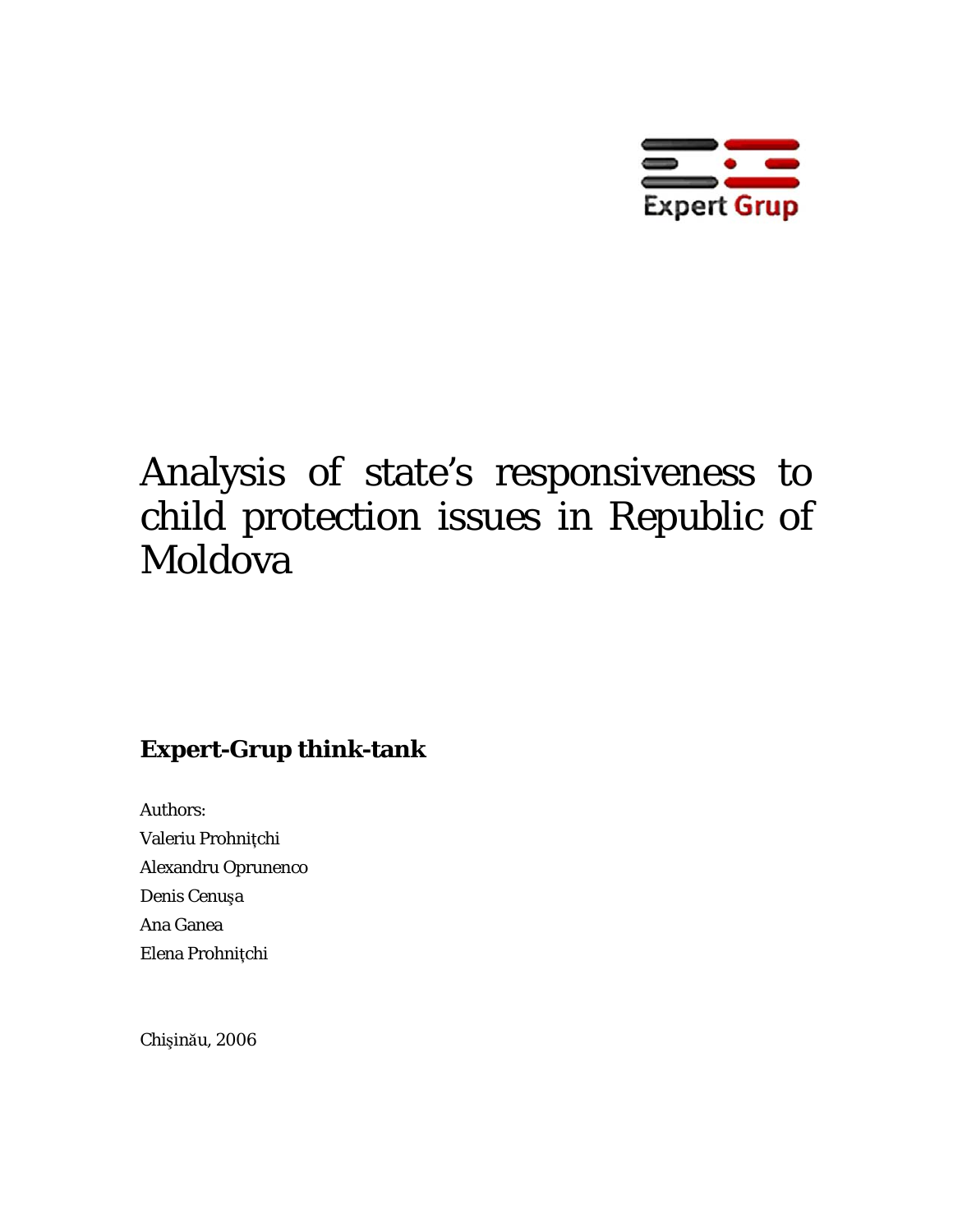Expert Grup

# Analysis of state's responsiveness to child protection issues in Republic of Moldova

**Expert-Grup think-tank**

Authors:

Valeriu Prohnițchi

Alexandru Oprunenco

Denis Cenușa

Ana Ganea

Elena Prohnițchi

Chișinău, 2006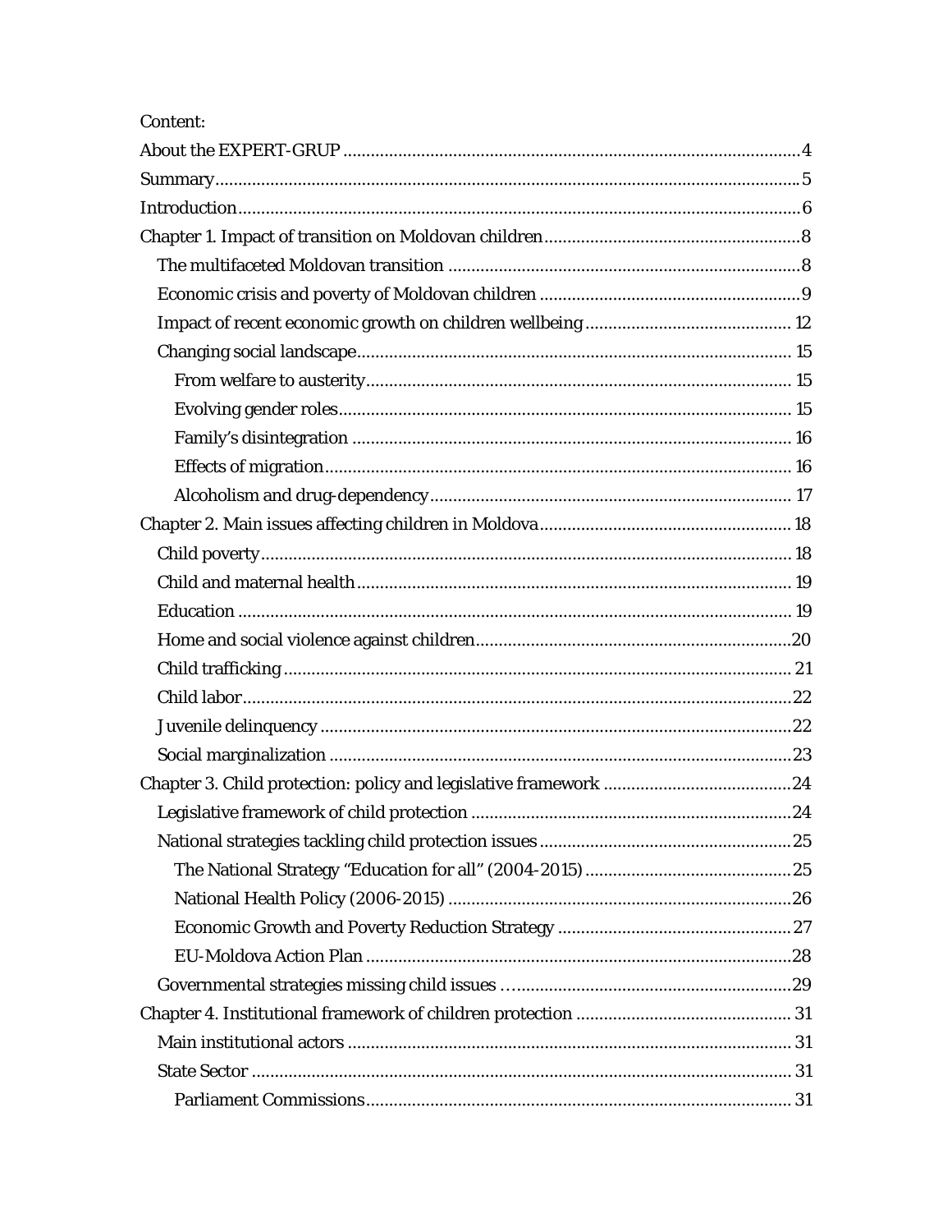Content:

About the EXPERT-GRUP ..... 4
Summary ..... 5
Introduction ..... 6
Chapter 1. Impact of transition on Moldovan children ..... 8
- The multifaceted Moldovan transition ..... 8
- Economic crisis and poverty of Moldovan children ..... 9
- Impact of recent economic growth on children wellbeing ..... 12
- Changing social landscape ..... 15
  - From welfare to austerity ..... 15
  - Evolving gender roles ..... 15
  - Family's disintegration ..... 16
  - Effects of migration ..... 16
  - Alcoholism and drug-dependency ..... 17

Chapter 2. Main issues affecting children in Moldova ..... 18
- Child poverty ..... 18
- Child and maternal health ..... 19
- Education ..... 19
- Home and social violence against children ..... 20
- Child trafficking ..... 21
- Child labor ..... 22
- Juvenile delinquency ..... 22
- Social marginalization ..... 23

Chapter 3. Child protection: policy and legislative framework ..... 24
- Legislative framework of child protection ..... 24
- National strategies tackling child protection issues ..... 25
  - The National Strategy "Education for all" (2004-2015) ..... 25
  - National Health Policy (2006-2015) ..... 26
  - Economic Growth and Poverty Reduction Strategy ..... 27
  - EU-Moldova Action Plan ..... 28
- Governmental strategies missing child issues ..... 29

Chapter 4. Institutional framework of children protection ..... 31
- Main institutional actors ..... 31
- State Sector ..... 31
  - Parliament Commissions ..... 31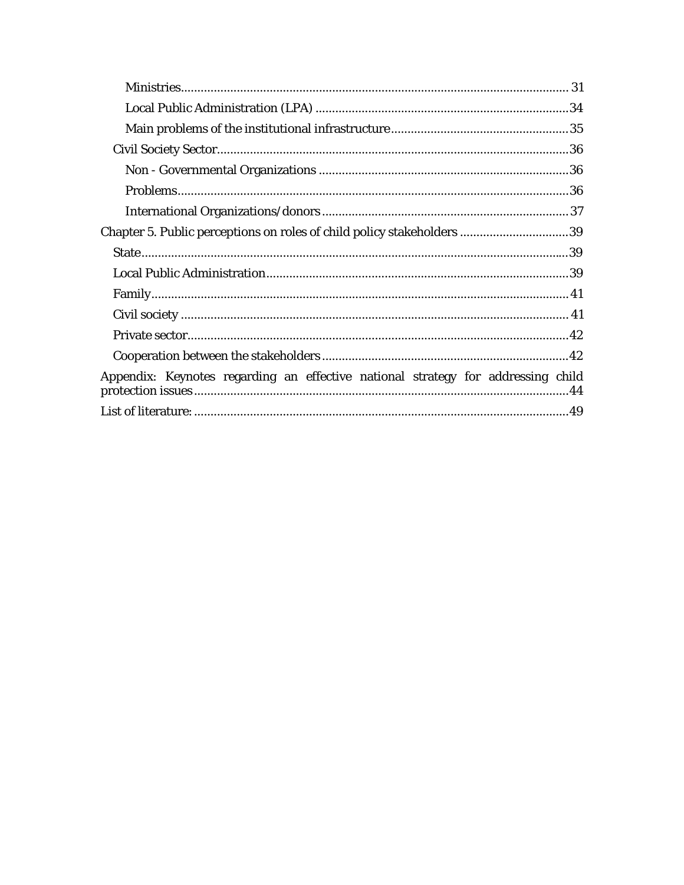Ministries .............................................................................................................. 31

Local Public Administration (LPA) ........................................................................ 34

Main problems of the institutional infrastructure ................................................... 35

Civil Society Sector .................................................................................................. 36

Non - Governmental Organizations ......................................................................... 36

Problems ................................................................................................................... 36

International Organizations/donors ........................................................................ 37

Chapter 5. Public perceptions on roles of child policy stakeholders ............................. 39

State ........................................................................................................................... 39

Local Public Administration ...................................................................................... 39

Family ......................................................................................................................... 41

Civil society ................................................................................................................ 41

Private sector ............................................................................................................. 42

Cooperation between the stakeholders .................................................................... 42

Appendix: Keynotes regarding an effective national strategy for addressing child protection issues ......................................................................................................... 44

List of literature: ............................................................................................................ 49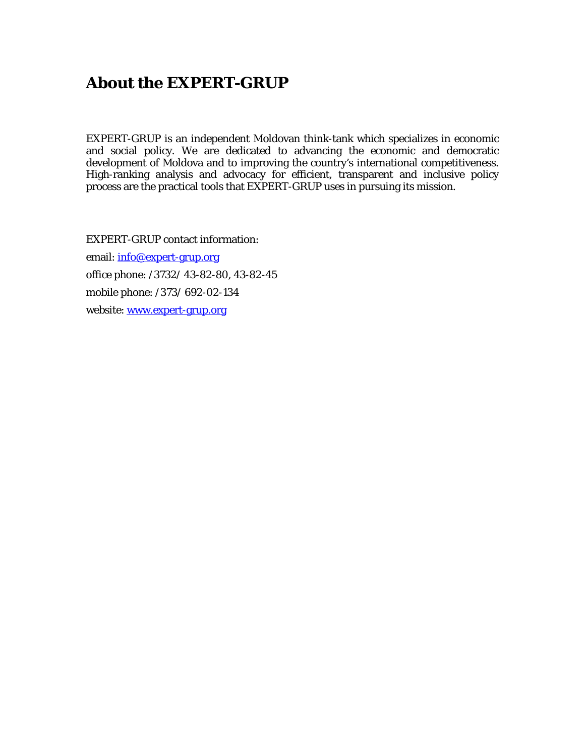# About the EXPERT-GRUP

EXPERT-GRUP is an independent Moldovan think-tank which specializes in economic and social policy. We are dedicated to advancing the economic and democratic development of Moldova and to improving the country's international competitiveness. High-ranking analysis and advocacy for efficient, transparent and inclusive policy process are the practical tools that EXPERT-GRUP uses in pursuing its mission.

EXPERT-GRUP contact information:

email: info@expert-grup.org

office phone: /3732/ 43-82-80, 43-82-45

mobile phone: /373/ 692-02-134

website: www.expert-grup.org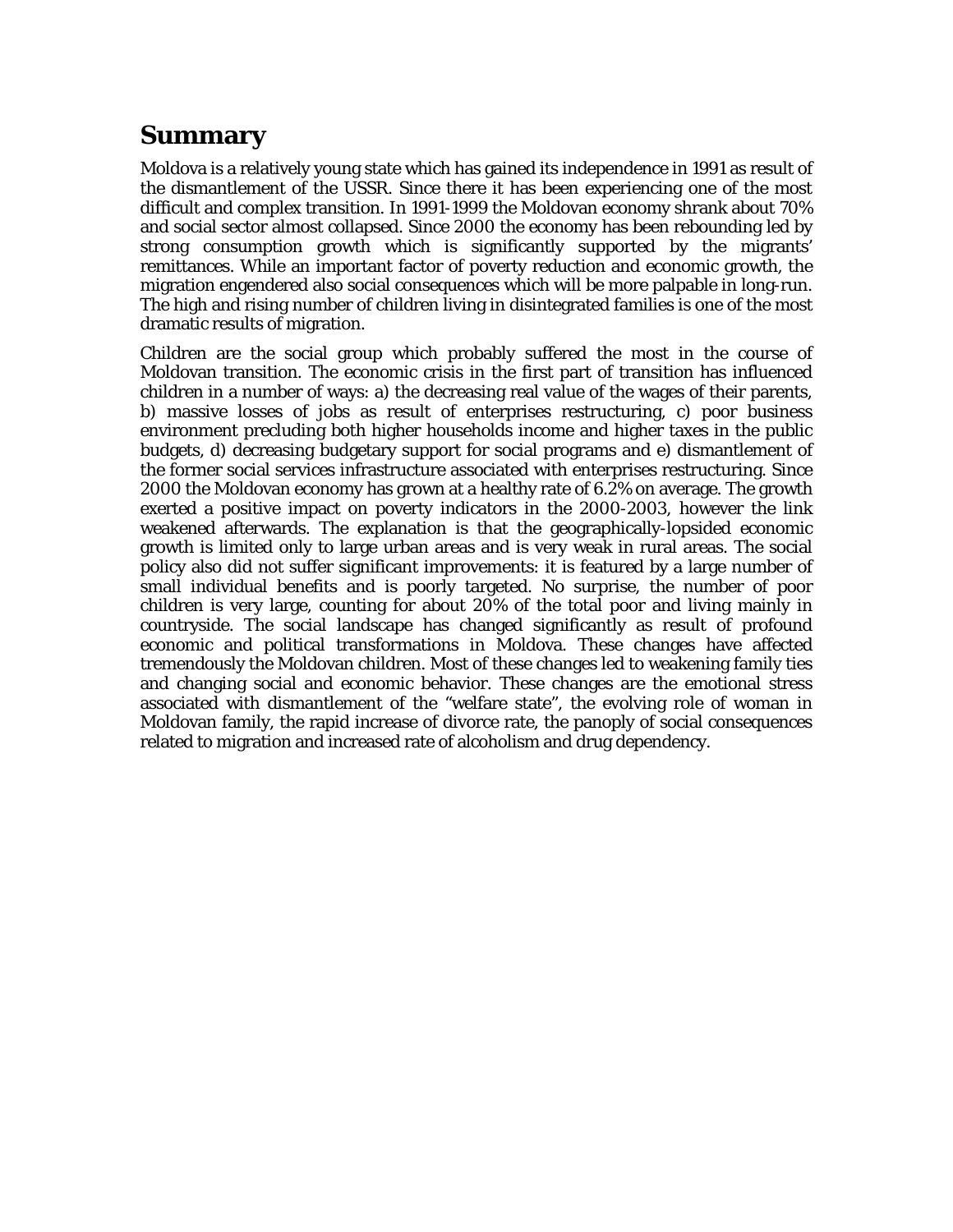# Summary

Moldova is a relatively young state which has gained its independence in 1991 as result of the dismantlement of the USSR. Since there it has been experiencing one of the most difficult and complex transition. In 1991-1999 the Moldovan economy shrank about 70% and social sector almost collapsed. Since 2000 the economy has been rebounding led by strong consumption growth which is significantly supported by the migrants' remittances. While an important factor of poverty reduction and economic growth, the migration engendered also social consequences which will be more palpable in long-run. The high and rising number of children living in disintegrated families is one of the most dramatic results of migration.

Children are the social group which probably suffered the most in the course of Moldovan transition. The economic crisis in the first part of transition has influenced children in a number of ways: a) the decreasing real value of the wages of their parents, b) massive losses of jobs as result of enterprises restructuring, c) poor business environment precluding both higher households income and higher taxes in the public budgets, d) decreasing budgetary support for social programs and e) dismantlement of the former social services infrastructure associated with enterprises restructuring. Since 2000 the Moldovan economy has grown at a healthy rate of 6.2% on average. The growth exerted a positive impact on poverty indicators in the 2000-2003, however the link weakened afterwards. The explanation is that the geographically-lopsided economic growth is limited only to large urban areas and is very weak in rural areas. The social policy also did not suffer significant improvements: it is featured by a large number of small individual benefits and is poorly targeted. No surprise, the number of poor children is very large, counting for about 20% of the total poor and living mainly in countryside. The social landscape has changed significantly as result of profound economic and political transformations in Moldova. These changes have affected tremendously the Moldovan children. Most of these changes led to weakening family ties and changing social and economic behavior. These changes are the emotional stress associated with dismantlement of the "welfare state", the evolving role of woman in Moldovan family, the rapid increase of divorce rate, the panoply of social consequences related to migration and increased rate of alcoholism and drug dependency.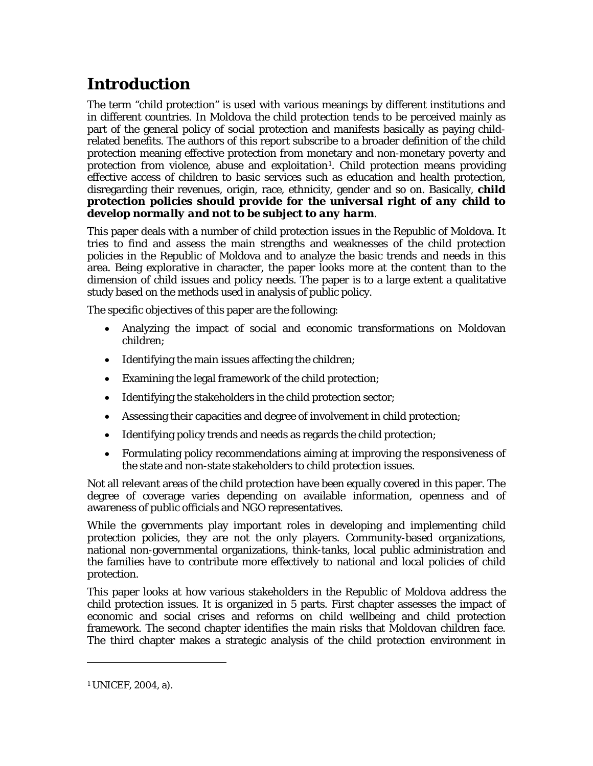# Introduction

The term "child protection" is used with various meanings by different institutions and in different countries. In Moldova the child protection tends to be perceived mainly as part of the general policy of social protection and manifests basically as paying child-related benefits. The authors of this report subscribe to a broader definition of the child protection meaning effective protection from monetary and non-monetary poverty and protection from violence, abuse and exploitation[1]. Child protection means providing effective access of children to basic services such as education and health protection, disregarding their revenues, origin, race, ethnicity, gender and so on. Basically, ***child protection policies should provide for the universal right of any child to develop normally and not to be subject to any harm***.

This paper deals with a number of child protection issues in the Republic of Moldova. It tries to find and assess the main strengths and weaknesses of the child protection policies in the Republic of Moldova and to analyze the basic trends and needs in this area. Being explorative in character, the paper looks more at the content than to the dimension of child issues and policy needs. The paper is to a large extent a qualitative study based on the methods used in analysis of public policy.

The specific objectives of this paper are the following:

- Analyzing the impact of social and economic transformations on Moldovan children;
- Identifying the main issues affecting the children;
- Examining the legal framework of the child protection;
- Identifying the stakeholders in the child protection sector;
- Assessing their capacities and degree of involvement in child protection;
- Identifying policy trends and needs as regards the child protection;
- Formulating policy recommendations aiming at improving the responsiveness of the state and non-state stakeholders to child protection issues.

Not all relevant areas of the child protection have been equally covered in this paper. The degree of coverage varies depending on available information, openness and of awareness of public officials and NGO representatives.

While the governments play important roles in developing and implementing child protection policies, they are not the only players. Community-based organizations, national non-governmental organizations, think-tanks, local public administration and the families have to contribute more effectively to national and local policies of child protection.

This paper looks at how various stakeholders in the Republic of Moldova address the child protection issues. It is organized in 5 parts. First chapter assesses the impact of economic and social crises and reforms on child wellbeing and child protection framework. The second chapter identifies the main risks that Moldovan children face. The third chapter makes a strategic analysis of the child protection environment in

---

[1] UNICEF, 2004, a).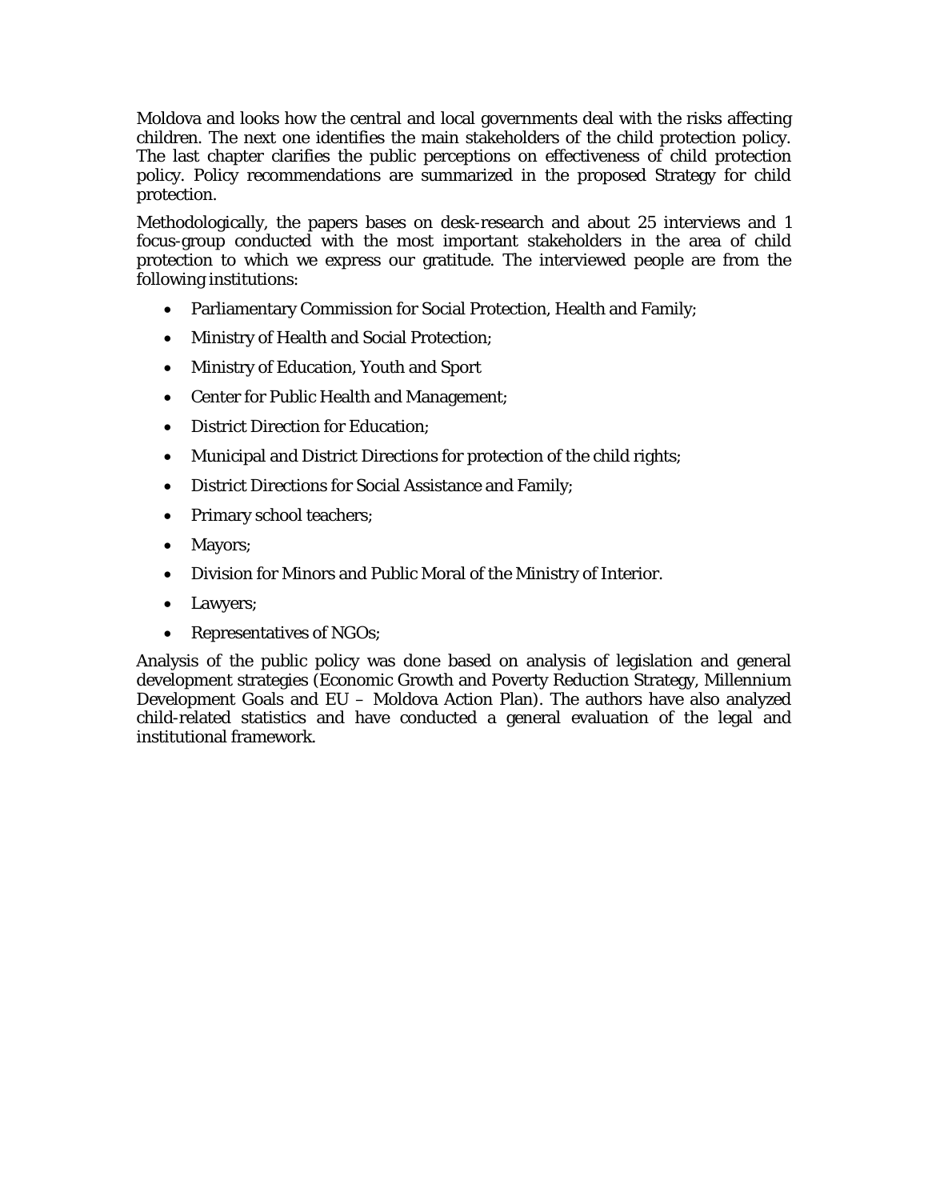Moldova and looks how the central and local governments deal with the risks affecting children. The next one identifies the main stakeholders of the child protection policy. The last chapter clarifies the public perceptions on effectiveness of child protection policy. Policy recommendations are summarized in the proposed Strategy for child protection.

Methodologically, the papers bases on desk-research and about 25 interviews and 1 focus-group conducted with the most important stakeholders in the area of child protection to which we express our gratitude. The interviewed people are from the following institutions:

- Parliamentary Commission for Social Protection, Health and Family;
- Ministry of Health and Social Protection;
- Ministry of Education, Youth and Sport
- Center for Public Health and Management;
- District Direction for Education;
- Municipal and District Directions for protection of the child rights;
- District Directions for Social Assistance and Family;
- Primary school teachers;
- Mayors;
- Division for Minors and Public Moral of the Ministry of Interior.
- Lawyers;
- Representatives of NGOs;

Analysis of the public policy was done based on analysis of legislation and general development strategies (Economic Growth and Poverty Reduction Strategy, Millennium Development Goals and EU – Moldova Action Plan). The authors have also analyzed child-related statistics and have conducted a general evaluation of the legal and institutional framework.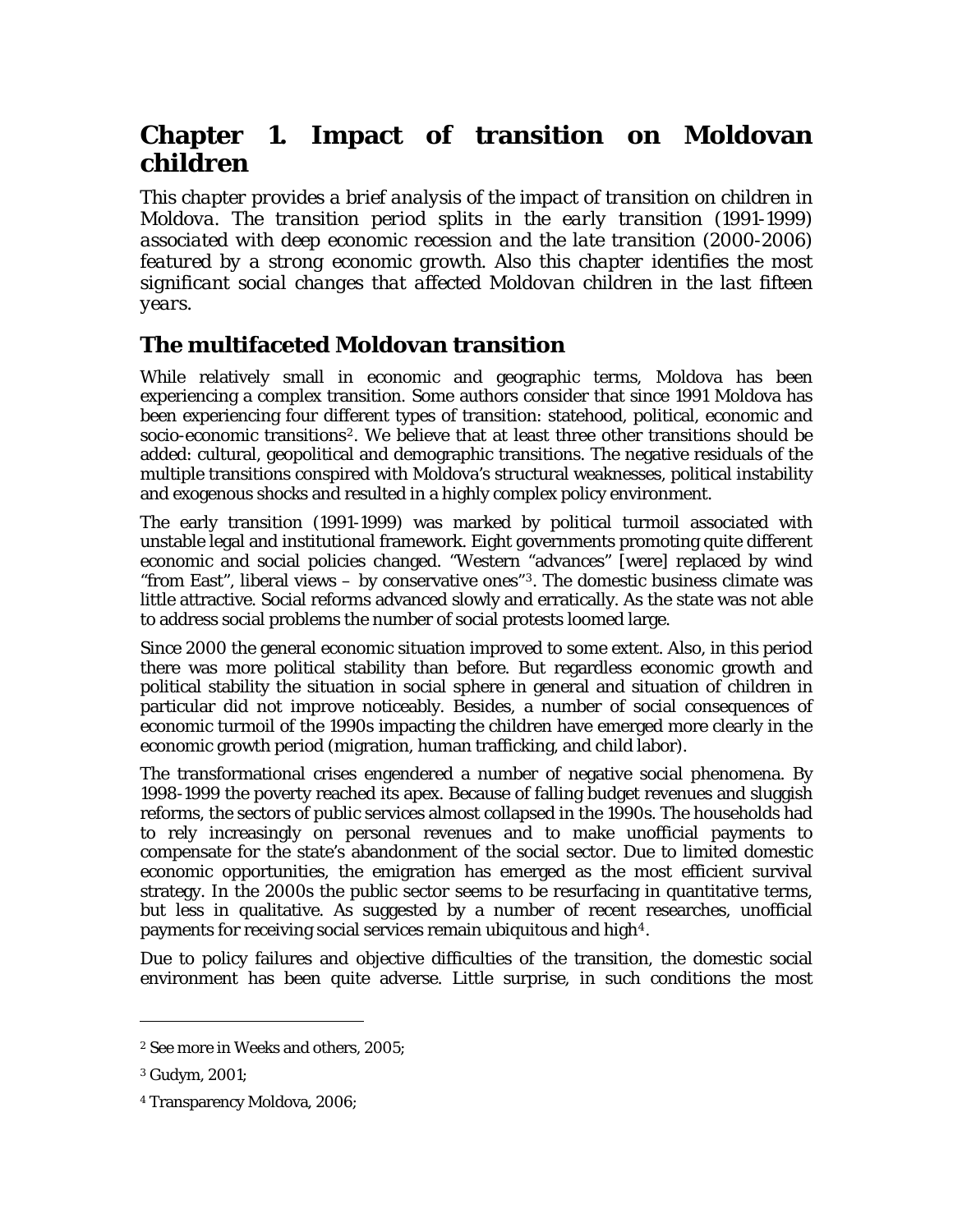# Chapter 1. Impact of transition on Moldovan children

*This chapter provides a brief analysis of the impact of transition on children in Moldova. The transition period splits in the early transition (1991-1999) associated with deep economic recession and the late transition (2000-2006) featured by a strong economic growth. Also this chapter identifies the most significant social changes that affected Moldovan children in the last fifteen years.*

## The multifaceted Moldovan transition

While relatively small in economic and geographic terms, Moldova has been experiencing a complex transition. Some authors consider that since 1991 Moldova has been experiencing four different types of transition: statehood, political, economic and socio-economic transitions[2]. We believe that at least three other transitions should be added: cultural, geopolitical and demographic transitions. The negative residuals of the multiple transitions conspired with Moldova's structural weaknesses, political instability and exogenous shocks and resulted in a highly complex policy environment.

The early transition (1991-1999) was marked by political turmoil associated with unstable legal and institutional framework. Eight governments promoting quite different economic and social policies changed. "Western "advances" [were] replaced by wind "from East", liberal views – by conservative ones"[3]. The domestic business climate was little attractive. Social reforms advanced slowly and erratically. As the state was not able to address social problems the number of social protests loomed large.

Since 2000 the general economic situation improved to some extent. Also, in this period there was more political stability than before. But regardless economic growth and political stability the situation in social sphere in general and situation of children in particular did not improve noticeably. Besides, a number of social consequences of economic turmoil of the 1990s impacting the children have emerged more clearly in the economic growth period (migration, human trafficking, and child labor).

The transformational crises engendered a number of negative social phenomena. By 1998-1999 the poverty reached its apex. Because of falling budget revenues and sluggish reforms, the sectors of public services almost collapsed in the 1990s. The households had to rely increasingly on personal revenues and to make unofficial payments to compensate for the state's abandonment of the social sector. Due to limited domestic economic opportunities, the emigration has emerged as the most efficient survival strategy. In the 2000s the public sector seems to be resurfacing in quantitative terms, but less in qualitative. As suggested by a number of recent researches, unofficial payments for receiving social services remain ubiquitous and high[4].

Due to policy failures and objective difficulties of the transition, the domestic social environment has been quite adverse. Little surprise, in such conditions the most

---

[2] See more in Weeks and others, 2005;

[3] Gudym, 2001;

[4] Transparency Moldova, 2006;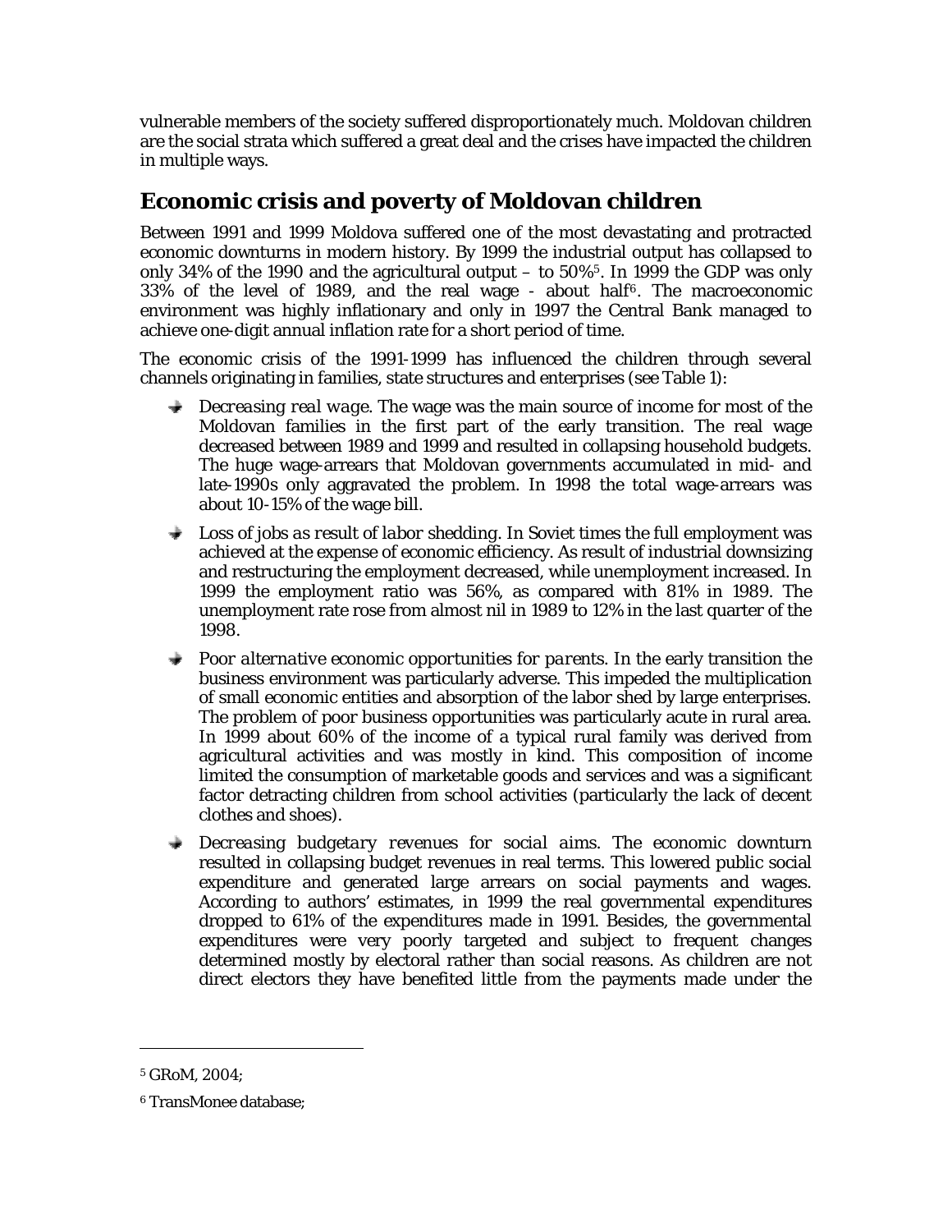vulnerable members of the society suffered disproportionately much. Moldovan children are the social strata which suffered a great deal and the crises have impacted the children in multiple ways.

## Economic crisis and poverty of Moldovan children

Between 1991 and 1999 Moldova suffered one of the most devastating and protracted economic downturns in modern history. By 1999 the industrial output has collapsed to only 34% of the 1990 and the agricultural output – to 50%[5]. In 1999 the GDP was only 33% of the level of 1989, and the real wage - about half[6]. The macroeconomic environment was highly inflationary and only in 1997 the Central Bank managed to achieve one-digit annual inflation rate for a short period of time.

The economic crisis of the 1991-1999 has influenced the children through several channels originating in families, state structures and enterprises (see Table 1):

- *Decreasing real wage.* The wage was the main source of income for most of the Moldovan families in the first part of the early transition. The real wage decreased between 1989 and 1999 and resulted in collapsing household budgets. The huge wage-arrears that Moldovan governments accumulated in mid- and late-1990s only aggravated the problem. In 1998 the total wage-arrears was about 10-15% of the wage bill.
- *Loss of jobs as result of labor shedding.* In Soviet times the full employment was achieved at the expense of economic efficiency. As result of industrial downsizing and restructuring the employment decreased, while unemployment increased. In 1999 the employment ratio was 56%, as compared with 81% in 1989. The unemployment rate rose from almost nil in 1989 to 12% in the last quarter of the 1998.
- *Poor alternative economic opportunities for parents.* In the early transition the business environment was particularly adverse. This impeded the multiplication of small economic entities and absorption of the labor shed by large enterprises. The problem of poor business opportunities was particularly acute in rural area. In 1999 about 60% of the income of a typical rural family was derived from agricultural activities and was mostly in kind. This composition of income limited the consumption of marketable goods and services and was a significant factor detracting children from school activities (particularly the lack of decent clothes and shoes).
- *Decreasing budgetary revenues for social aims.* The economic downturn resulted in collapsing budget revenues in real terms. This lowered public social expenditure and generated large arrears on social payments and wages. According to authors' estimates, in 1999 the real governmental expenditures dropped to 61% of the expenditures made in 1991. Besides, the governmental expenditures were very poorly targeted and subject to frequent changes determined mostly by electoral rather than social reasons. As children are not direct electors they have benefited little from the payments made under the

---

[5] GRoM, 2004;

[6] TransMonee database;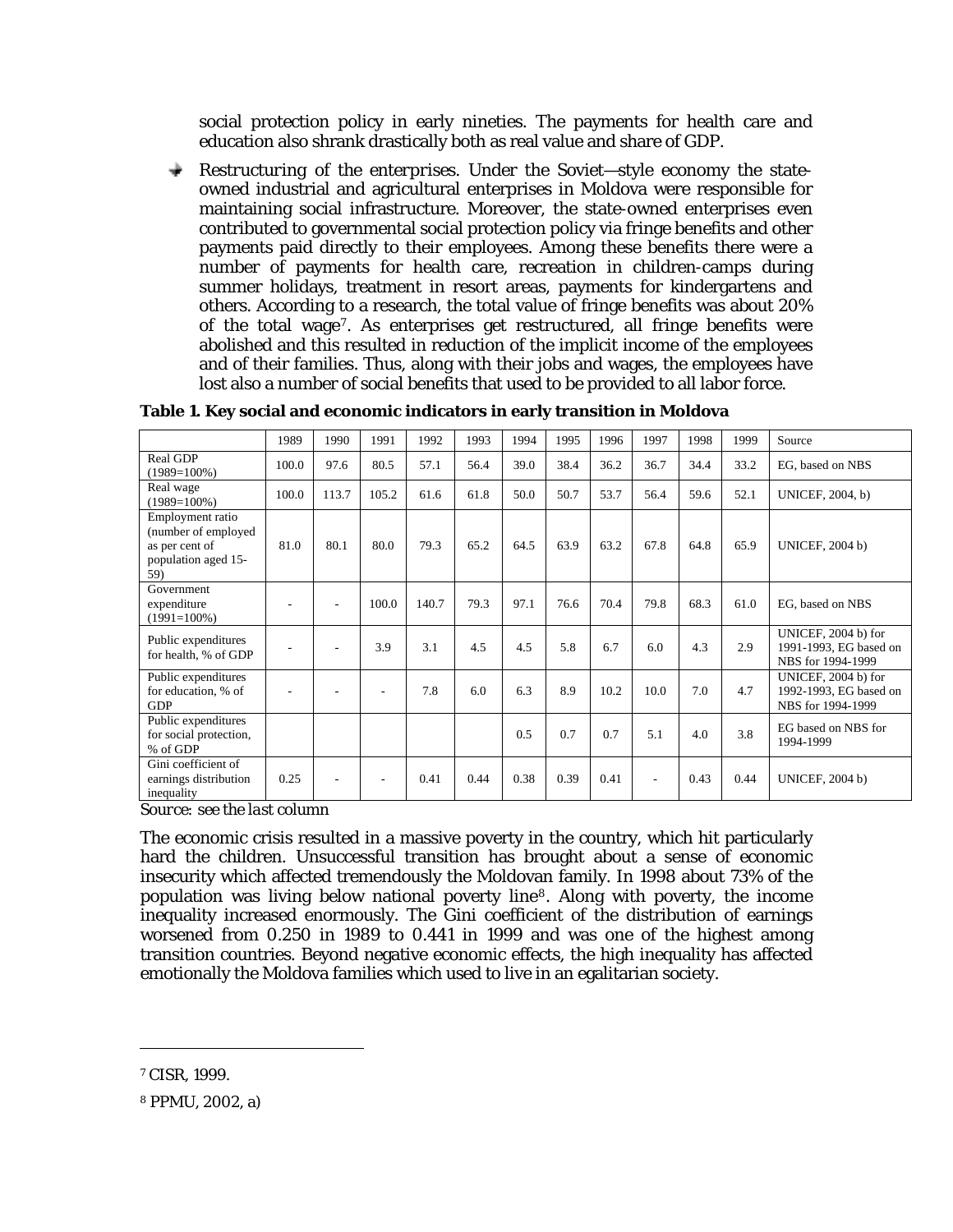social protection policy in early nineties. The payments for health care and education also shrank drastically both as real value and share of GDP.

- Restructuring of the enterprises. Under the Soviet—style economy the state-owned industrial and agricultural enterprises in Moldova were responsible for maintaining social infrastructure. Moreover, the state-owned enterprises even contributed to governmental social protection policy via fringe benefits and other payments paid directly to their employees. Among these benefits there were a number of payments for health care, recreation in children-camps during summer holidays, treatment in resort areas, payments for kindergartens and others. According to a research, the total value of fringe benefits was about 20% of the total wage[7]. As enterprises get restructured, all fringe benefits were abolished and this resulted in reduction of the implicit income of the employees and of their families. Thus, along with their jobs and wages, the employees have lost also a number of social benefits that used to be provided to all labor force.

**Table 1. Key social and economic indicators in early transition in Moldova**

| | 1989 | 1990 | 1991 | 1992 | 1993 | 1994 | 1995 | 1996 | 1997 | 1998 | 1999 | Source |
|---|---|---|---|---|---|---|---|---|---|---|---|---|
| Real GDP (1989=100%) | 100.0 | 97.6 | 80.5 | 57.1 | 56.4 | 39.0 | 38.4 | 36.2 | 36.7 | 34.4 | 33.2 | EG, based on NBS |
| Real wage (1989=100%) | 100.0 | 113.7 | 105.2 | 61.6 | 61.8 | 50.0 | 50.7 | 53.7 | 56.4 | 59.6 | 52.1 | UNICEF, 2004, b) |
| Employment ratio (number of employed as per cent of population aged 15-59) | 81.0 | 80.1 | 80.0 | 79.3 | 65.2 | 64.5 | 63.9 | 63.2 | 67.8 | 64.8 | 65.9 | UNICEF, 2004 b) |
| Government expenditure (1991=100%) | - | - | 100.0 | 140.7 | 79.3 | 97.1 | 76.6 | 70.4 | 79.8 | 68.3 | 61.0 | EG, based on NBS |
| Public expenditures for health, % of GDP | - | - | 3.9 | 3.1 | 4.5 | 4.5 | 5.8 | 6.7 | 6.0 | 4.3 | 2.9 | UNICEF, 2004 b) for 1991-1993, EG based on NBS for 1994-1999 |
| Public expenditures for education, % of GDP | - | - | - | 7.8 | 6.0 | 6.3 | 8.9 | 10.2 | 10.0 | 7.0 | 4.7 | UNICEF, 2004 b) for 1992-1993, EG based on NBS for 1994-1999 |
| Public expenditures for social protection, % of GDP | | | | | | 0.5 | 0.7 | 0.7 | 5.1 | 4.0 | 3.8 | EG based on NBS for 1994-1999 |
| Gini coefficient of earnings distribution inequality | 0.25 | - | - | 0.41 | 0.44 | 0.38 | 0.39 | 0.41 | - | 0.43 | 0.44 | UNICEF, 2004 b) |

*Source: see the last column*

The economic crisis resulted in a massive poverty in the country, which hit particularly hard the children. Unsuccessful transition has brought about a sense of economic insecurity which affected tremendously the Moldovan family. In 1998 about 73% of the population was living below national poverty line[8]. Along with poverty, the income inequality increased enormously. The Gini coefficient of the distribution of earnings worsened from 0.250 in 1989 to 0.441 in 1999 and was one of the highest among transition countries. Beyond negative economic effects, the high inequality has affected emotionally the Moldova families which used to live in an egalitarian society.

[7] CISR, 1999.

[8] PPMU, 2002, a)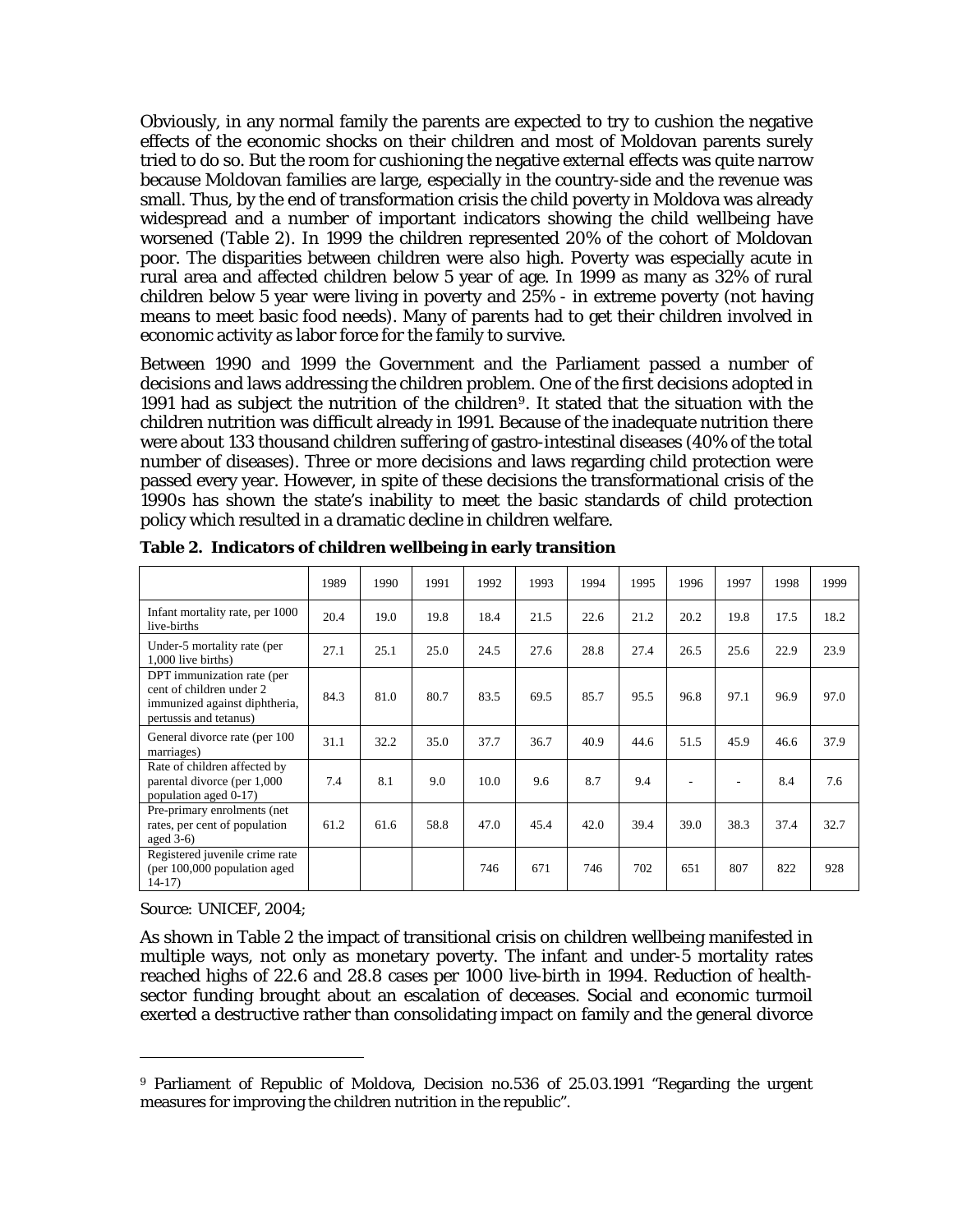Obviously, in any normal family the parents are expected to try to cushion the negative effects of the economic shocks on their children and most of Moldovan parents surely tried to do so. But the room for cushioning the negative external effects was quite narrow because Moldovan families are large, especially in the country-side and the revenue was small. Thus, by the end of transformation crisis the child poverty in Moldova was already widespread and a number of important indicators showing the child wellbeing have worsened (Table 2). In 1999 the children represented 20% of the cohort of Moldovan poor. The disparities between children were also high. Poverty was especially acute in rural area and affected children below 5 year of age. In 1999 as many as 32% of rural children below 5 year were living in poverty and 25% - in extreme poverty (not having means to meet basic food needs). Many of parents had to get their children involved in economic activity as labor force for the family to survive.

Between 1990 and 1999 the Government and the Parliament passed a number of decisions and laws addressing the children problem. One of the first decisions adopted in 1991 had as subject the nutrition of the children[9]. It stated that the situation with the children nutrition was difficult already in 1991. Because of the inadequate nutrition there were about 133 thousand children suffering of gastro-intestinal diseases (40% of the total number of diseases). Three or more decisions and laws regarding child protection were passed every year. However, in spite of these decisions the transformational crisis of the 1990s has shown the state's inability to meet the basic standards of child protection policy which resulted in a dramatic decline in children welfare.

**Table 2. Indicators of children wellbeing in early transition**

| | 1989 | 1990 | 1991 | 1992 | 1993 | 1994 | 1995 | 1996 | 1997 | 1998 | 1999 |
|---|---|---|---|---|---|---|---|---|---|---|---|
| Infant mortality rate, per 1000 live-births | 20.4 | 19.0 | 19.8 | 18.4 | 21.5 | 22.6 | 21.2 | 20.2 | 19.8 | 17.5 | 18.2 |
| Under-5 mortality rate (per 1,000 live births) | 27.1 | 25.1 | 25.0 | 24.5 | 27.6 | 28.8 | 27.4 | 26.5 | 25.6 | 22.9 | 23.9 |
| DPT immunization rate (per cent of children under 2 immunized against diphtheria, pertussis and tetanus) | 84.3 | 81.0 | 80.7 | 83.5 | 69.5 | 85.7 | 95.5 | 96.8 | 97.1 | 96.9 | 97.0 |
| General divorce rate (per 100 marriages) | 31.1 | 32.2 | 35.0 | 37.7 | 36.7 | 40.9 | 44.6 | 51.5 | 45.9 | 46.6 | 37.9 |
| Rate of children affected by parental divorce (per 1,000 population aged 0-17) | 7.4 | 8.1 | 9.0 | 10.0 | 9.6 | 8.7 | 9.4 | - | - | 8.4 | 7.6 |
| Pre-primary enrolments (net rates, per cent of population aged 3-6) | 61.2 | 61.6 | 58.8 | 47.0 | 45.4 | 42.0 | 39.4 | 39.0 | 38.3 | 37.4 | 32.7 |
| Registered juvenile crime rate (per 100,000 population aged 14-17) | | | | 746 | 671 | 746 | 702 | 651 | 807 | 822 | 928 |

Source: UNICEF, 2004;

As shown in Table 2 the impact of transitional crisis on children wellbeing manifested in multiple ways, not only as monetary poverty. The infant and under-5 mortality rates reached highs of 22.6 and 28.8 cases per 1000 live-birth in 1994. Reduction of health-sector funding brought about an escalation of deceases. Social and economic turmoil exerted a destructive rather than consolidating impact on family and the general divorce

[9] Parliament of Republic of Moldova, Decision no.536 of 25.03.1991 "Regarding the urgent measures for improving the children nutrition in the republic".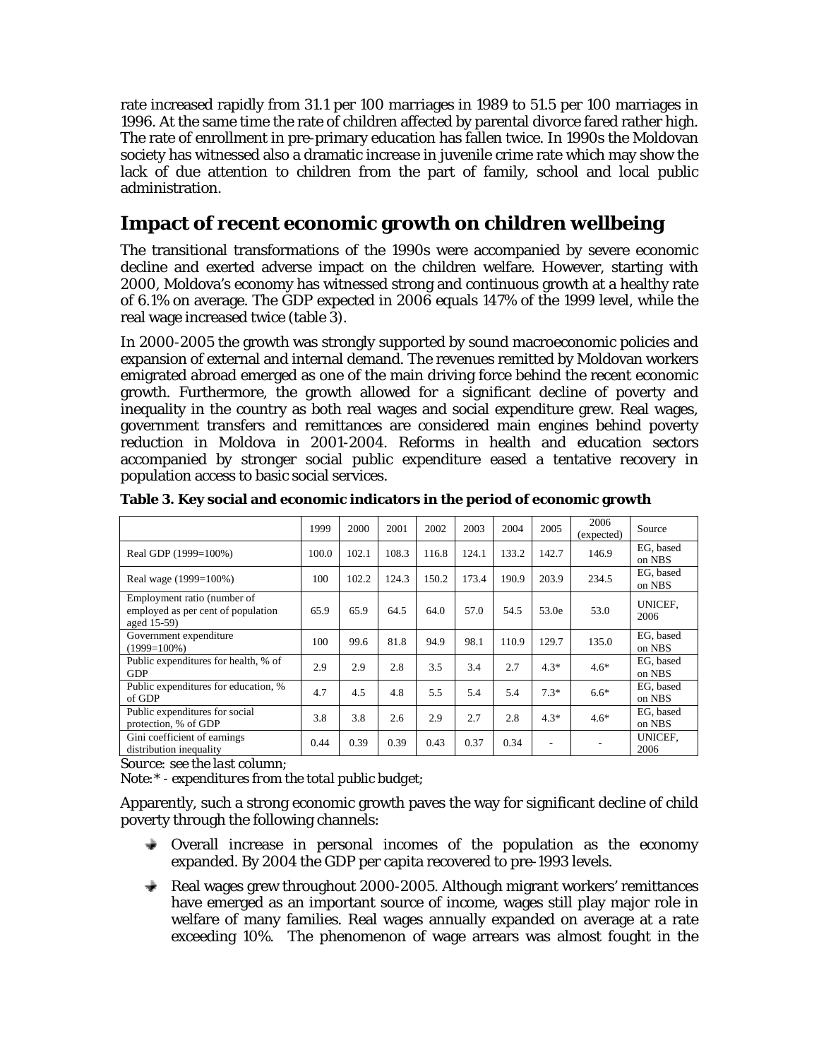rate increased rapidly from 31.1 per 100 marriages in 1989 to 51.5 per 100 marriages in 1996. At the same time the rate of children affected by parental divorce fared rather high. The rate of enrollment in pre-primary education has fallen twice. In 1990s the Moldovan society has witnessed also a dramatic increase in juvenile crime rate which may show the lack of due attention to children from the part of family, school and local public administration.

## Impact of recent economic growth on children wellbeing

The transitional transformations of the 1990s were accompanied by severe economic decline and exerted adverse impact on the children welfare. However, starting with 2000, Moldova's economy has witnessed strong and continuous growth at a healthy rate of 6.1% on average. The GDP expected in 2006 equals 147% of the 1999 level, while the real wage increased twice (table 3).

In 2000-2005 the growth was strongly supported by sound macroeconomic policies and expansion of external and internal demand. The revenues remitted by Moldovan workers emigrated abroad emerged as one of the main driving force behind the recent economic growth. Furthermore, the growth allowed for a significant decline of poverty and inequality in the country as both real wages and social expenditure grew. Real wages, government transfers and remittances are considered main engines behind poverty reduction in Moldova in 2001-2004. Reforms in health and education sectors accompanied by stronger social public expenditure eased a tentative recovery in population access to basic social services.

**Table 3. Key social and economic indicators in the period of economic growth**

| | 1999 | 2000 | 2001 | 2002 | 2003 | 2004 | 2005 | 2006 (expected) | Source |
|---|---|---|---|---|---|---|---|---|---|
| Real GDP (1999=100%) | 100.0 | 102.1 | 108.3 | 116.8 | 124.1 | 133.2 | 142.7 | 146.9 | EG, based on NBS |
| Real wage (1999=100%) | 100 | 102.2 | 124.3 | 150.2 | 173.4 | 190.9 | 203.9 | 234.5 | EG, based on NBS |
| Employment ratio (number of employed as per cent of population aged 15-59) | 65.9 | 65.9 | 64.5 | 64.0 | 57.0 | 54.5 | 53.0e | 53.0 | UNICEF, 2006 |
| Government expenditure (1999=100%) | 100 | 99.6 | 81.8 | 94.9 | 98.1 | 110.9 | 129.7 | 135.0 | EG, based on NBS |
| Public expenditures for health, % of GDP | 2.9 | 2.9 | 2.8 | 3.5 | 3.4 | 2.7 | 4.3* | 4.6* | EG, based on NBS |
| Public expenditures for education, % of GDP | 4.7 | 4.5 | 4.8 | 5.5 | 5.4 | 5.4 | 7.3* | 6.6* | EG, based on NBS |
| Public expenditures for social protection, % of GDP | 3.8 | 3.8 | 2.6 | 2.9 | 2.7 | 2.8 | 4.3* | 4.6* | EG, based on NBS |
| Gini coefficient of earnings distribution inequality | 0.44 | 0.39 | 0.39 | 0.43 | 0.37 | 0.34 | - | - | UNICEF, 2006 |

*Source: see the last column;*

*Note:* - expenditures from the total public budget;*

Apparently, such a strong economic growth paves the way for significant decline of child poverty through the following channels:

- Overall increase in personal incomes of the population as the economy expanded. By 2004 the GDP per capita recovered to pre-1993 levels.
- Real wages grew throughout 2000-2005. Although migrant workers' remittances have emerged as an important source of income, wages still play major role in welfare of many families. Real wages annually expanded on average at a rate exceeding 10%. The phenomenon of wage arrears was almost fought in the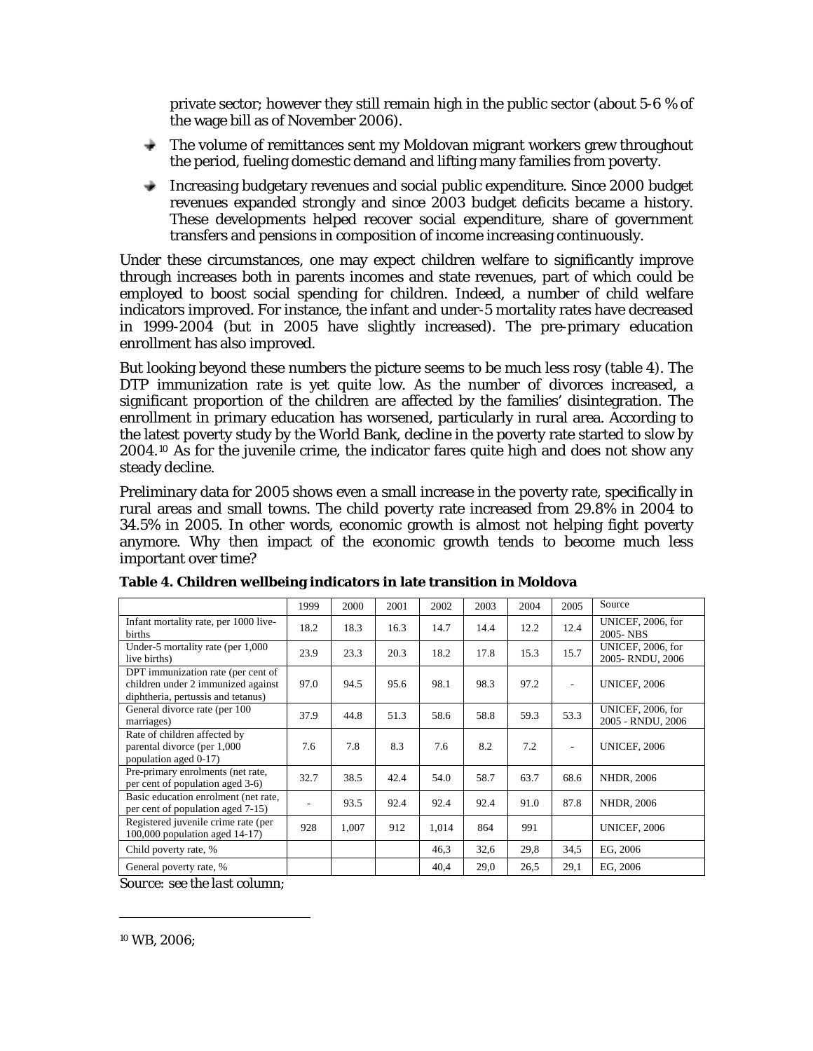private sector; however they still remain high in the public sector (about 5-6 % of the wage bill as of November 2006).

- The volume of remittances sent my Moldovan migrant workers grew throughout the period, fueling domestic demand and lifting many families from poverty.
- Increasing budgetary revenues and social public expenditure. Since 2000 budget revenues expanded strongly and since 2003 budget deficits became a history. These developments helped recover social expenditure, share of government transfers and pensions in composition of income increasing continuously.

Under these circumstances, one may expect children welfare to significantly improve through increases both in parents incomes and state revenues, part of which could be employed to boost social spending for children. Indeed, a number of child welfare indicators improved. For instance, the infant and under-5 mortality rates have decreased in 1999-2004 (but in 2005 have slightly increased). The pre-primary education enrollment has also improved.

But looking beyond these numbers the picture seems to be much less rosy (table 4). The DTP immunization rate is yet quite low. As the number of divorces increased, a significant proportion of the children are affected by the families' disintegration. The enrollment in primary education has worsened, particularly in rural area. According to the latest poverty study by the World Bank, decline in the poverty rate started to slow by 2004.[10] As for the juvenile crime, the indicator fares quite high and does not show any steady decline.

Preliminary data for 2005 shows even a small increase in the poverty rate, specifically in rural areas and small towns. The child poverty rate increased from 29.8% in 2004 to 34.5% in 2005. In other words, economic growth is almost not helping fight poverty anymore. Why then impact of the economic growth tends to become much less important over time?

**Table 4. Children wellbeing indicators in late transition in Moldova**

| | 1999 | 2000 | 2001 | 2002 | 2003 | 2004 | 2005 | Source |
|---|---|---|---|---|---|---|---|---|
| Infant mortality rate, per 1000 live-births | 18.2 | 18.3 | 16.3 | 14.7 | 14.4 | 12.2 | 12.4 | UNICEF, 2006, for 2005- NBS |
| Under-5 mortality rate (per 1,000 live births) | 23.9 | 23.3 | 20.3 | 18.2 | 17.8 | 15.3 | 15.7 | UNICEF, 2006, for 2005- RNDU, 2006 |
| DPT immunization rate (per cent of children under 2 immunized against diphtheria, pertussis and tetanus) | 97.0 | 94.5 | 95.6 | 98.1 | 98.3 | 97.2 | - | UNICEF, 2006 |
| General divorce rate (per 100 marriages) | 37.9 | 44.8 | 51.3 | 58.6 | 58.8 | 59.3 | 53.3 | UNICEF, 2006, for 2005 - RNDU, 2006 |
| Rate of children affected by parental divorce (per 1,000 population aged 0-17) | 7.6 | 7.8 | 8.3 | 7.6 | 8.2 | 7.2 | - | UNICEF, 2006 |
| Pre-primary enrolments (net rate, per cent of population aged 3-6) | 32.7 | 38.5 | 42.4 | 54.0 | 58.7 | 63.7 | 68.6 | NHDR, 2006 |
| Basic education enrolment (net rate, per cent of population aged 7-15) | - | 93.5 | 92.4 | 92.4 | 92.4 | 91.0 | 87.8 | NHDR, 2006 |
| Registered juvenile crime rate (per 100,000 population aged 14-17) | 928 | 1,007 | 912 | 1,014 | 864 | 991 | | UNICEF, 2006 |
| Child poverty rate, % | | | | 46,3 | 32,6 | 29,8 | 34,5 | EG, 2006 |
| General poverty rate, % | | | | 40,4 | 29,0 | 26,5 | 29,1 | EG, 2006 |

*Source: see the last column;*

[10] WB, 2006;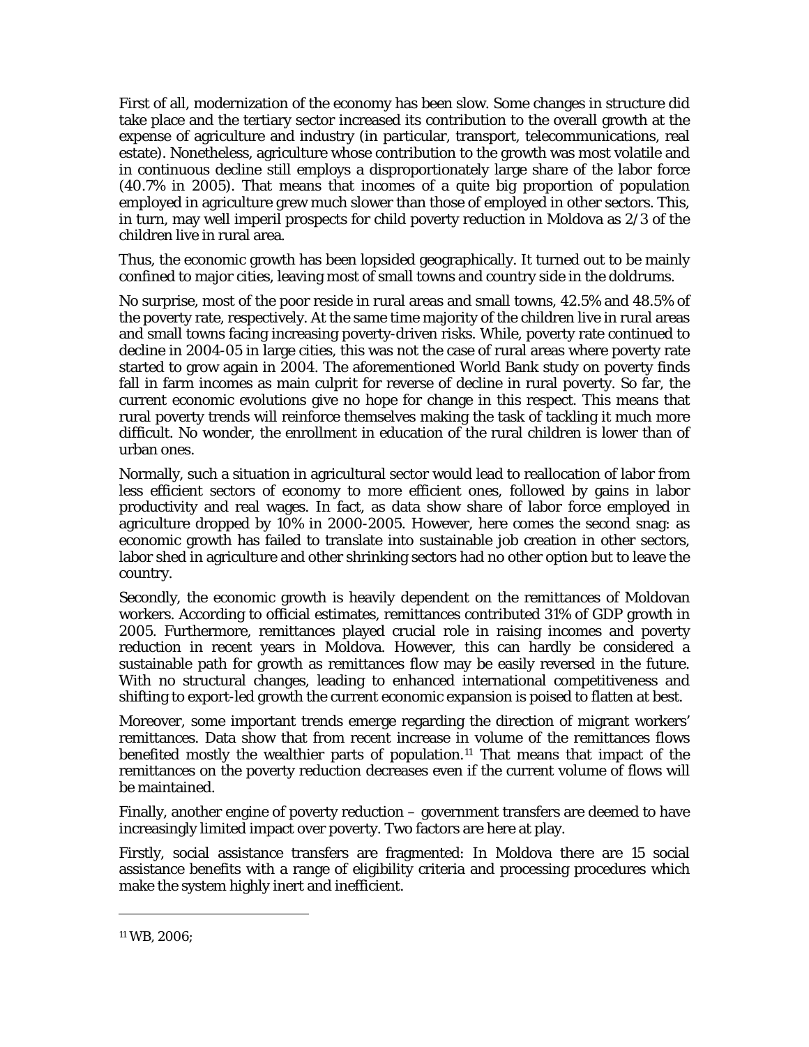First of all, modernization of the economy has been slow. Some changes in structure did take place and the tertiary sector increased its contribution to the overall growth at the expense of agriculture and industry (in particular, transport, telecommunications, real estate). Nonetheless, agriculture whose contribution to the growth was most volatile and in continuous decline still employs a disproportionately large share of the labor force (40.7% in 2005). That means that incomes of a quite big proportion of population employed in agriculture grew much slower than those of employed in other sectors. This, in turn, may well imperil prospects for child poverty reduction in Moldova as 2/3 of the children live in rural area.

Thus, the economic growth has been lopsided geographically. It turned out to be mainly confined to major cities, leaving most of small towns and country side in the doldrums.

No surprise, most of the poor reside in rural areas and small towns, 42.5% and 48.5% of the poverty rate, respectively. At the same time majority of the children live in rural areas and small towns facing increasing poverty-driven risks. While, poverty rate continued to decline in 2004-05 in large cities, this was not the case of rural areas where poverty rate started to grow again in 2004. The aforementioned World Bank study on poverty finds fall in farm incomes as main culprit for reverse of decline in rural poverty. So far, the current economic evolutions give no hope for change in this respect. This means that rural poverty trends will reinforce themselves making the task of tackling it much more difficult. No wonder, the enrollment in education of the rural children is lower than of urban ones.

Normally, such a situation in agricultural sector would lead to reallocation of labor from less efficient sectors of economy to more efficient ones, followed by gains in labor productivity and real wages. In fact, as data show share of labor force employed in agriculture dropped by 10% in 2000-2005. However, here comes the second snag: as economic growth has failed to translate into sustainable job creation in other sectors, labor shed in agriculture and other shrinking sectors had no other option but to leave the country.

Secondly, the economic growth is heavily dependent on the remittances of Moldovan workers. According to official estimates, remittances contributed 31% of GDP growth in 2005. Furthermore, remittances played crucial role in raising incomes and poverty reduction in recent years in Moldova. However, this can hardly be considered a sustainable path for growth as remittances flow may be easily reversed in the future. With no structural changes, leading to enhanced international competitiveness and shifting to export-led growth the current economic expansion is poised to flatten at best.

Moreover, some important trends emerge regarding the direction of migrant workers' remittances. Data show that from recent increase in volume of the remittances flows benefited mostly the wealthier parts of population.[11] That means that impact of the remittances on the poverty reduction decreases even if the current volume of flows will be maintained.

Finally, another engine of poverty reduction – government transfers are deemed to have increasingly limited impact over poverty. Two factors are here at play.

Firstly, social assistance transfers are fragmented: In Moldova there are 15 social assistance benefits with a range of eligibility criteria and processing procedures which make the system highly inert and inefficient.

---

[11] WB, 2006;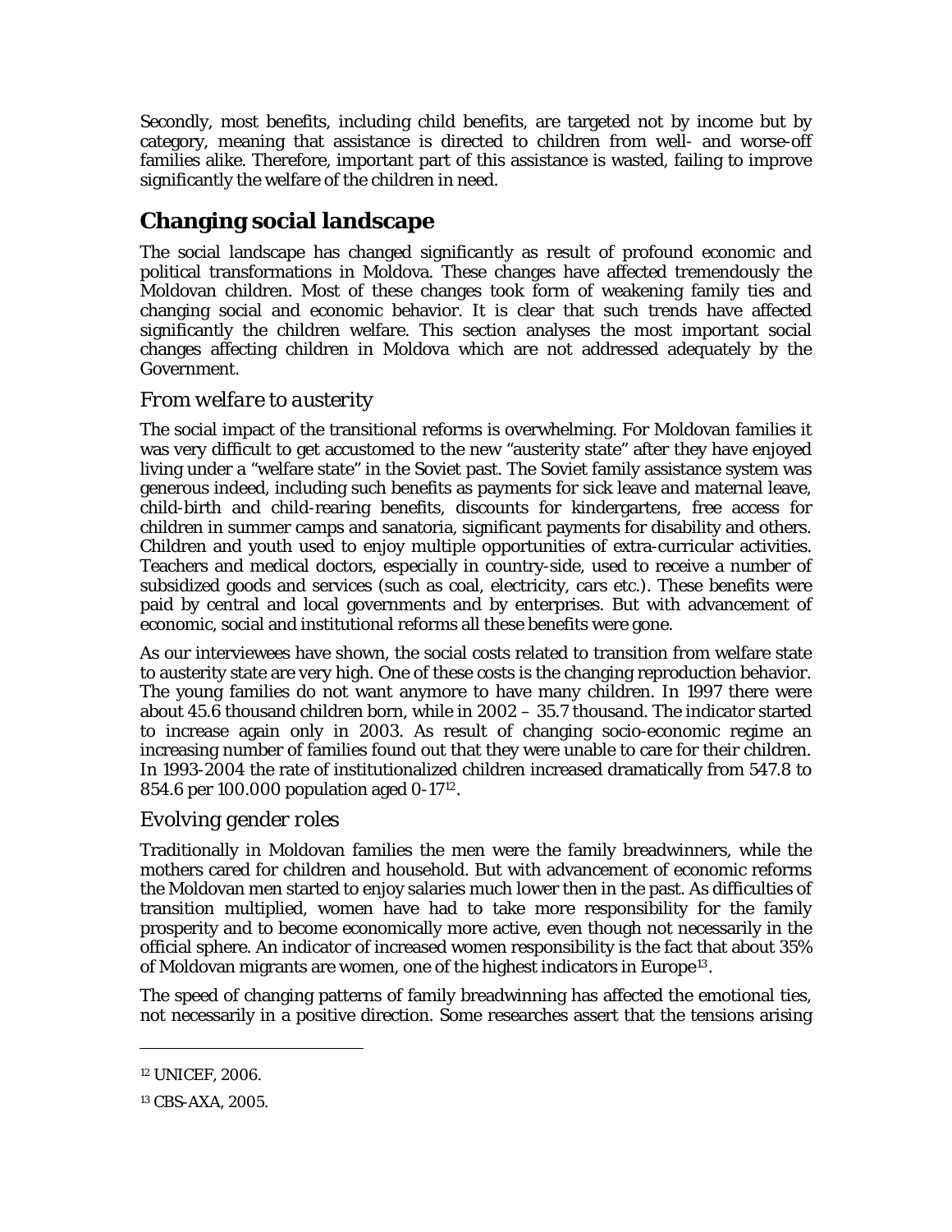Secondly, most benefits, including child benefits, are targeted not by income but by category, meaning that assistance is directed to children from well- and worse-off families alike. Therefore, important part of this assistance is wasted, failing to improve significantly the welfare of the children in need.

## Changing social landscape

The social landscape has changed significantly as result of profound economic and political transformations in Moldova. These changes have affected tremendously the Moldovan children. Most of these changes took form of weakening family ties and changing social and economic behavior. It is clear that such trends have affected significantly the children welfare. This section analyses the most important social changes affecting children in Moldova which are not addressed adequately by the Government.

### *From welfare to austerity*

The social impact of the transitional reforms is overwhelming. For Moldovan families it was very difficult to get accustomed to the new "austerity state" after they have enjoyed living under a "welfare state" in the Soviet past. The Soviet family assistance system was generous indeed, including such benefits as payments for sick leave and maternal leave, child-birth and child-rearing benefits, discounts for kindergartens, free access for children in summer camps and sanatoria, significant payments for disability and others. Children and youth used to enjoy multiple opportunities of extra-curricular activities. Teachers and medical doctors, especially in country-side, used to receive a number of subsidized goods and services (such as coal, electricity, cars etc.). These benefits were paid by central and local governments and by enterprises. But with advancement of economic, social and institutional reforms all these benefits were gone.

As our interviewees have shown, the social costs related to transition from welfare state to austerity state are very high. One of these costs is the changing reproduction behavior. The young families do not want anymore to have many children. In 1997 there were about 45.6 thousand children born, while in 2002 – 35.7 thousand. The indicator started to increase again only in 2003. As result of changing socio-economic regime an increasing number of families found out that they were unable to care for their children. In 1993-2004 the rate of institutionalized children increased dramatically from 547.8 to 854.6 per 100.000 population aged 0-17[12].

### *Evolving gender roles*

Traditionally in Moldovan families the men were the family breadwinners, while the mothers cared for children and household. But with advancement of economic reforms the Moldovan men started to enjoy salaries much lower then in the past. As difficulties of transition multiplied, women have had to take more responsibility for the family prosperity and to become economically more active, even though not necessarily in the official sphere. An indicator of increased women responsibility is the fact that about 35% of Moldovan migrants are women, one of the highest indicators in Europe[13].

The speed of changing patterns of family breadwinning has affected the emotional ties, not necessarily in a positive direction. Some researches assert that the tensions arising

---

[12] UNICEF, 2006.

[13] CBS-AXA, 2005.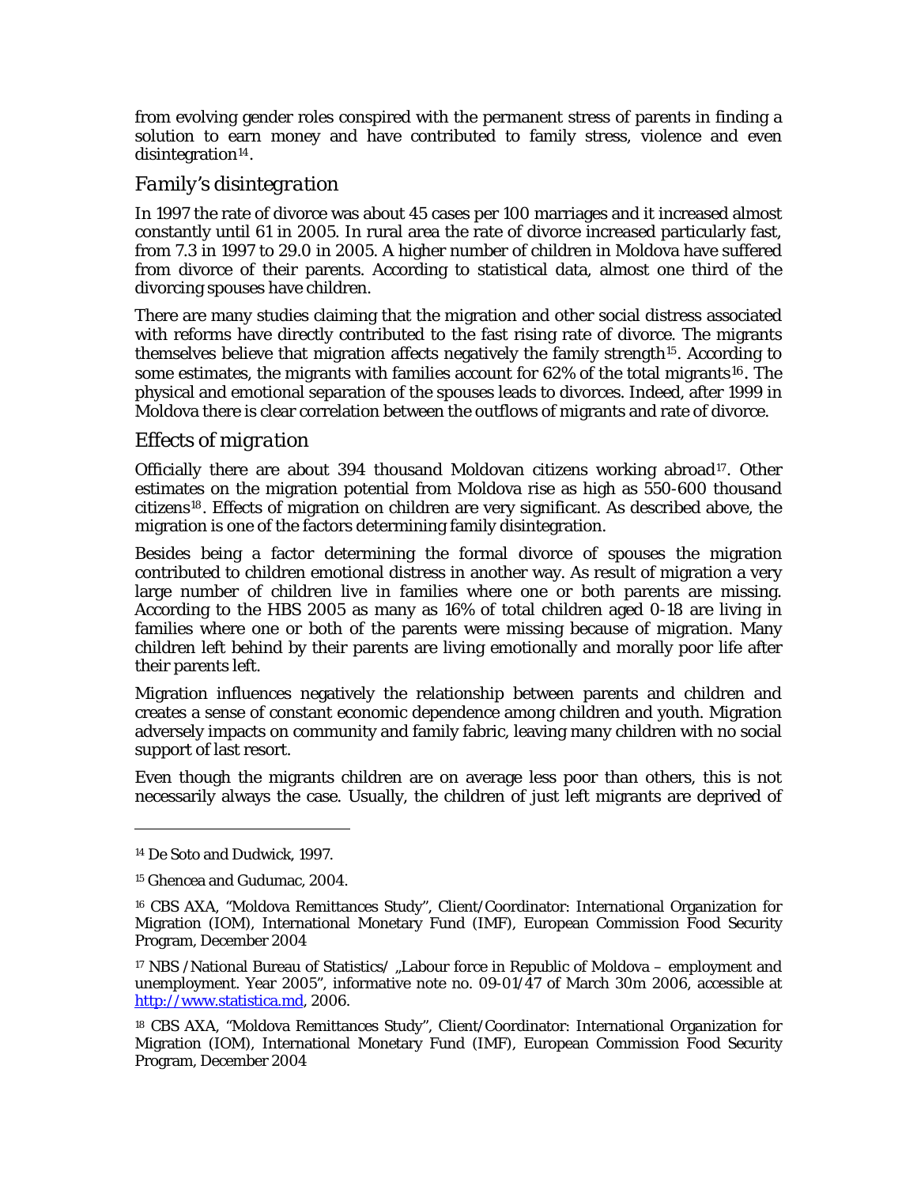from evolving gender roles conspired with the permanent stress of parents in finding a solution to earn money and have contributed to family stress, violence and even disintegration[14].

### *Family's disintegration*

In 1997 the rate of divorce was about 45 cases per 100 marriages and it increased almost constantly until 61 in 2005. In rural area the rate of divorce increased particularly fast, from 7.3 in 1997 to 29.0 in 2005. A higher number of children in Moldova have suffered from divorce of their parents. According to statistical data, almost one third of the divorcing spouses have children.

There are many studies claiming that the migration and other social distress associated with reforms have directly contributed to the fast rising rate of divorce. The migrants themselves believe that migration affects negatively the family strength[15]. According to some estimates, the migrants with families account for 62% of the total migrants[16]. The physical and emotional separation of the spouses leads to divorces. Indeed, after 1999 in Moldova there is clear correlation between the outflows of migrants and rate of divorce.

### *Effects of migration*

Officially there are about 394 thousand Moldovan citizens working abroad[17]. Other estimates on the migration potential from Moldova rise as high as 550-600 thousand citizens[18]. Effects of migration on children are very significant. As described above, the migration is one of the factors determining family disintegration.

Besides being a factor determining the formal divorce of spouses the migration contributed to children emotional distress in another way. As result of migration a very large number of children live in families where one or both parents are missing. According to the HBS 2005 as many as 16% of total children aged 0-18 are living in families where one or both of the parents were missing because of migration. Many children left behind by their parents are living emotionally and morally poor life after their parents left.

Migration influences negatively the relationship between parents and children and creates a sense of constant economic dependence among children and youth. Migration adversely impacts on community and family fabric, leaving many children with no social support of last resort.

Even though the migrants children are on average less poor than others, this is not necessarily always the case. Usually, the children of just left migrants are deprived of

---

[14] De Soto and Dudwick, 1997.

[15] Ghencea and Gudumac, 2004.

[16] CBS AXA, "Moldova Remittances Study", Client/Coordinator: International Organization for Migration (IOM), International Monetary Fund (IMF), European Commission Food Security Program, December 2004

[17] NBS /National Bureau of Statistics/ „Labour force in Republic of Moldova – employment and unemployment. Year 2005", informative note no. 09-01/47 of March 30m 2006, accessible at http://www.statistica.md, 2006.

[18] CBS AXA, "Moldova Remittances Study", Client/Coordinator: International Organization for Migration (IOM), International Monetary Fund (IMF), European Commission Food Security Program, December 2004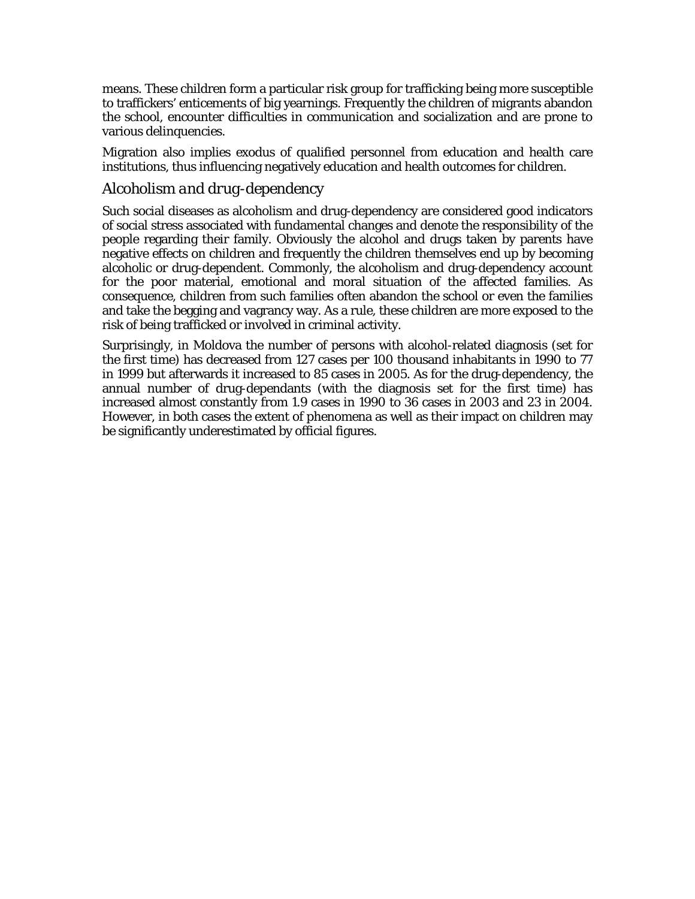means. These children form a particular risk group for trafficking being more susceptible to traffickers' enticements of big yearnings. Frequently the children of migrants abandon the school, encounter difficulties in communication and socialization and are prone to various delinquencies.

Migration also implies exodus of qualified personnel from education and health care institutions, thus influencing negatively education and health outcomes for children.

### *Alcoholism and drug-dependency*

Such social diseases as alcoholism and drug-dependency are considered good indicators of social stress associated with fundamental changes and denote the responsibility of the people regarding their family. Obviously the alcohol and drugs taken by parents have negative effects on children and frequently the children themselves end up by becoming alcoholic or drug-dependent. Commonly, the alcoholism and drug-dependency account for the poor material, emotional and moral situation of the affected families. As consequence, children from such families often abandon the school or even the families and take the begging and vagrancy way. As a rule, these children are more exposed to the risk of being trafficked or involved in criminal activity.

Surprisingly, in Moldova the number of persons with alcohol-related diagnosis (set for the first time) has decreased from 127 cases per 100 thousand inhabitants in 1990 to 77 in 1999 but afterwards it increased to 85 cases in 2005. As for the drug-dependency, the annual number of drug-dependants (with the diagnosis set for the first time) has increased almost constantly from 1.9 cases in 1990 to 36 cases in 2003 and 23 in 2004. However, in both cases the extent of phenomena as well as their impact on children may be significantly underestimated by official figures.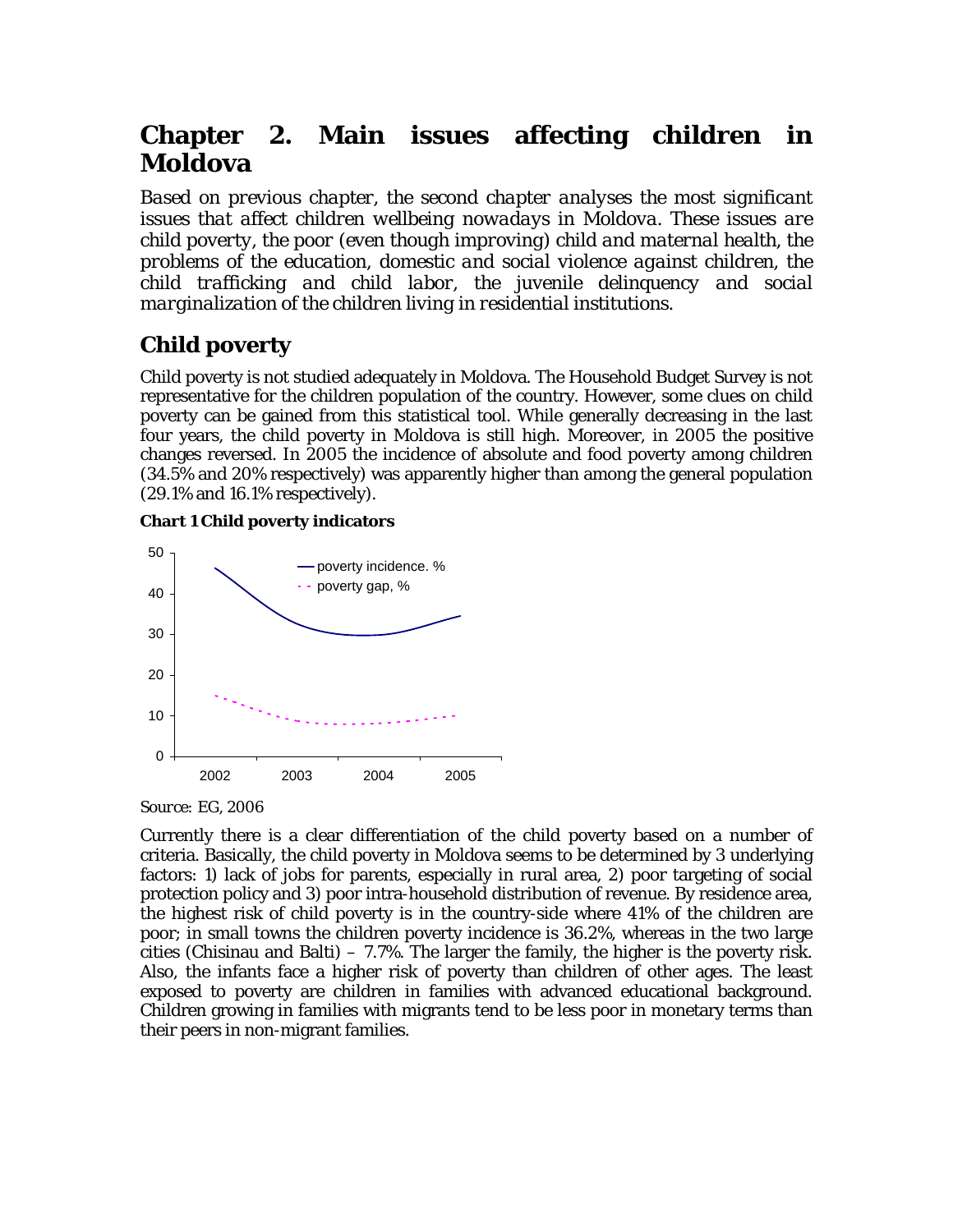# Chapter 2. Main issues affecting children in Moldova

*Based on previous chapter, the second chapter analyses the most significant issues that affect children wellbeing nowadays in Moldova. These issues are child poverty, the poor (even though improving) child and maternal health, the problems of the education, domestic and social violence against children, the child trafficking and child labor, the juvenile delinquency and social marginalization of the children living in residential institutions.*

## Child poverty

Child poverty is not studied adequately in Moldova. The Household Budget Survey is not representative for the children population of the country. However, some clues on child poverty can be gained from this statistical tool. While generally decreasing in the last four years, the child poverty in Moldova is still high. Moreover, in 2005 the positive changes reversed. In 2005 the incidence of absolute and food poverty among children (34.5% and 20% respectively) was apparently higher than among the general population (29.1% and 16.1% respectively).

**Chart 1 Child poverty indicators**

*Source: EG, 2006*

Currently there is a clear differentiation of the child poverty based on a number of criteria. Basically, the child poverty in Moldova seems to be determined by 3 underlying factors: 1) lack of jobs for parents, especially in rural area, 2) poor targeting of social protection policy and 3) poor intra-household distribution of revenue. By residence area, the highest risk of child poverty is in the country-side where 41% of the children are poor; in small towns the children poverty incidence is 36.2%, whereas in the two large cities (Chisinau and Balti) – 7.7%. The larger the family, the higher is the poverty risk. Also, the infants face a higher risk of poverty than children of other ages. The least exposed to poverty are children in families with advanced educational background. Children growing in families with migrants tend to be less poor in monetary terms than their peers in non-migrant families.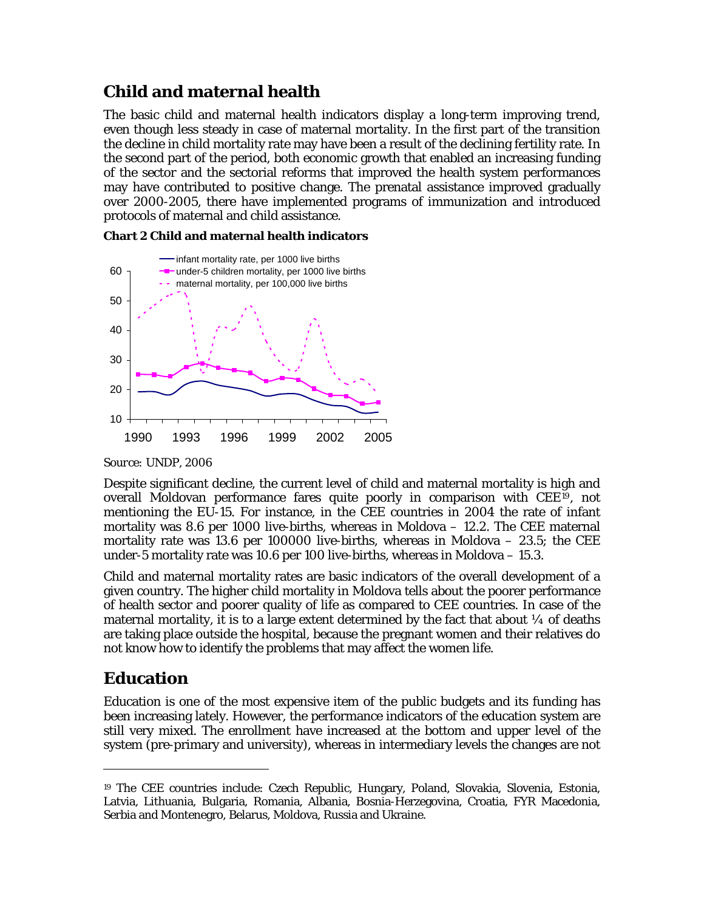## Child and maternal health

The basic child and maternal health indicators display a long-term improving trend, even though less steady in case of maternal mortality. In the first part of the transition the decline in child mortality rate may have been a result of the declining fertility rate. In the second part of the period, both economic growth that enabled an increasing funding of the sector and the sectorial reforms that improved the health system performances may have contributed to positive change. The prenatal assistance improved gradually over 2000-2005, there have implemented programs of immunization and introduced protocols of maternal and child assistance.

**Chart 2 Child and maternal health indicators**

*Source: UNDP, 2006*

Despite significant decline, the current level of child and maternal mortality is high and overall Moldovan performance fares quite poorly in comparison with CEE[19], not mentioning the EU-15. For instance, in the CEE countries in 2004 the rate of infant mortality was 8.6 per 1000 live-births, whereas in Moldova – 12.2. The CEE maternal mortality rate was 13.6 per 100000 live-births, whereas in Moldova – 23.5; the CEE under-5 mortality rate was 10.6 per 100 live-births, whereas in Moldova – 15.3.

Child and maternal mortality rates are basic indicators of the overall development of a given country. The higher child mortality in Moldova tells about the poorer performance of health sector and poorer quality of life as compared to CEE countries. In case of the maternal mortality, it is to a large extent determined by the fact that about ¼ of deaths are taking place outside the hospital, because the pregnant women and their relatives do not know how to identify the problems that may affect the women life.

## Education

Education is one of the most expensive item of the public budgets and its funding has been increasing lately. However, the performance indicators of the education system are still very mixed. The enrollment have increased at the bottom and upper level of the system (pre-primary and university), whereas in intermediary levels the changes are not

[19] The CEE countries include: Czech Republic, Hungary, Poland, Slovakia, Slovenia, Estonia, Latvia, Lithuania, Bulgaria, Romania, Albania, Bosnia-Herzegovina, Croatia, FYR Macedonia, Serbia and Montenegro, Belarus, Moldova, Russia and Ukraine.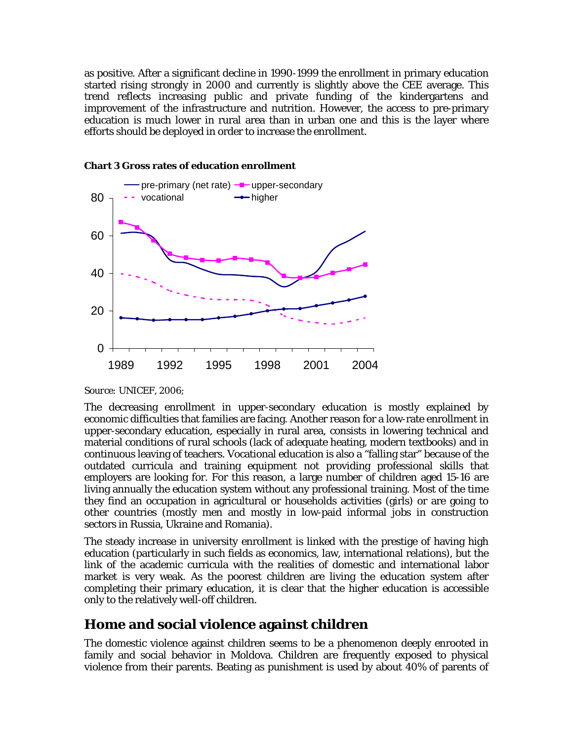as positive. After a significant decline in 1990-1999 the enrollment in primary education started rising strongly in 2000 and currently is slightly above the CEE average. This trend reflects increasing public and private funding of the kindergartens and improvement of the infrastructure and nutrition. However, the access to pre-primary education is much lower in rural area than in urban one and this is the layer where efforts should be deployed in order to increase the enrollment.

**Chart 3 Gross rates of education enrollment**

*Source: UNICEF, 2006;*

The decreasing enrollment in upper-secondary education is mostly explained by economic difficulties that families are facing. Another reason for a low-rate enrollment in upper-secondary education, especially in rural area, consists in lowering technical and material conditions of rural schools (lack of adequate heating, modern textbooks) and in continuous leaving of teachers. Vocational education is also a "falling star" because of the outdated curricula and training equipment not providing professional skills that employers are looking for. For this reason, a large number of children aged 15-16 are living annually the education system without any professional training. Most of the time they find an occupation in agricultural or households activities (girls) or are going to other countries (mostly men and mostly in low-paid informal jobs in construction sectors in Russia, Ukraine and Romania).

The steady increase in university enrollment is linked with the prestige of having high education (particularly in such fields as economics, law, international relations), but the link of the academic curricula with the realities of domestic and international labor market is very weak. As the poorest children are living the education system after completing their primary education, it is clear that the higher education is accessible only to the relatively well-off children.

## Home and social violence against children

The domestic violence against children seems to be a phenomenon deeply enrooted in family and social behavior in Moldova. Children are frequently exposed to physical violence from their parents. Beating as punishment is used by about 40% of parents of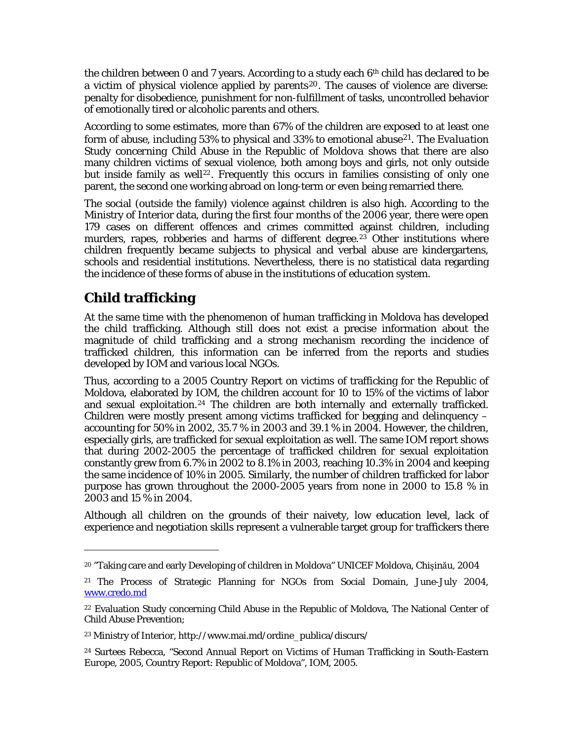the children between 0 and 7 years. According to a study each 6th child has declared to be a victim of physical violence applied by parents[20]. The causes of violence are diverse: penalty for disobedience, punishment for non-fulfillment of tasks, uncontrolled behavior of emotionally tired or alcoholic parents and others.

According to some estimates, more than 67% of the children are exposed to at least one form of abuse, including 53% to physical and 33% to emotional abuse[21]. The *Evaluation Study concerning Child Abuse in the Republic of Moldova* shows that there are also many children victims of sexual violence, both among boys and girls, not only outside but inside family as well[22]. Frequently this occurs in families consisting of only one parent, the second one working abroad on long-term or even being remarried there.

The social (outside the family) violence against children is also high. According to the Ministry of Interior data, during the first four months of the 2006 year, there were open 179 cases on different offences and crimes committed against children, including murders, rapes, robberies and harms of different degree.[23] Other institutions where children frequently became subjects to physical and verbal abuse are kindergartens, schools and residential institutions. Nevertheless, there is no statistical data regarding the incidence of these forms of abuse in the institutions of education system.

## Child trafficking

At the same time with the phenomenon of human trafficking in Moldova has developed the child trafficking. Although still does not exist a precise information about the magnitude of child trafficking and a strong mechanism recording the incidence of trafficked children, this information can be inferred from the reports and studies developed by IOM and various local NGOs.

Thus, according to a 2005 Country Report on victims of trafficking for the Republic of Moldova, elaborated by IOM, the children account for 10 to 15% of the victims of labor and sexual exploitation.[24] The children are both internally and externally trafficked. Children were mostly present among victims trafficked for begging and delinquency – accounting for 50% in 2002, 35.7 % in 2003 and 39.1 % in 2004. However, the children, especially girls, are trafficked for sexual exploitation as well. The same IOM report shows that during 2002-2005 the percentage of trafficked children for sexual exploitation constantly grew from 6.7% in 2002 to 8.1% in 2003, reaching 10.3% in 2004 and keeping the same incidence of 10% in 2005. Similarly, the number of children trafficked for labor purpose has grown throughout the 2000-2005 years from none in 2000 to 15.8 % in 2003 and 15 % in 2004.

Although all children on the grounds of their naivety, low education level, lack of experience and negotiation skills represent a vulnerable target group for traffickers there

---

[20] "Taking care and early Developing of children in Moldova" UNICEF Moldova, Chişinău, 2004

[21] The Process of Strategic Planning for NGOs from Social Domain, June-July 2004, www.credo.md

[22] Evaluation Study concerning Child Abuse in the Republic of Moldova, The National Center of Child Abuse Prevention;

[23] Ministry of Interior, http://www.mai.md/ordine_publica/discurs/

[24] Surtees Rebecca, "Second Annual Report on Victims of Human Trafficking in South-Eastern Europe, 2005, Country Report: Republic of Moldova", IOM, 2005.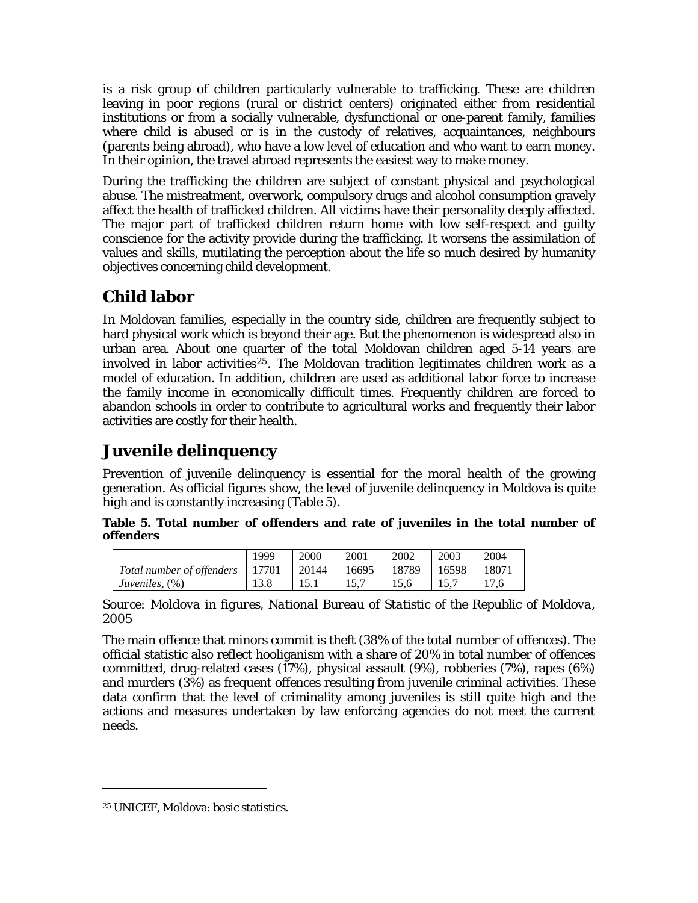is a risk group of children particularly vulnerable to trafficking. These are children leaving in poor regions (rural or district centers) originated either from residential institutions or from a socially vulnerable, dysfunctional or one-parent family, families where child is abused or is in the custody of relatives, acquaintances, neighbours (parents being abroad), who have a low level of education and who want to earn money. In their opinion, the travel abroad represents the easiest way to make money.

During the trafficking the children are subject of constant physical and psychological abuse. The mistreatment, overwork, compulsory drugs and alcohol consumption gravely affect the health of trafficked children. All victims have their personality deeply affected. The major part of trafficked children return home with low self-respect and guilty conscience for the activity provide during the trafficking. It worsens the assimilation of values and skills, mutilating the perception about the life so much desired by humanity objectives concerning child development.

## Child labor

In Moldovan families, especially in the country side, children are frequently subject to hard physical work which is beyond their age. But the phenomenon is widespread also in urban area. About one quarter of the total Moldovan children aged 5-14 years are involved in labor activities[25]. The Moldovan tradition legitimates children work as a model of education. In addition, children are used as additional labor force to increase the family income in economically difficult times. Frequently children are forced to abandon schools in order to contribute to agricultural works and frequently their labor activities are costly for their health.

## Juvenile delinquency

Prevention of juvenile delinquency is essential for the moral health of the growing generation. As official figures show, the level of juvenile delinquency in Moldova is quite high and is constantly increasing (Table 5).

**Table 5. Total number of offenders and rate of juveniles in the total number of offenders**

| | 1999 | 2000 | 2001 | 2002 | 2003 | 2004 |
|---|---|---|---|---|---|---|
| *Total number of offenders* | 17701 | 20144 | 16695 | 18789 | 16598 | 18071 |
| *Juveniles*, (%) | 13.8 | 15.1 | 15,7 | 15,6 | 15,7 | 17,6 |

*Source: Moldova in figures, National Bureau of Statistic of the Republic of Moldova, 2005*

The main offence that minors commit is theft (38% of the total number of offences). The official statistic also reflect hooliganism with a share of 20% in total number of offences committed, drug-related cases (17%), physical assault (9%), robberies (7%), rapes (6%) and murders (3%) as frequent offences resulting from juvenile criminal activities. These data confirm that the level of criminality among juveniles is still quite high and the actions and measures undertaken by law enforcing agencies do not meet the current needs.

[25] UNICEF, Moldova: basic statistics.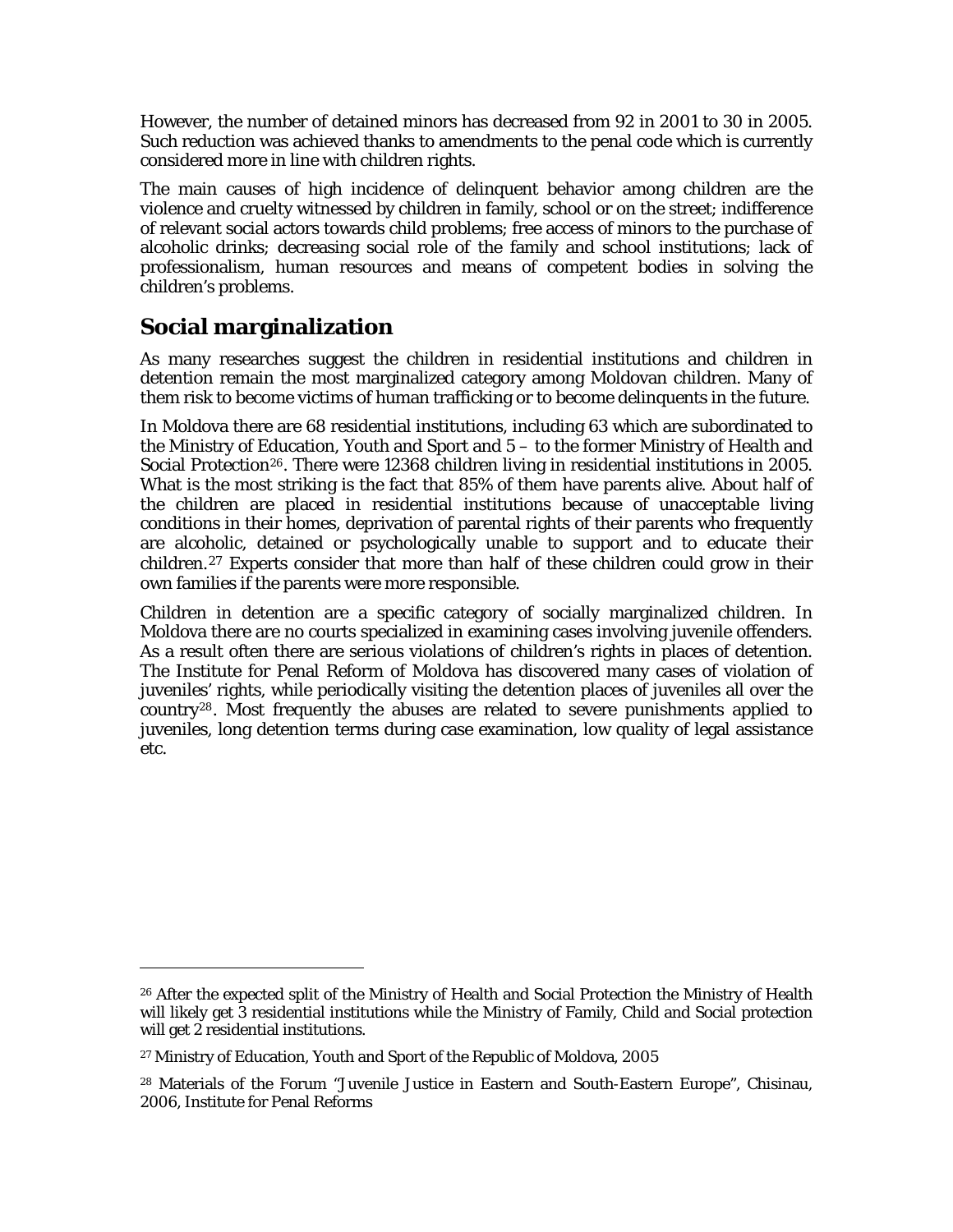However, the number of detained minors has decreased from 92 in 2001 to 30 in 2005. Such reduction was achieved thanks to amendments to the penal code which is currently considered more in line with children rights.

The main causes of high incidence of delinquent behavior among children are the violence and cruelty witnessed by children in family, school or on the street; indifference of relevant social actors towards child problems; free access of minors to the purchase of alcoholic drinks; decreasing social role of the family and school institutions; lack of professionalism, human resources and means of competent bodies in solving the children's problems.

## Social marginalization

As many researches suggest the children in residential institutions and children in detention remain the most marginalized category among Moldovan children. Many of them risk to become victims of human trafficking or to become delinquents in the future.

In Moldova there are 68 residential institutions, including 63 which are subordinated to the Ministry of Education, Youth and Sport and 5 – to the former Ministry of Health and Social Protection[26]. There were 12368 children living in residential institutions in 2005. What is the most striking is the fact that 85% of them have parents alive. About half of the children are placed in residential institutions because of unacceptable living conditions in their homes, deprivation of parental rights of their parents who frequently are alcoholic, detained or psychologically unable to support and to educate their children.[27] Experts consider that more than half of these children could grow in their own families if the parents were more responsible.

Children in detention are a specific category of socially marginalized children. In Moldova there are no courts specialized in examining cases involving juvenile offenders. As a result often there are serious violations of children's rights in places of detention. The Institute for Penal Reform of Moldova has discovered many cases of violation of juveniles' rights, while periodically visiting the detention places of juveniles all over the country[28]. Most frequently the abuses are related to severe punishments applied to juveniles, long detention terms during case examination, low quality of legal assistance etc.

---

[26] After the expected split of the Ministry of Health and Social Protection the Ministry of Health will likely get 3 residential institutions while the Ministry of Family, Child and Social protection will get 2 residential institutions.

[27] Ministry of Education, Youth and Sport of the Republic of Moldova, 2005

[28] Materials of the Forum "Juvenile Justice in Eastern and South-Eastern Europe", Chisinau, 2006, Institute for Penal Reforms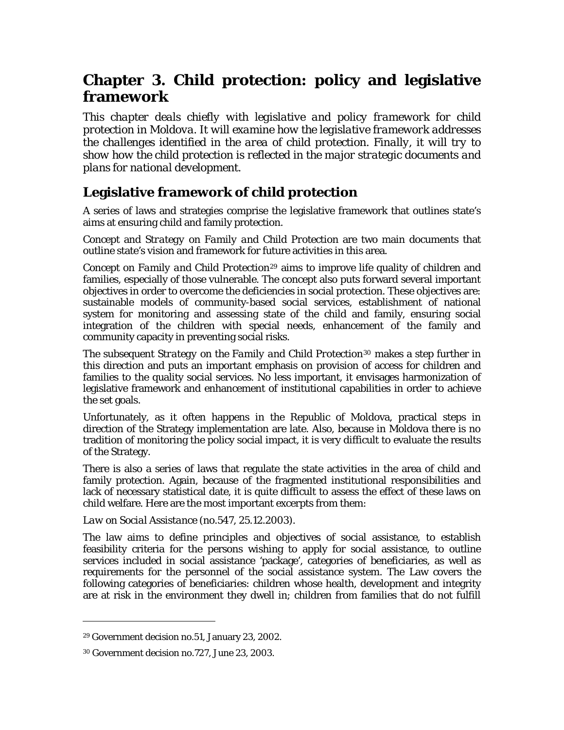# Chapter 3. Child protection: policy and legislative framework

*This chapter deals chiefly with legislative and policy framework for child protection in Moldova. It will examine how the legislative framework addresses the challenges identified in the area of child protection. Finally, it will try to show how the child protection is reflected in the major strategic documents and plans for national development.*

## Legislative framework of child protection

A series of laws and strategies comprise the legislative framework that outlines state's aims at ensuring child and family protection.

*Concept* and *Strategy on Family and Child Protection* are two main documents that outline state's vision and framework for future activities in this area.

*Concept on Family and Child Protection*[29] aims to improve life quality of children and families, especially of those vulnerable. The concept also puts forward several important objectives in order to overcome the deficiencies in social protection. These objectives are: sustainable models of community-based social services, establishment of national system for monitoring and assessing state of the child and family, ensuring social integration of the children with special needs, enhancement of the family and community capacity in preventing social risks.

The subsequent *Strategy on the Family and Child Protection*[30] makes a step further in this direction and puts an important emphasis on provision of access for children and families to the quality social services. No less important, it envisages harmonization of legislative framework and enhancement of institutional capabilities in order to achieve the set goals.

Unfortunately, as it often happens in the Republic of Moldova, practical steps in direction of the Strategy implementation are late. Also, because in Moldova there is no tradition of monitoring the policy social impact, it is very difficult to evaluate the results of the Strategy.

There is also a series of laws that regulate the state activities in the area of child and family protection. Again, because of the fragmented institutional responsibilities and lack of necessary statistical date, it is quite difficult to assess the effect of these laws on child welfare. Here are the most important excerpts from them:

*Law on Social Assistance (no.547, 25.12.2003).*

The law aims to define principles and objectives of social assistance, to establish feasibility criteria for the persons wishing to apply for social assistance, to outline services included in social assistance 'package', categories of beneficiaries, as well as requirements for the personnel of the social assistance system. The Law covers the following categories of beneficiaries: children whose health, development and integrity are at risk in the environment they dwell in; children from families that do not fulfill

---

[29] Government decision no.51, January 23, 2002.

[30] Government decision no.727, June 23, 2003.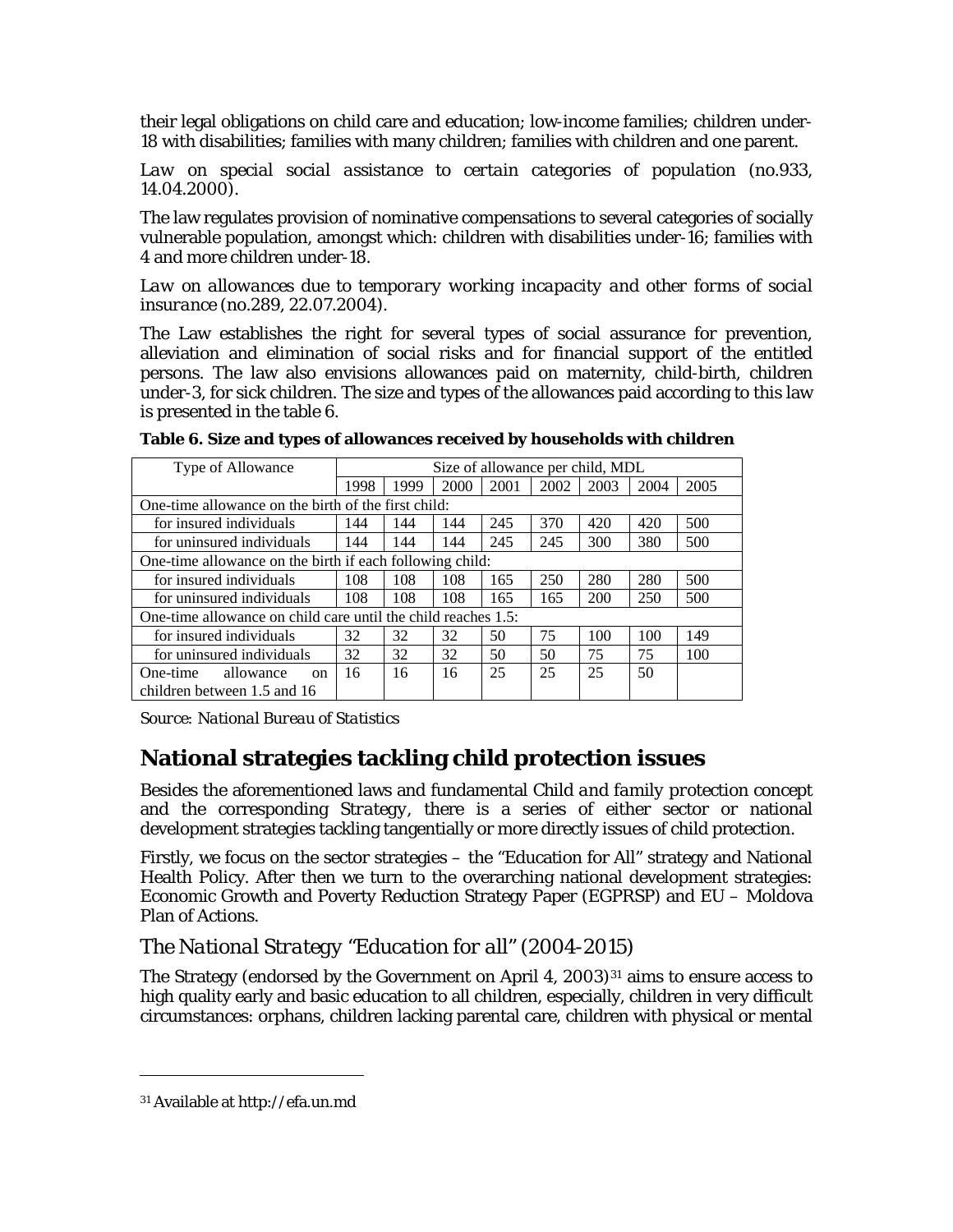their legal obligations on child care and education; low-income families; children under-18 with disabilities; families with many children; families with children and one parent.

*Law on special social assistance to certain categories of population* (no.933, 14.04.2000).

The law regulates provision of nominative compensations to several categories of socially vulnerable population, amongst which: children with disabilities under-16; families with 4 and more children under-18.

*Law on allowances due to temporary working incapacity and other forms of social insurance* (no.289, 22.07.2004).

The Law establishes the right for several types of social assurance for prevention, alleviation and elimination of social risks and for financial support of the entitled persons. The law also envisions allowances paid on maternity, child-birth, children under-3, for sick children. The size and types of the allowances paid according to this law is presented in the table 6.

**Table 6. Size and types of allowances received by households with children**

| Type of Allowance | Size of allowance per child, MDL | | | | | | | |
|---|---|---|---|---|---|---|---|---|
| | 1998 | 1999 | 2000 | 2001 | 2002 | 2003 | 2004 | 2005 |
| One-time allowance on the birth of the first child: | | | | | | | | |
| for insured individuals | 144 | 144 | 144 | 245 | 370 | 420 | 420 | 500 |
| for uninsured individuals | 144 | 144 | 144 | 245 | 245 | 300 | 380 | 500 |
| One-time allowance on the birth if each following child: | | | | | | | | |
| for insured individuals | 108 | 108 | 108 | 165 | 250 | 280 | 280 | 500 |
| for uninsured individuals | 108 | 108 | 108 | 165 | 165 | 200 | 250 | 500 |
| One-time allowance on child care until the child reaches 1.5: | | | | | | | | |
| for insured individuals | 32 | 32 | 32 | 50 | 75 | 100 | 100 | 149 |
| for uninsured individuals | 32 | 32 | 32 | 50 | 50 | 75 | 75 | 100 |
| One-time allowance on children between 1.5 and 16 | 16 | 16 | 16 | 25 | 25 | 25 | 50 | |

*Source: National Bureau of Statistics*

## National strategies tackling child protection issues

Besides the aforementioned laws and fundamental *Child and family protection concept* and the corresponding *Strategy*, there is a series of either sector or national development strategies tackling tangentially or more directly issues of child protection.

Firstly, we focus on the sector strategies – the "Education for All" strategy and National Health Policy. After then we turn to the overarching national development strategies: Economic Growth and Poverty Reduction Strategy Paper (EGPRSP) and EU – Moldova Plan of Actions.

### *The National Strategy "Education for all" (2004-2015)*

The Strategy (endorsed by the Government on April 4, 2003)[31] aims to ensure access to high quality early and basic education to all children, especially, children in very difficult circumstances: orphans, children lacking parental care, children with physical or mental

[31] Available at http://efa.un.md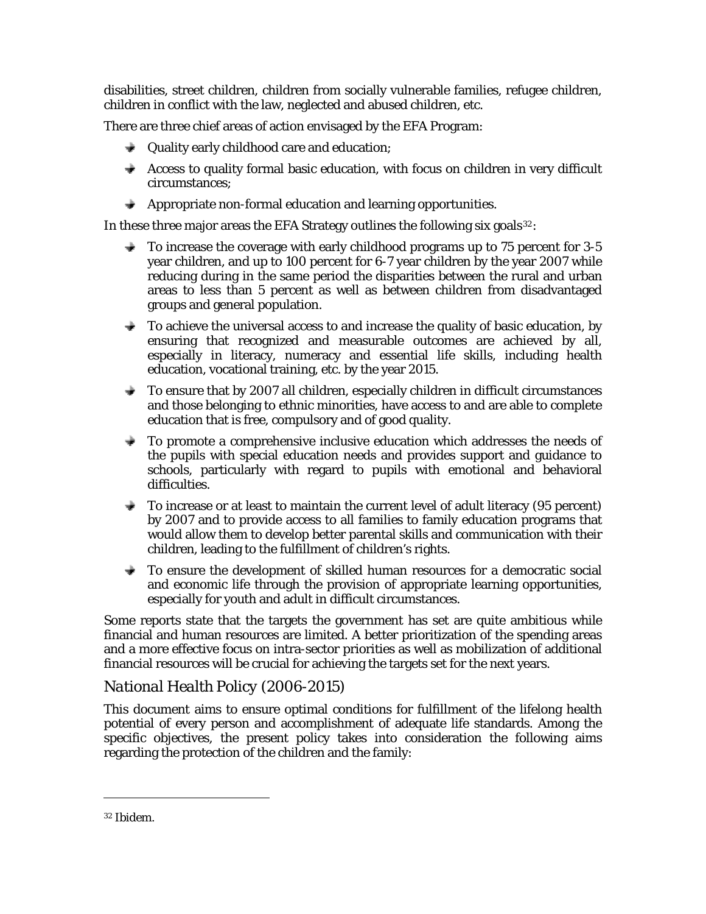disabilities, street children, children from socially vulnerable families, refugee children, children in conflict with the law, neglected and abused children, etc.

There are three chief areas of action envisaged by the EFA Program:

- Quality early childhood care and education;
- Access to quality formal basic education, with focus on children in very difficult circumstances;
- Appropriate non-formal education and learning opportunities.

In these three major areas the EFA Strategy outlines the following six goals[32]:

- To increase the coverage with early childhood programs up to 75 percent for 3-5 year children, and up to 100 percent for 6-7 year children by the year 2007 while reducing during in the same period the disparities between the rural and urban areas to less than 5 percent as well as between children from disadvantaged groups and general population.
- To achieve the universal access to and increase the quality of basic education, by ensuring that recognized and measurable outcomes are achieved by all, especially in literacy, numeracy and essential life skills, including health education, vocational training, etc. by the year 2015.
- To ensure that by 2007 all children, especially children in difficult circumstances and those belonging to ethnic minorities, have access to and are able to complete education that is free, compulsory and of good quality.
- To promote a comprehensive inclusive education which addresses the needs of the pupils with special education needs and provides support and guidance to schools, particularly with regard to pupils with emotional and behavioral difficulties.
- To increase or at least to maintain the current level of adult literacy (95 percent) by 2007 and to provide access to all families to family education programs that would allow them to develop better parental skills and communication with their children, leading to the fulfillment of children's rights.
- To ensure the development of skilled human resources for a democratic social and economic life through the provision of appropriate learning opportunities, especially for youth and adult in difficult circumstances.

Some reports state that the targets the government has set are quite ambitious while financial and human resources are limited. A better prioritization of the spending areas and a more effective focus on intra-sector priorities as well as mobilization of additional financial resources will be crucial for achieving the targets set for the next years.

## *National Health Policy (2006-2015)*

This document aims to ensure optimal conditions for fulfillment of the lifelong health potential of every person and accomplishment of adequate life standards. Among the specific objectives, the present policy takes into consideration the following aims regarding the protection of the children and the family:

---

[32] Ibidem.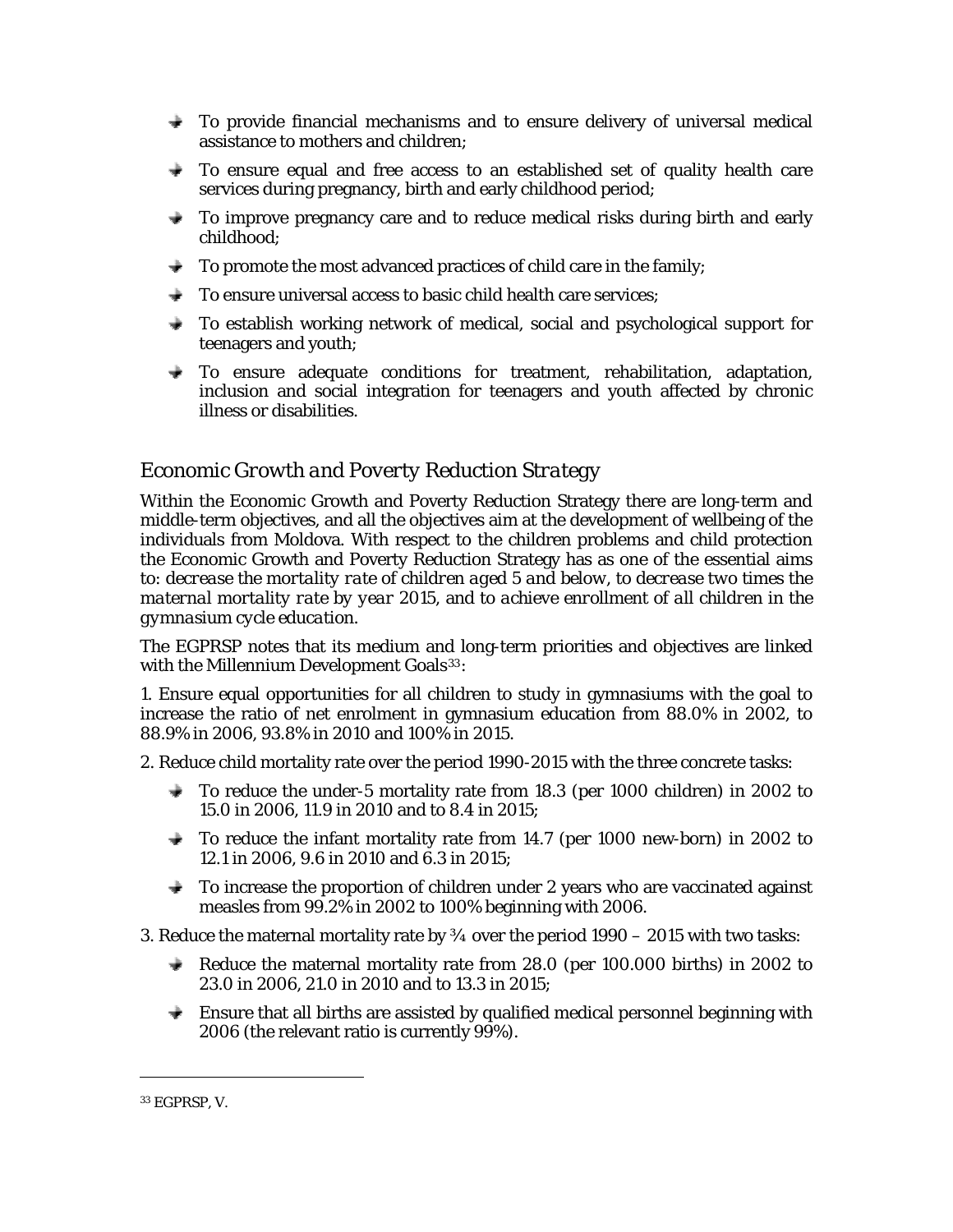- To provide financial mechanisms and to ensure delivery of universal medical assistance to mothers and children;
- To ensure equal and free access to an established set of quality health care services during pregnancy, birth and early childhood period;
- To improve pregnancy care and to reduce medical risks during birth and early childhood;
- To promote the most advanced practices of child care in the family;
- To ensure universal access to basic child health care services;
- To establish working network of medical, social and psychological support for teenagers and youth;
- To ensure adequate conditions for treatment, rehabilitation, adaptation, inclusion and social integration for teenagers and youth affected by chronic illness or disabilities.

## *Economic Growth and Poverty Reduction Strategy*

Within the Economic Growth and Poverty Reduction Strategy there are long-term and middle-term objectives, and all the objectives aim at the development of wellbeing of the individuals from Moldova. With respect to the children problems and child protection the Economic Growth and Poverty Reduction Strategy has as one of the essential aims to: *decrease the mortality rate of children aged 5 and below, to decrease two times the maternal mortality rate by year 2015, and to achieve enrollment of all children in the gymnasium cycle education.*

The EGPRSP notes that its medium and long-term priorities and objectives are linked with the Millennium Development Goals[33]:

1. Ensure equal opportunities for all children to study in gymnasiums with the goal to increase the ratio of net enrolment in gymnasium education from 88.0% in 2002, to 88.9% in 2006, 93.8% in 2010 and 100% in 2015.

2. Reduce child mortality rate over the period 1990-2015 with the three concrete tasks:

- To reduce the under-5 mortality rate from 18.3 (per 1000 children) in 2002 to 15.0 in 2006, 11.9 in 2010 and to 8.4 in 2015;
- To reduce the infant mortality rate from 14.7 (per 1000 new-born) in 2002 to 12.1 in 2006, 9.6 in 2010 and 6.3 in 2015;
- To increase the proportion of children under 2 years who are vaccinated against measles from 99.2% in 2002 to 100% beginning with 2006.

3. Reduce the maternal mortality rate by ¾ over the period 1990 – 2015 with two tasks:

- Reduce the maternal mortality rate from 28.0 (per 100.000 births) in 2002 to 23.0 in 2006, 21.0 in 2010 and to 13.3 in 2015;
- Ensure that all births are assisted by qualified medical personnel beginning with 2006 (the relevant ratio is currently 99%).

---

[33] EGPRSP, V.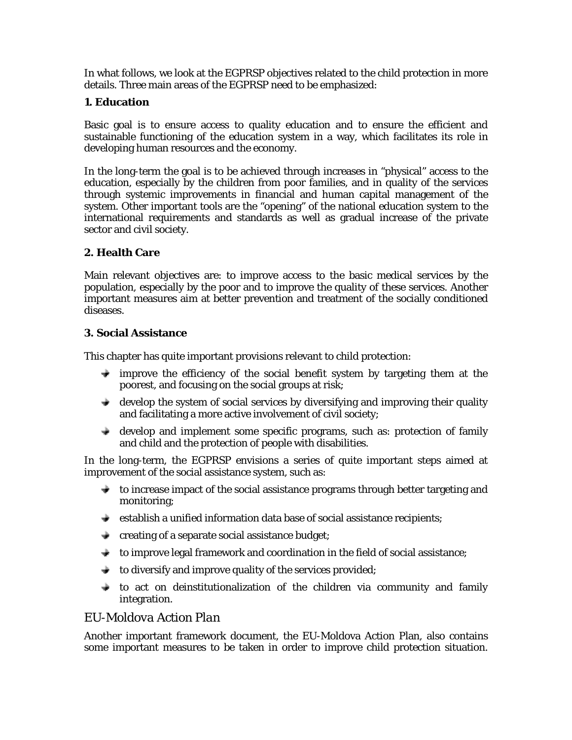In what follows, we look at the EGPRSP objectives related to the child protection in more details. Three main areas of the EGPRSP need to be emphasized:

**1. Education**

Basic goal is to ensure access to quality education and to ensure the efficient and sustainable functioning of the education system in a way, which facilitates its role in developing human resources and the economy.

In the long-term the goal is to be achieved through increases in "physical" access to the education, especially by the children from poor families, and in quality of the services through systemic improvements in financial and human capital management of the system. Other important tools are the "opening" of the national education system to the international requirements and standards as well as gradual increase of the private sector and civil society.

**2. Health Care**

Main relevant objectives are: to improve access to the basic medical services by the population, especially by the poor and to improve the quality of these services. Another important measures aim at better prevention and treatment of the socially conditioned diseases.

**3. Social Assistance**

This chapter has quite important provisions relevant to child protection:

- improve the efficiency of the social benefit system by targeting them at the poorest, and focusing on the social groups at risk;
- develop the system of social services by diversifying and improving their quality and facilitating a more active involvement of civil society;
- develop and implement some specific programs, such as: protection of family and child and the protection of people with disabilities.

In the long-term, the EGPRSP envisions a series of quite important steps aimed at improvement of the social assistance system, such as:

- to increase impact of the social assistance programs through better targeting and monitoring;
- establish a unified information data base of social assistance recipients;
- creating of a separate social assistance budget;
- to improve legal framework and coordination in the field of social assistance;
- to diversify and improve quality of the services provided;
- to act on deinstitutionalization of the children via community and family integration.

## *EU-Moldova Action Plan*

Another important framework document, the EU-Moldova Action Plan, also contains some important measures to be taken in order to improve child protection situation.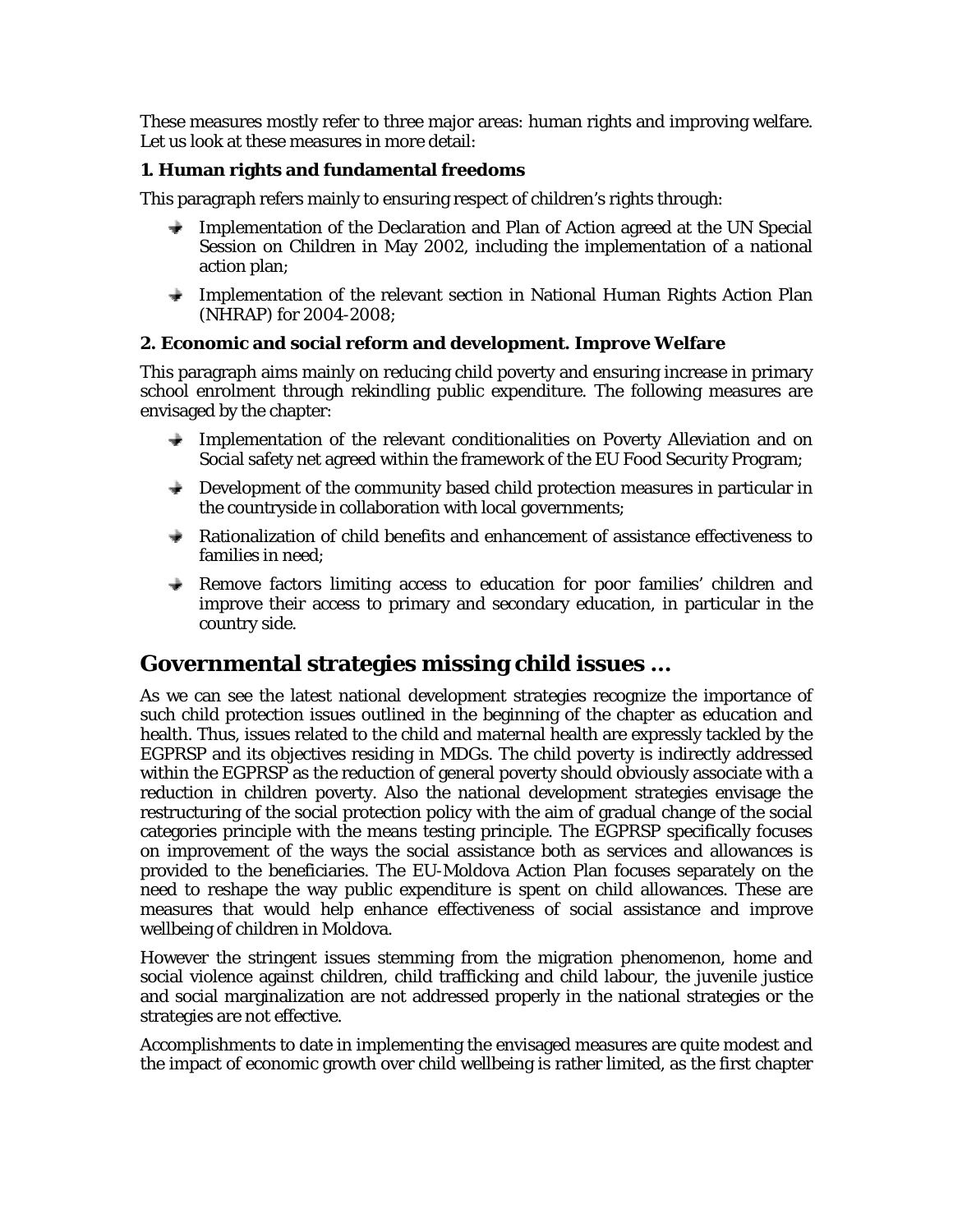These measures mostly refer to three major areas: human rights and improving welfare. Let us look at these measures in more detail:

**1. Human rights and fundamental freedoms**

This paragraph refers mainly to ensuring respect of children's rights through:

- Implementation of the Declaration and Plan of Action agreed at the UN Special Session on Children in May 2002, including the implementation of a national action plan;
- Implementation of the relevant section in National Human Rights Action Plan (NHRAP) for 2004-2008;

**2. Economic and social reform and development. Improve Welfare**

This paragraph aims mainly on reducing child poverty and ensuring increase in primary school enrolment through rekindling public expenditure. The following measures are envisaged by the chapter:

- Implementation of the relevant conditionalities on Poverty Alleviation and on Social safety net agreed within the framework of the EU Food Security Program;
- Development of the community based child protection measures in particular in the countryside in collaboration with local governments;
- Rationalization of child benefits and enhancement of assistance effectiveness to families in need;
- Remove factors limiting access to education for poor families' children and improve their access to primary and secondary education, in particular in the country side.

## Governmental strategies missing child issues …

As we can see the latest national development strategies recognize the importance of such child protection issues outlined in the beginning of the chapter as education and health. Thus, issues related to the child and maternal health are expressly tackled by the EGPRSP and its objectives residing in MDGs. The child poverty is indirectly addressed within the EGPRSP as the reduction of general poverty should obviously associate with a reduction in children poverty. Also the national development strategies envisage the restructuring of the social protection policy with the aim of gradual change of the social categories principle with the means testing principle. The EGPRSP specifically focuses on improvement of the ways the social assistance both as services and allowances is provided to the beneficiaries. The EU-Moldova Action Plan focuses separately on the need to reshape the way public expenditure is spent on child allowances. These are measures that would help enhance effectiveness of social assistance and improve wellbeing of children in Moldova.

However the stringent issues stemming from the migration phenomenon, home and social violence against children, child trafficking and child labour, the juvenile justice and social marginalization are not addressed properly in the national strategies or the strategies are not effective.

Accomplishments to date in implementing the envisaged measures are quite modest and the impact of economic growth over child wellbeing is rather limited, as the first chapter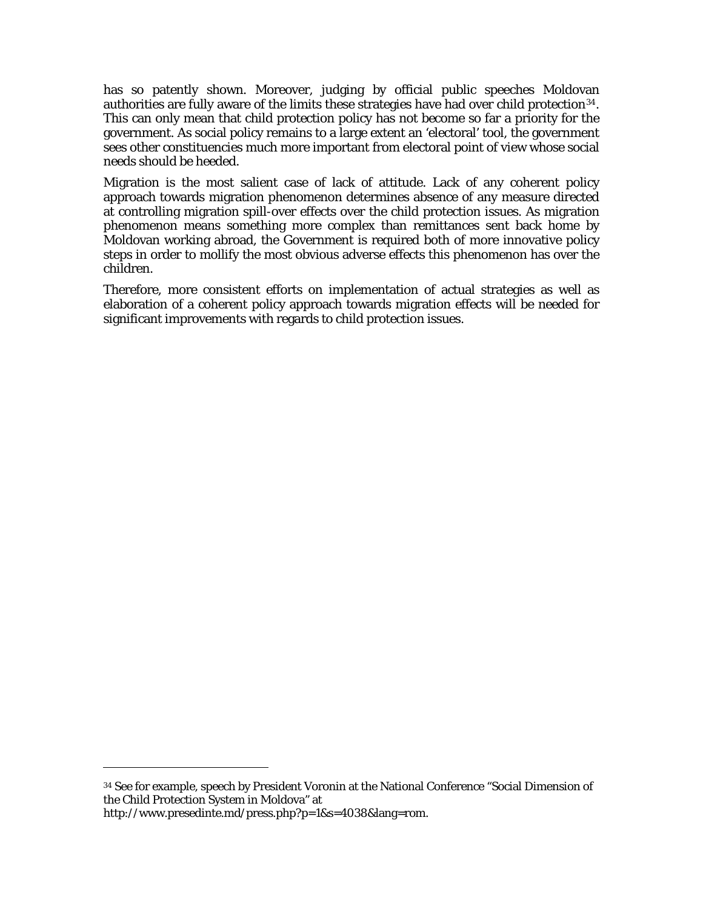has so patently shown. Moreover, judging by official public speeches Moldovan authorities are fully aware of the limits these strategies have had over child protection[34]. This can only mean that child protection policy has not become so far a priority for the government. As social policy remains to a large extent an 'electoral' tool, the government sees other constituencies much more important from electoral point of view whose social needs should be heeded.

Migration is the most salient case of lack of attitude. Lack of any coherent policy approach towards migration phenomenon determines absence of any measure directed at controlling migration spill-over effects over the child protection issues. As migration phenomenon means something more complex than remittances sent back home by Moldovan working abroad, the Government is required both of more innovative policy steps in order to mollify the most obvious adverse effects this phenomenon has over the children.

Therefore, more consistent efforts on implementation of actual strategies as well as elaboration of a coherent policy approach towards migration effects will be needed for significant improvements with regards to child protection issues.

---

[34] See for example, speech by President Voronin at the National Conference "Social Dimension of the Child Protection System in Moldova" at http://www.presedinte.md/press.php?p=1&s=4038&lang=rom.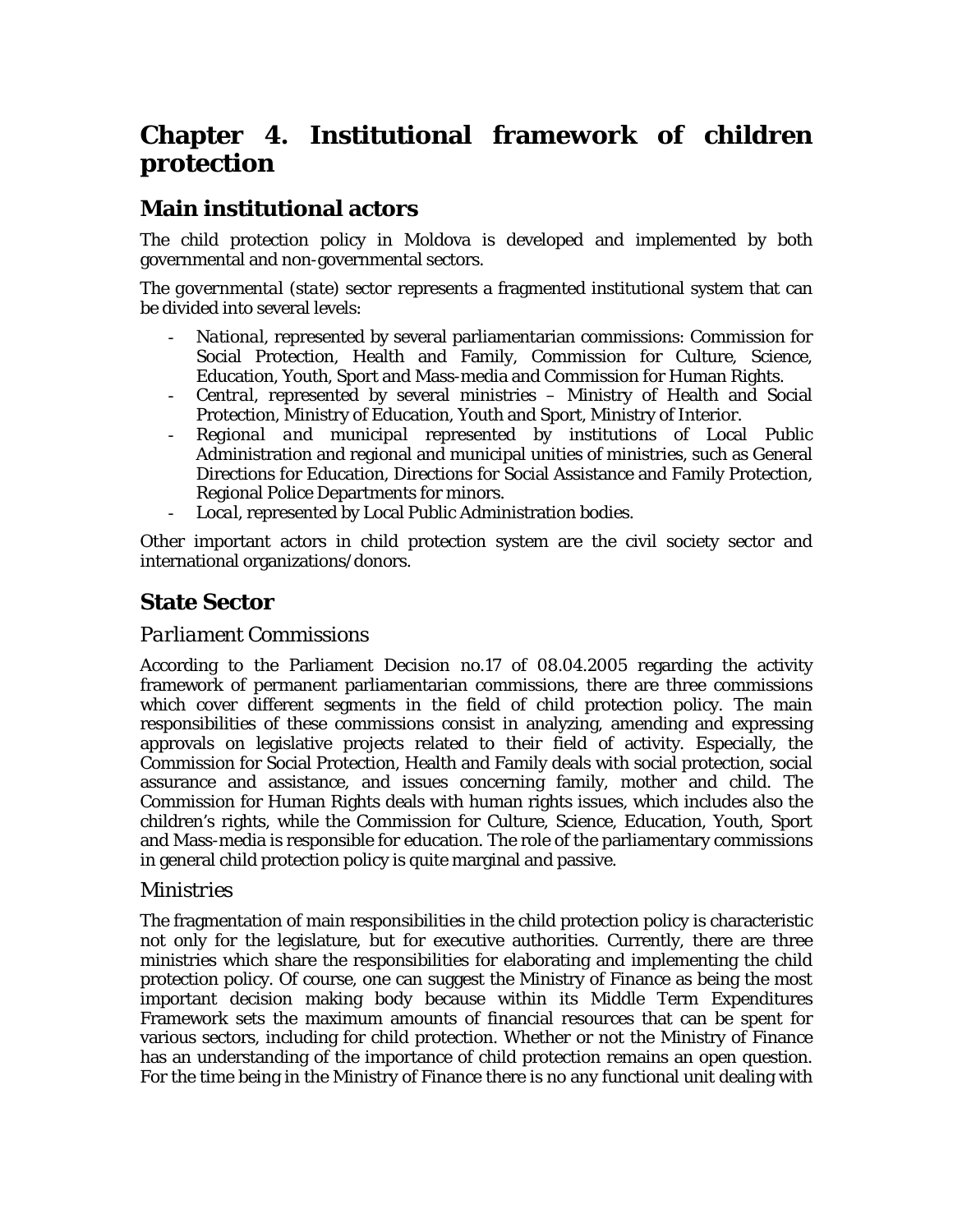# Chapter 4. Institutional framework of children protection

## Main institutional actors

The child protection policy in Moldova is developed and implemented by both governmental and non-governmental sectors.

The *governmental (state)* sector represents a fragmented institutional system that can be divided into several levels:

- *National*, represented by several parliamentarian commissions: Commission for Social Protection, Health and Family, Commission for Culture, Science, Education, Youth, Sport and Mass-media and Commission for Human Rights.
- *Central*, represented by several ministries – Ministry of Health and Social Protection, Ministry of Education, Youth and Sport, Ministry of Interior.
- *Regional and municipal* represented by institutions of Local Public Administration and regional and municipal unities of ministries, such as General Directions for Education, Directions for Social Assistance and Family Protection, Regional Police Departments for minors.
- *Local*, represented by Local Public Administration bodies.

Other important actors in child protection system are the civil society sector and international organizations/donors.

## State Sector

### Parliament Commissions

According to the Parliament Decision no.17 of 08.04.2005 regarding the activity framework of permanent parliamentarian commissions, there are three commissions which cover different segments in the field of child protection policy. The main responsibilities of these commissions consist in analyzing, amending and expressing approvals on legislative projects related to their field of activity. Especially, the Commission for Social Protection, Health and Family deals with social protection, social assurance and assistance, and issues concerning family, mother and child. The Commission for Human Rights deals with human rights issues, which includes also the children's rights, while the Commission for Culture, Science, Education, Youth, Sport and Mass-media is responsible for education. The role of the parliamentary commissions in general child protection policy is quite marginal and passive.

### Ministries

The fragmentation of main responsibilities in the child protection policy is characteristic not only for the legislature, but for executive authorities. Currently, there are three ministries which share the responsibilities for elaborating and implementing the child protection policy. Of course, one can suggest the Ministry of Finance as being the most important decision making body because within its Middle Term Expenditures Framework sets the maximum amounts of financial resources that can be spent for various sectors, including for child protection. Whether or not the Ministry of Finance has an understanding of the importance of child protection remains an open question. For the time being in the Ministry of Finance there is no any functional unit dealing with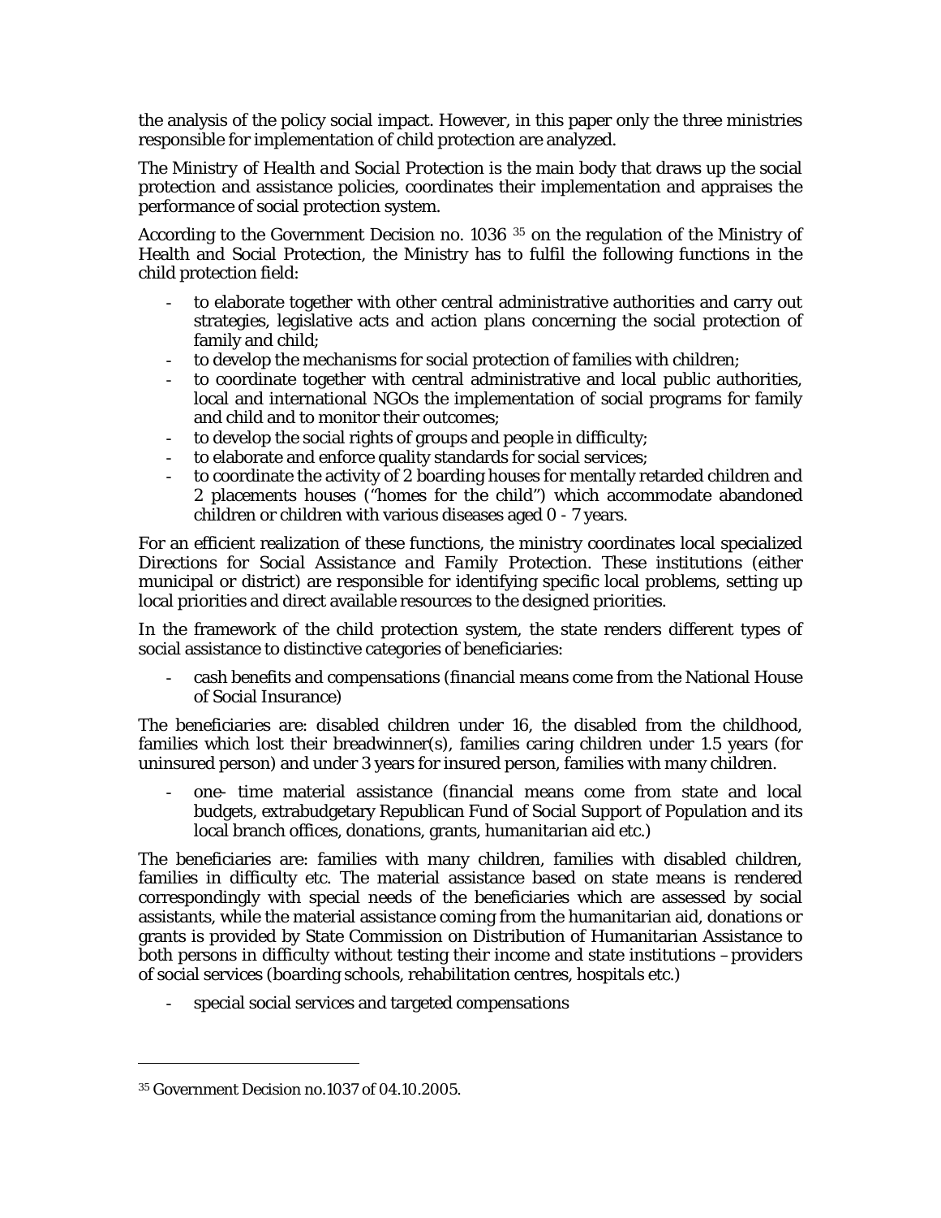the analysis of the policy social impact. However, in this paper only the three ministries responsible for implementation of child protection are analyzed.

*The Ministry of Health and Social Protection* is the main body that draws up the social protection and assistance policies, coordinates their implementation and appraises the performance of social protection system.

According to the Government Decision no. 1036 [35] on the regulation of the Ministry of Health and Social Protection, the Ministry has to fulfil the following functions in the child protection field:

- to elaborate together with other central administrative authorities and carry out strategies, legislative acts and action plans concerning the social protection of family and child;
- to develop the mechanisms for social protection of families with children;
- to coordinate together with central administrative and local public authorities, local and international NGOs the implementation of social programs for family and child and to monitor their outcomes;
- to develop the social rights of groups and people in difficulty;
- to elaborate and enforce quality standards for social services;
- to coordinate the activity of 2 boarding houses for mentally retarded children and 2 placements houses ("homes for the child") which accommodate abandoned children or children with various diseases aged 0 - 7 years.

For an efficient realization of these functions, the ministry coordinates local specialized *Directions for Social Assistance and Family Protection*. These institutions (either municipal or district) are responsible for identifying specific local problems, setting up local priorities and direct available resources to the designed priorities.

In the framework of the child protection system, the state renders different types of social assistance to distinctive categories of beneficiaries:

- cash benefits and compensations (financial means come from the National House of Social Insurance)

The beneficiaries are: disabled children under 16, the disabled from the childhood, families which lost their breadwinner(s), families caring children under 1.5 years (for uninsured person) and under 3 years for insured person, families with many children.

- one- time material assistance (financial means come from state and local budgets, extrabudgetary Republican Fund of Social Support of Population and its local branch offices, donations, grants, humanitarian aid etc.)

The beneficiaries are: families with many children, families with disabled children, families in difficulty etc. The material assistance based on state means is rendered correspondingly with special needs of the beneficiaries which are assessed by social assistants, while the material assistance coming from the humanitarian aid, donations or grants is provided by State Commission on Distribution of Humanitarian Assistance to both persons in difficulty without testing their income and state institutions – providers of social services (boarding schools, rehabilitation centres, hospitals etc.)

- special social services and targeted compensations

---

[35] Government Decision no.1037 of 04.10.2005.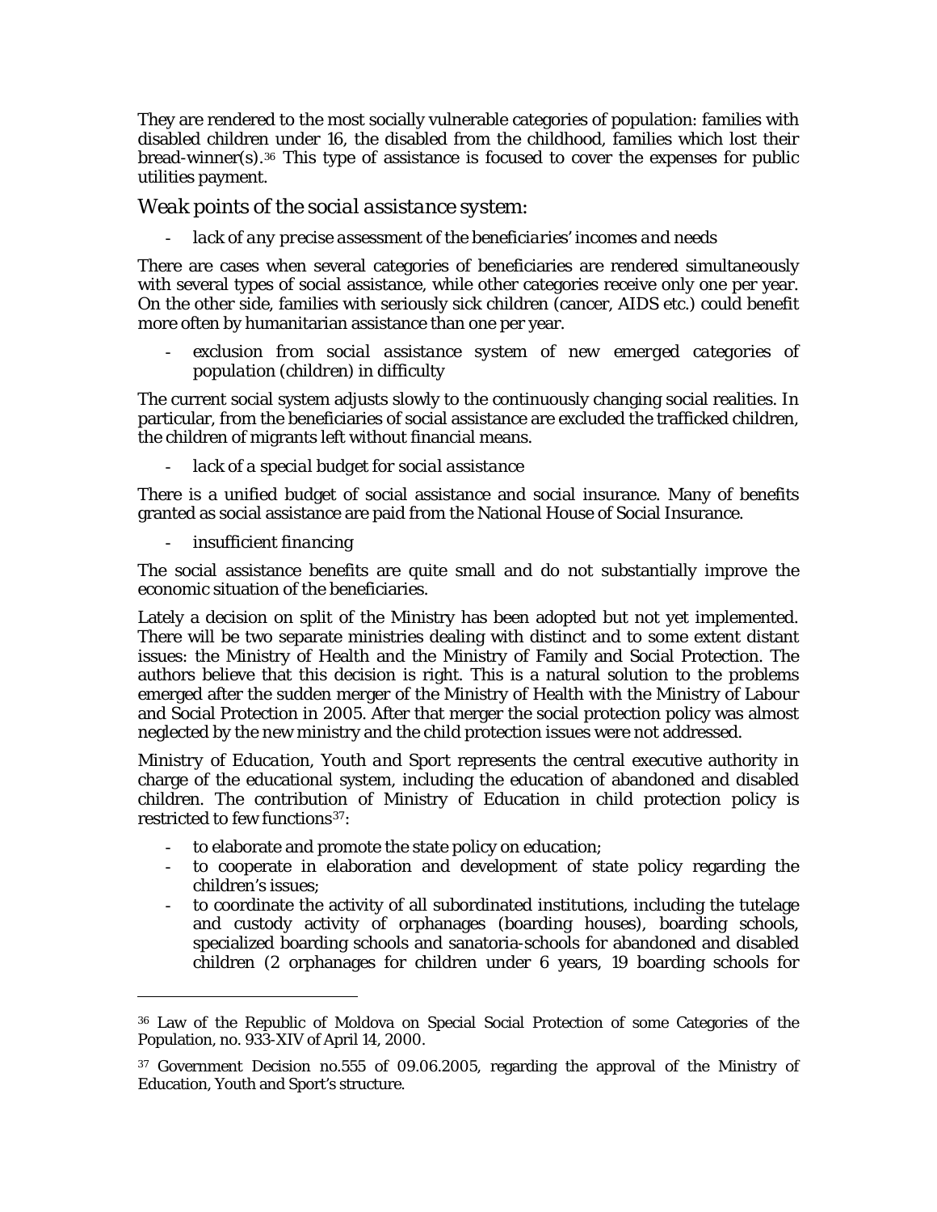They are rendered to the most socially vulnerable categories of population: families with disabled children under 16, the disabled from the childhood, families which lost their bread-winner(s).[36] This type of assistance is focused to cover the expenses for public utilities payment.

### *Weak points of the social assistance system:*

- *lack of any precise assessment of the beneficiaries' incomes and needs*

There are cases when several categories of beneficiaries are rendered simultaneously with several types of social assistance, while other categories receive only one per year. On the other side, families with seriously sick children (cancer, AIDS etc.) could benefit more often by humanitarian assistance than one per year.

- *exclusion from social assistance system of new emerged categories of population (children) in difficulty*

The current social system adjusts slowly to the continuously changing social realities. In particular, from the beneficiaries of social assistance are excluded the trafficked children, the children of migrants left without financial means.

- *lack of a special budget for social assistance*

There is a unified budget of social assistance and social insurance. Many of benefits granted as social assistance are paid from the National House of Social Insurance.

- *insufficient financing*

The social assistance benefits are quite small and do not substantially improve the economic situation of the beneficiaries.

Lately a decision on split of the Ministry has been adopted but not yet implemented. There will be two separate ministries dealing with distinct and to some extent distant issues: the Ministry of Health and the Ministry of Family and Social Protection. The authors believe that this decision is right. This is a natural solution to the problems emerged after the sudden merger of the Ministry of Health with the Ministry of Labour and Social Protection in 2005. After that merger the social protection policy was almost neglected by the new ministry and the child protection issues were not addressed.

*Ministry of Education, Youth and Sport* represents the central executive authority in charge of the educational system, including the education of abandoned and disabled children. The contribution of Ministry of Education in child protection policy is restricted to few functions[37]:

- to elaborate and promote the state policy on education;
- to cooperate in elaboration and development of state policy regarding the children's issues;
- to coordinate the activity of all subordinated institutions, including the tutelage and custody activity of orphanages (boarding houses), boarding schools, specialized boarding schools and sanatoria-schools for abandoned and disabled children (2 orphanages for children under 6 years, 19 boarding schools for

---

[36] Law of the Republic of Moldova on Special Social Protection of some Categories of the Population, no. 933-XIV of April 14, 2000.

[37] Government Decision no.555 of 09.06.2005, regarding the approval of the Ministry of Education, Youth and Sport's structure.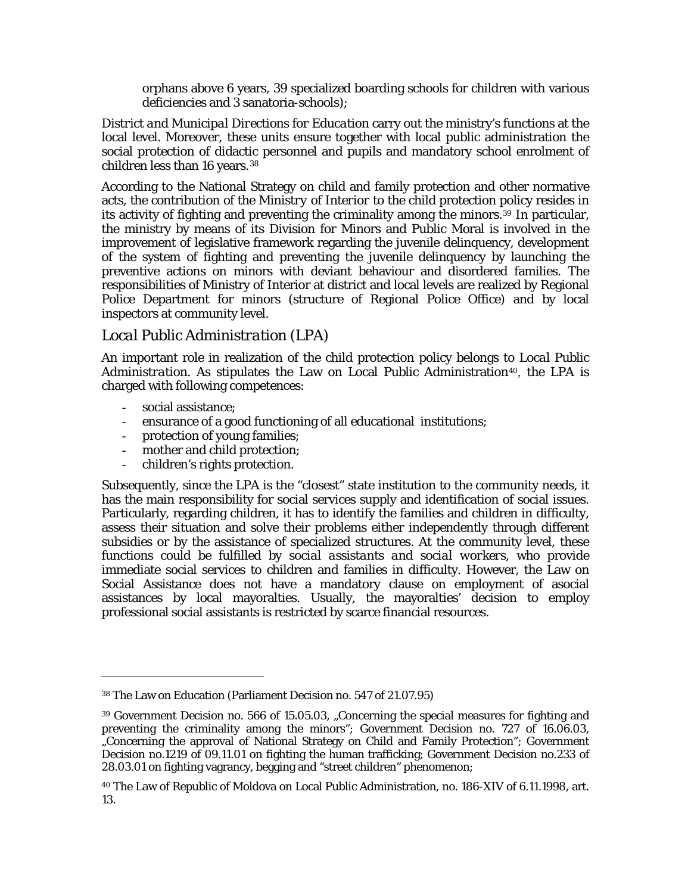orphans above 6 years, 39 specialized boarding schools for children with various deficiencies and 3 sanatoria-schools);

*District and Municipal Directions for Education* carry out the ministry's functions at the local level. Moreover, these units ensure together with local public administration the social protection of didactic personnel and pupils and mandatory school enrolment of children less than 16 years.[38]

According to the National Strategy on child and family protection and other normative acts, the contribution of the *Ministry of Interior* to the child protection policy resides in its activity of fighting and preventing the criminality among the minors.[39] In particular, the ministry by means of its Division for Minors and Public Moral is involved in the improvement of legislative framework regarding the juvenile delinquency, development of the system of fighting and preventing the juvenile delinquency by launching the preventive actions on minors with deviant behaviour and disordered families. The responsibilities of Ministry of Interior at district and local levels are realized by Regional Police Department for minors (structure of Regional Police Office) and by local inspectors at community level.

## *Local Public Administration (LPA)*

An important role in realization of the child protection policy belongs to *Local Public Administration*. As stipulates the Law on Local Public Administration[40], the LPA is charged with following competences:

- social assistance;
- ensurance of a good functioning of all educational institutions;
- protection of young families;
- mother and child protection;
- children's rights protection.

Subsequently, since the LPA is the "closest" state institution to the community needs, it has the main responsibility for social services supply and identification of social issues. Particularly, regarding children, it has to identify the families and children in difficulty, assess their situation and solve their problems either independently through different subsidies or by the assistance of specialized structures. At the community level, these functions could be fulfilled by *social assistants and social workers*, who provide immediate social services to children and families in difficulty. However, the Law on Social Assistance does not have a mandatory clause on employment of asocial assistances by local mayoralties. Usually, the mayoralties' decision to employ professional social assistants is restricted by scarce financial resources.

---

[38] The Law on Education (Parliament Decision no. 547 of 21.07.95)

[39] Government Decision no. 566 of 15.05.03, „Concerning the special measures for fighting and preventing the criminality among the minors"; Government Decision no. 727 of 16.06.03, „Concerning the approval of National Strategy on Child and Family Protection"; Government Decision no.1219 of 09.11.01 on fighting the human trafficking; Government Decision no.233 of 28.03.01 on fighting vagrancy, begging and "street children" phenomenon;

[40] The Law of Republic of Moldova on Local Public Administration, no. 186-XIV of 6.11.1998, art. 13.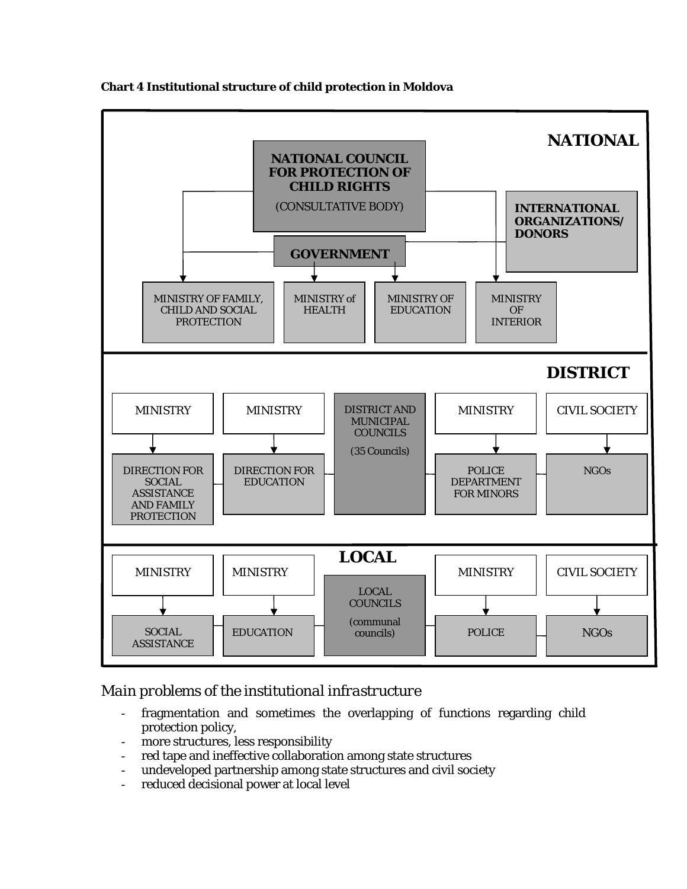**Chart 4 Institutional structure of child protection in Moldova**

**NATIONAL**

**NATIONAL COUNCIL FOR PROTECTION OF CHILD RIGHTS**
(CONSULTATIVE BODY)

**GOVERNMENT**

**INTERNATIONAL ORGANIZATIONS/ DONORS**

MINISTRY OF FAMILY, CHILD AND SOCIAL PROTECTION

MINISTRY of HEALTH

MINISTRY OF EDUCATION

MINISTRY OF INTERIOR

**DISTRICT**

MINISTRY → DIRECTION FOR SOCIAL ASSISTANCE AND FAMILY PROTECTION

MINISTRY → DIRECTION FOR EDUCATION

DISTRICT AND MUNICIPAL COUNCILS (35 Councils)

MINISTRY → POLICE DEPARTMENT FOR MINORS

CIVIL SOCIETY → NGOs

**LOCAL**

MINISTRY → SOCIAL ASSISTANCE

MINISTRY → EDUCATION

LOCAL COUNCILS (communal councils)

MINISTRY → POLICE

CIVIL SOCIETY → NGOs

*Main problems of the institutional infrastructure*

- fragmentation and sometimes the overlapping of functions regarding child protection policy,
- more structures, less responsibility
- red tape and ineffective collaboration among state structures
- undeveloped partnership among state structures and civil society
- reduced decisional power at local level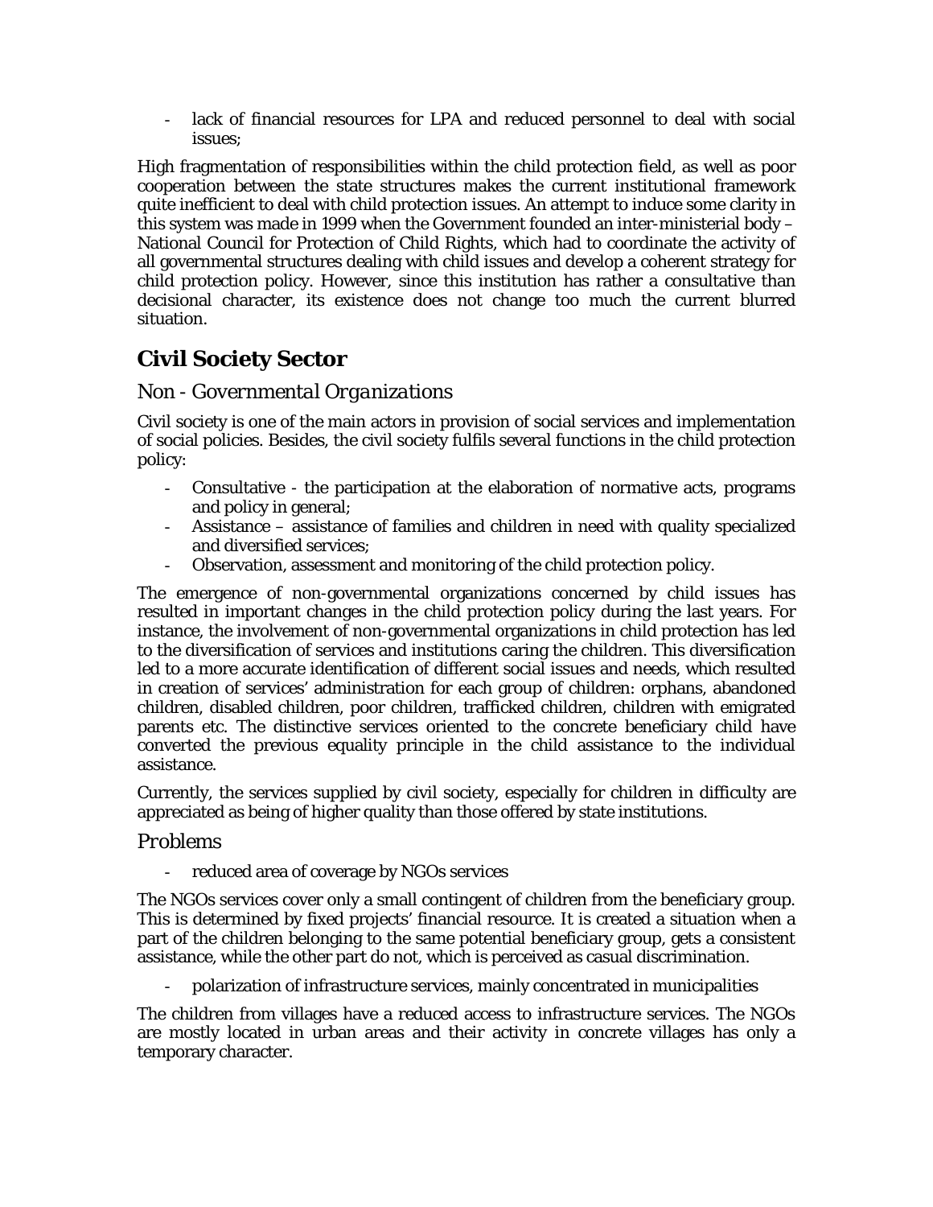- lack of financial resources for LPA and reduced personnel to deal with social issues;

High fragmentation of responsibilities within the child protection field, as well as poor cooperation between the state structures makes the current institutional framework quite inefficient to deal with child protection issues. An attempt to induce some clarity in this system was made in 1999 when the Government founded an inter-ministerial body – National Council for Protection of Child Rights, which had to coordinate the activity of all governmental structures dealing with child issues and develop a coherent strategy for child protection policy. However, since this institution has rather a consultative than decisional character, its existence does not change too much the current blurred situation.

## Civil Society Sector

### *Non - Governmental Organizations*

Civil society is one of the main actors in provision of social services and implementation of social policies. Besides, the civil society fulfils several functions in the child protection policy:

- Consultative - the participation at the elaboration of normative acts, programs and policy in general;
- Assistance – assistance of families and children in need with quality specialized and diversified services;
- Observation, assessment and monitoring of the child protection policy.

The emergence of non-governmental organizations concerned by child issues has resulted in important changes in the child protection policy during the last years. For instance, the involvement of non-governmental organizations in child protection has led to the diversification of services and institutions caring the children. This diversification led to a more accurate identification of different social issues and needs, which resulted in creation of services' administration for each group of children: orphans, abandoned children, disabled children, poor children, trafficked children, children with emigrated parents etc. The distinctive services oriented to the concrete beneficiary child have converted the previous equality principle in the child assistance to the individual assistance.

Currently, the services supplied by civil society, especially for children in difficulty are appreciated as being of higher quality than those offered by state institutions.

### *Problems*

- reduced area of coverage by NGOs services

The NGOs services cover only a small contingent of children from the beneficiary group. This is determined by fixed projects' financial resource. It is created a situation when a part of the children belonging to the same potential beneficiary group, gets a consistent assistance, while the other part do not, which is perceived as casual discrimination.

- polarization of infrastructure services, mainly concentrated in municipalities

The children from villages have a reduced access to infrastructure services. The NGOs are mostly located in urban areas and their activity in concrete villages has only a temporary character.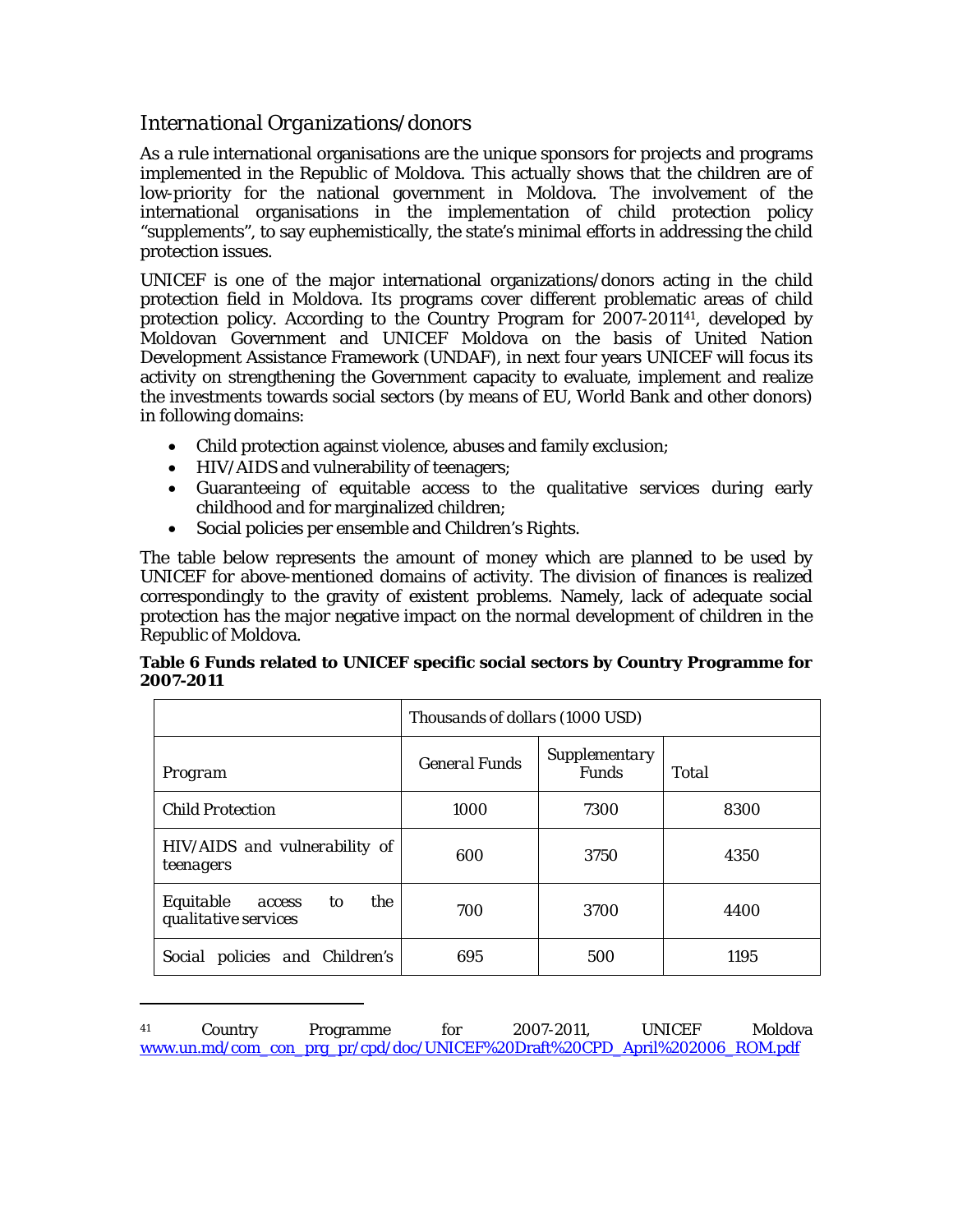## *International Organizations/donors*

As a rule international organisations are the unique sponsors for projects and programs implemented in the Republic of Moldova. This actually shows that the children are of low-priority for the national government in Moldova. The involvement of the international organisations in the implementation of child protection policy "supplements", to say euphemistically, the state's minimal efforts in addressing the child protection issues.

UNICEF is one of the major international organizations/donors acting in the child protection field in Moldova. Its programs cover different problematic areas of child protection policy. According to the Country Program for 2007-2011[41], developed by Moldovan Government and UNICEF Moldova on the basis of United Nation Development Assistance Framework (UNDAF), in next four years UNICEF will focus its activity on strengthening the Government capacity to evaluate, implement and realize the investments towards social sectors (by means of EU, World Bank and other donors) in following domains:

- Child protection against violence, abuses and family exclusion;
- HIV/AIDS and vulnerability of teenagers;
- Guaranteeing of equitable access to the qualitative services during early childhood and for marginalized children;
- Social policies per ensemble and Children's Rights.

The table below represents the amount of money which are planned to be used by UNICEF for above-mentioned domains of activity. The division of finances is realized correspondingly to the gravity of existent problems. Namely, lack of adequate social protection has the major negative impact on the normal development of children in the Republic of Moldova.

**Table 6 Funds related to UNICEF specific social sectors by Country Programme for 2007-2011**

| | *Thousands of dollars (1000 USD)* | | |
|---|---|---|---|
| *Program* | *General Funds* | *Supplementary Funds* | *Total* |
| Child Protection | 1000 | 7300 | 8300 |
| HIV/AIDS and vulnerability of teenagers | 600 | 3750 | 4350 |
| Equitable access to the qualitative services | 700 | 3700 | 4400 |
| Social policies and Children's | 695 | 500 | 1195 |

[41] Country Programme for 2007-2011, UNICEF Moldova www.un.md/com_con_prg_pr/cpd/doc/UNICEF%20Draft%20CPD_April%202006_ROM.pdf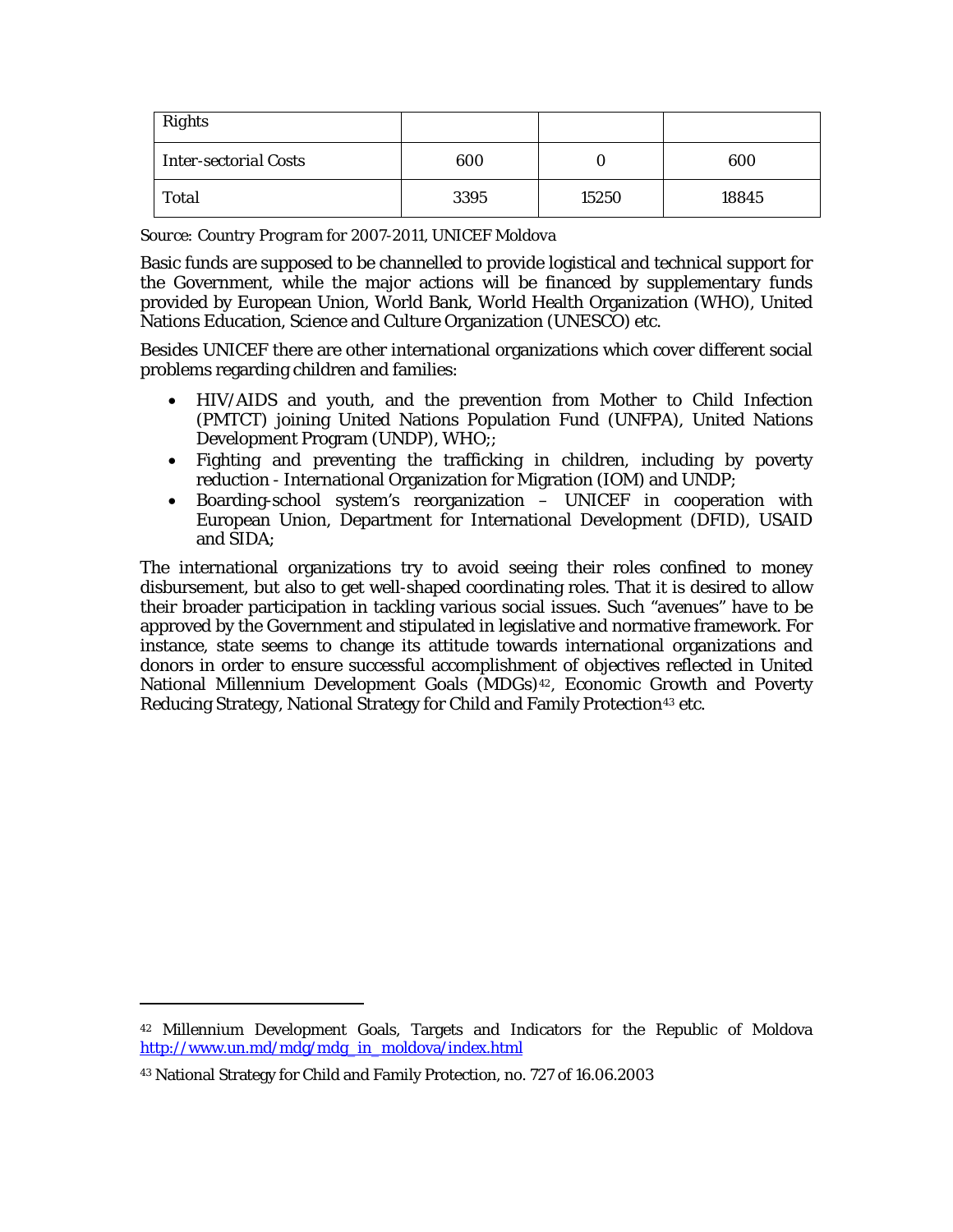| Rights | | | |
|---|---|---|---|
| Inter-sectorial Costs | 600 | 0 | 600 |
| Total | 3395 | 15250 | 18845 |

*Source: Country Program for 2007-2011, UNICEF Moldova*

Basic funds are supposed to be channelled to provide logistical and technical support for the Government, while the major actions will be financed by supplementary funds provided by European Union, World Bank, World Health Organization (WHO), United Nations Education, Science and Culture Organization (UNESCO) etc.

Besides UNICEF there are other international organizations which cover different social problems regarding children and families:

- HIV/AIDS and youth, and the prevention from Mother to Child Infection (PMTCT) joining United Nations Population Fund (UNFPA), United Nations Development Program (UNDP), WHO;;
- Fighting and preventing the trafficking in children, including by poverty reduction - International Organization for Migration (IOM) and UNDP;
- Boarding-school system's reorganization – UNICEF in cooperation with European Union, Department for International Development (DFID), USAID and SIDA;

The international organizations try to avoid seeing their roles confined to money disbursement, but also to get well-shaped coordinating roles. That it is desired to allow their broader participation in tackling various social issues. Such "avenues" have to be approved by the Government and stipulated in legislative and normative framework. For instance, state seems to change its attitude towards international organizations and donors in order to ensure successful accomplishment of objectives reflected in United National Millennium Development Goals (MDGs)[42], Economic Growth and Poverty Reducing Strategy, National Strategy for Child and Family Protection[43] etc.

---

[42] Millennium Development Goals, Targets and Indicators for the Republic of Moldova http://www.un.md/mdg/mdg_in_moldova/index.html

[43] National Strategy for Child and Family Protection, no. 727 of 16.06.2003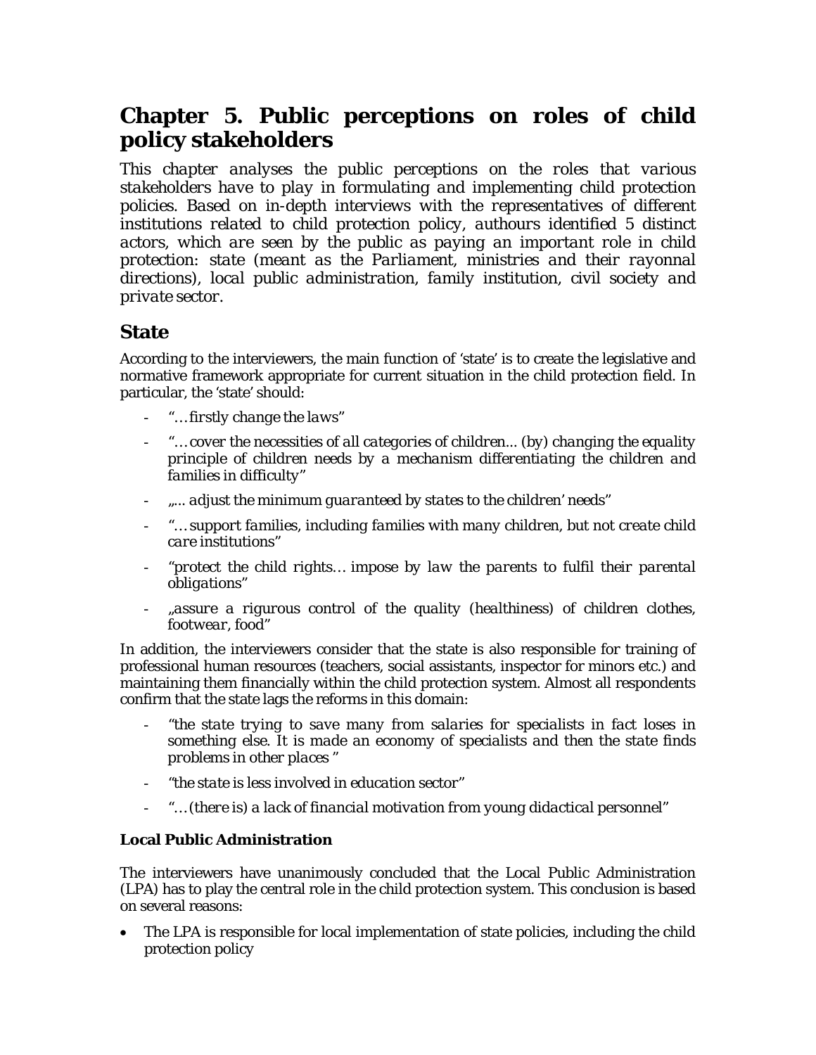# Chapter 5. Public perceptions on roles of child policy stakeholders

*This chapter analyses the public perceptions on the roles that various stakeholders have to play in formulating and implementing child protection policies. Based on in-depth interviews with the representatives of different institutions related to child protection policy, authours identified 5 distinct actors, which are seen by the public as paying an important role in child protection: state (meant as the Parliament, ministries and their rayonnal directions), local public administration, family institution, civil society and private sector.*

## State

According to the interviewers, the main function of 'state' is to create the legislative and normative framework appropriate for current situation in the child protection field. In particular, the 'state' should:

- *"… firstly change the laws"*
- *"… cover the necessities of all categories of children... (by) changing the equality principle of children needs by a mechanism differentiating the children and families in difficulty"*
- *„... adjust the minimum guaranteed by states to the children' needs"*
- *"… support families, including families with many children, but not create child care institutions"*
- *"protect the child rights… impose by law the parents to fulfil their parental obligations"*
- *„assure a rigurous control of the quality (healthiness) of children clothes, footwear, food"*

In addition, the interviewers consider that the state is also responsible for training of professional human resources (teachers, social assistants, inspector for minors etc.) and maintaining them financially within the child protection system. Almost all respondents confirm that the state lags the reforms in this domain:

- *"the state trying to save many from salaries for specialists in fact loses in something else. It is made an economy of specialists and then the state finds problems in other places "*
- *"the state is less involved in education sector"*
- *"… (there is) a lack of financial motivation from young didactical personnel"*

### Local Public Administration

The interviewers have unanimously concluded that the Local Public Administration (LPA) has to play the central role in the child protection system. This conclusion is based on several reasons:

- The LPA is responsible for local implementation of state policies, including the child protection policy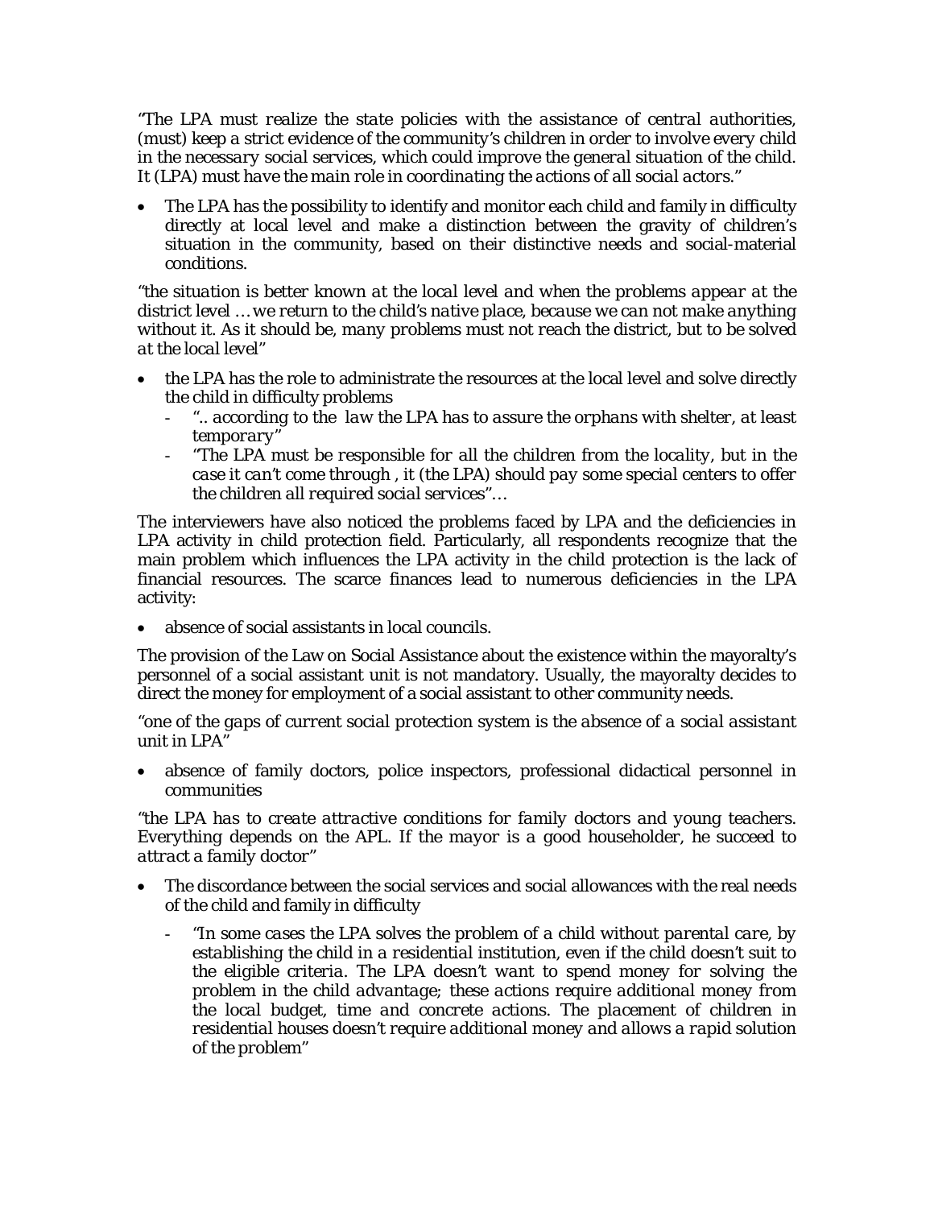*"The LPA must realize the state policies with the assistance of central authorities, (must) keep a strict evidence of the community's children in order to involve every child in the necessary social services, which could improve the general situation of the child. It (LPA) must have the main role in coordinating the actions of all social actors."*

- The LPA has the possibility to identify and monitor each child and family in difficulty directly at local level and make a distinction between the gravity of children's situation in the community, based on their distinctive needs and social-material conditions.

*"the situation is better known at the local level and when the problems appear at the district level … we return to the child's native place, because we can not make anything without it. As it should be, many problems must not reach the district, but to be solved at the local level"*

- the LPA has the role to administrate the resources at the local level and solve directly the child in difficulty problems
  - *".. according to the law the LPA has to assure the orphans with shelter, at least temporary"*
  - *"The LPA must be responsible for all the children from the locality, but in the case it can't come through , it (the LPA) should pay some special centers to offer the children all required social services"…*

The interviewers have also noticed the problems faced by LPA and the deficiencies in LPA activity in child protection field. Particularly, all respondents recognize that the main problem which influences the LPA activity in the child protection is the lack of financial resources. The scarce finances lead to numerous deficiencies in the LPA activity:

- absence of social assistants in local councils.

The provision of the Law on Social Assistance about the existence within the mayoralty's personnel of a social assistant unit is not mandatory. Usually, the mayoralty decides to direct the money for employment of a social assistant to other community needs.

*"one of the gaps of current social protection system is the absence of a social assistant unit in LPA"*

- absence of family doctors, police inspectors, professional didactical personnel in communities

*"the LPA has to create attractive conditions for family doctors and young teachers. Everything depends on the APL. If the mayor is a good householder, he succeed to attract a family doctor"*

- The discordance between the social services and social allowances with the real needs of the child and family in difficulty
  - *"In some cases the LPA solves the problem of a child without parental care, by establishing the child in a residential institution, even if the child doesn't suit to the eligible criteria. The LPA doesn't want to spend money for solving the problem in the child advantage; these actions require additional money from the local budget, time and concrete actions. The placement of children in residential houses doesn't require additional money and allows a rapid solution of the problem"*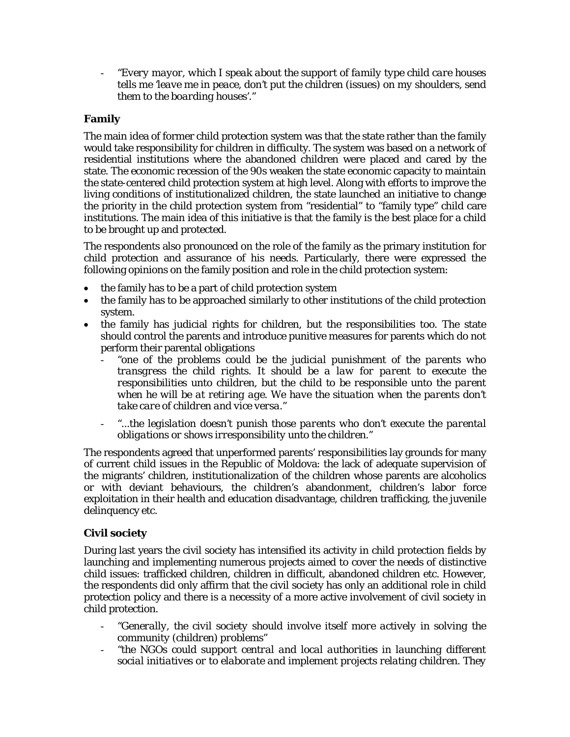- *"Every mayor, which I speak about the support of family type child care houses tells me 'leave me in peace, don't put the children (issues) on my shoulders, send them to the boarding houses'."*

### Family

The main idea of former child protection system was that the state rather than the family would take responsibility for children in difficulty. The system was based on a network of residential institutions where the abandoned children were placed and cared by the state. The economic recession of the 90s weaken the state economic capacity to maintain the state-centered child protection system at high level. Along with efforts to improve the living conditions of institutionalized children, the state launched an initiative to change the priority in the child protection system from "residential" to "family type" child care institutions. The main idea of this initiative is that the family is the best place for a child to be brought up and protected.

The respondents also pronounced on the role of the family as the primary institution for child protection and assurance of his needs. Particularly, there were expressed the following opinions on the family position and role in the child protection system:

- the family has to be a part of child protection system
- the family has to be approached similarly to other institutions of the child protection system.
- the family has judicial rights for children, but the responsibilities too. The state should control the parents and introduce punitive measures for parents which do not perform their parental obligations
  - *"one of the problems could be the judicial punishment of the parents who transgress the child rights. It should be a law for parent to execute the responsibilities unto children, but the child to be responsible unto the parent when he will be at retiring age. We have the situation when the parents don't take care of children and vice versa."*
  - *"...the legislation doesn't punish those parents who don't execute the parental obligations or shows irresponsibility unto the children."*

The respondents agreed that unperformed parents' responsibilities lay grounds for many of current child issues in the Republic of Moldova: the lack of adequate supervision of the migrants' children, institutionalization of the children whose parents are alcoholics or with deviant behaviours, the children's abandonment, children's labor force exploitation in their health and education disadvantage, children trafficking, the juvenile delinquency etc.

### Civil society

During last years the civil society has intensified its activity in child protection fields by launching and implementing numerous projects aimed to cover the needs of distinctive child issues: trafficked children, children in difficult, abandoned children etc. However, the respondents did only affirm that the civil society has only an additional role in child protection policy and there is a necessity of a more active involvement of civil society in child protection.

- *"Generally, the civil society should involve itself more actively in solving the community (children) problems"*
- *"the NGOs could support central and local authorities in launching different social initiatives or to elaborate and implement projects relating children. They*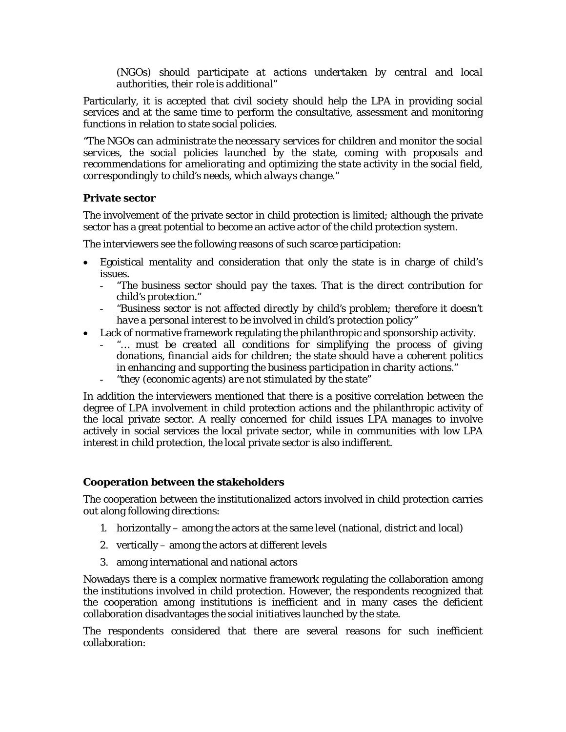*(NGOs) should participate at actions undertaken by central and local authorities, their role is additional"*

Particularly, it is accepted that civil society should help the LPA in providing social services and at the same time to perform the consultative, assessment and monitoring functions in relation to state social policies.

*"The NGOs can administrate the necessary services for children and monitor the social services, the social policies launched by the state, coming with proposals and recommendations for ameliorating and optimizing the state activity in the social field, correspondingly to child's needs, which always change."*

### Private sector

The involvement of the private sector in child protection is limited; although the private sector has a great potential to become an active actor of the child protection system.

The interviewers see the following reasons of such scarce participation:

- Egoistical mentality and consideration that only the state is in charge of child's issues.
  - *"The business sector should pay the taxes. That is the direct contribution for child's protection."*
  - *"Business sector is not affected directly by child's problem; therefore it doesn't have a personal interest to be involved in child's protection policy"*
- Lack of normative framework regulating the philanthropic and sponsorship activity.
  - *"... must be created all conditions for simplifying the process of giving donations, financial aids for children; the state should have a coherent politics in enhancing and supporting the business participation in charity actions."*
  - *"they (economic agents) are not stimulated by the state"*

In addition the interviewers mentioned that there is a positive correlation between the degree of LPA involvement in child protection actions and the philanthropic activity of the local private sector. A really concerned for child issues LPA manages to involve actively in social services the local private sector, while in communities with low LPA interest in child protection, the local private sector is also indifferent.

### Cooperation between the stakeholders

The cooperation between the institutionalized actors involved in child protection carries out along following directions:

1. horizontally – among the actors at the same level (national, district and local)
2. vertically – among the actors at different levels
3. among international and national actors

Nowadays there is a complex normative framework regulating the collaboration among the institutions involved in child protection. However, the respondents recognized that the cooperation among institutions is inefficient and in many cases the deficient collaboration disadvantages the social initiatives launched by the state.

The respondents considered that there are several reasons for such inefficient collaboration: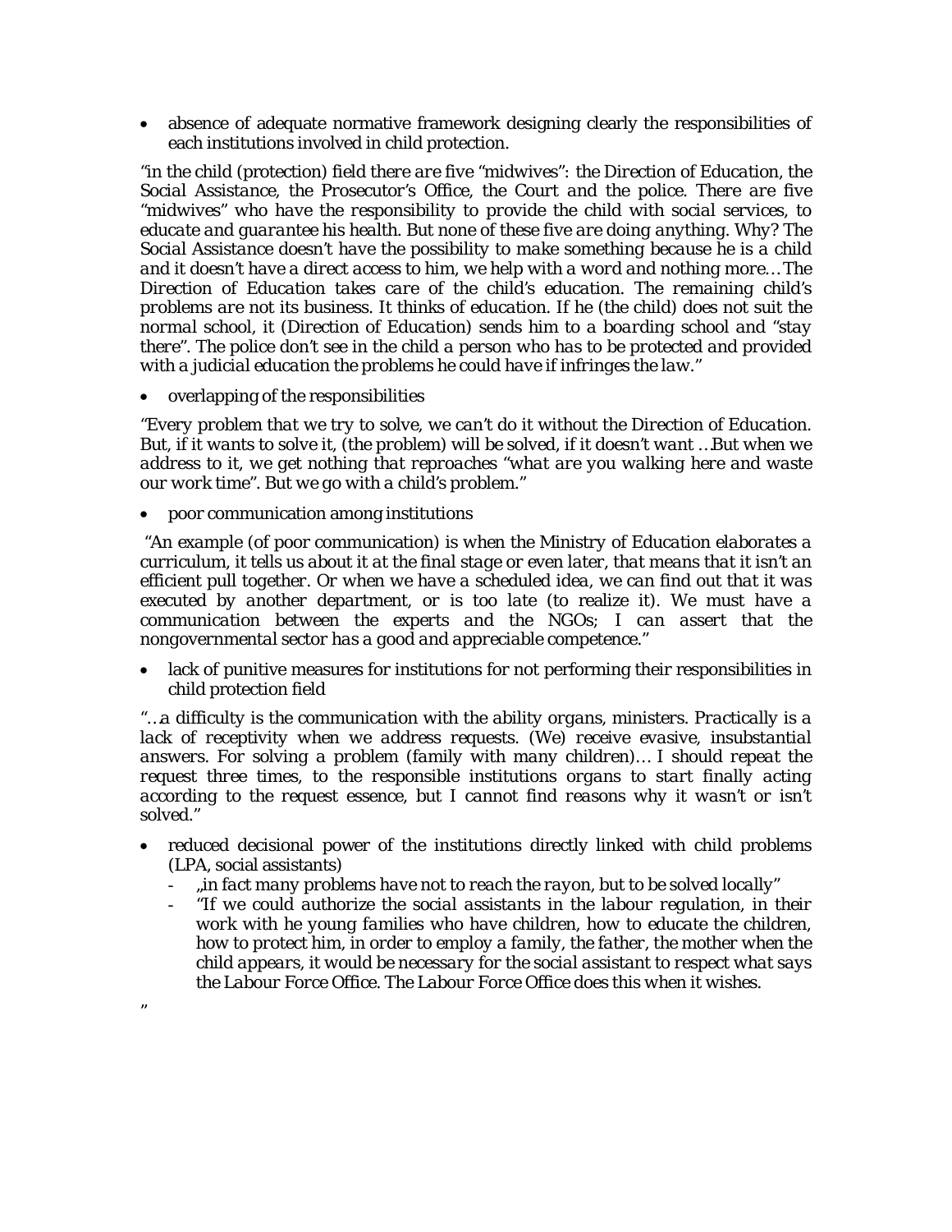- absence of adequate normative framework designing clearly the responsibilities of each institutions involved in child protection.

*"in the child (protection) field there are five "midwives": the Direction of Education, the Social Assistance, the Prosecutor's Office, the Court and the police. There are five "midwives" who have the responsibility to provide the child with social services, to educate and guarantee his health. But none of these five are doing anything. Why? The Social Assistance doesn't have the possibility to make something because he is a child and it doesn't have a direct access to him, we help with a word and nothing more… The Direction of Education takes care of the child's education. The remaining child's problems are not its business. It thinks of education. If he (the child) does not suit the normal school, it (Direction of Education) sends him to a boarding school and "stay there". The police don't see in the child a person who has to be protected and provided with a judicial education the problems he could have if infringes the law."*

- overlapping of the responsibilities

*"Every problem that we try to solve, we can't do it without the Direction of Education. But, if it wants to solve it, (the problem) will be solved, if it doesn't want …But when we address to it, we get nothing that reproaches "what are you walking here and waste our work time". But we go with a child's problem."*

- poor communication among institutions

*"An example (of poor communication) is when the Ministry of Education elaborates a curriculum, it tells us about it at the final stage or even later, that means that it isn't an efficient pull together. Or when we have a scheduled idea, we can find out that it was executed by another department, or is too late (to realize it). We must have a communication between the experts and the NGOs; I can assert that the nongovernmental sector has a good and appreciable competence."*

- lack of punitive measures for institutions for not performing their responsibilities in child protection field

*"…a difficulty is the communication with the ability organs, ministers. Practically is a lack of receptivity when we address requests. (We) receive evasive, insubstantial answers. For solving a problem (family with many children)… I should repeat the request three times, to the responsible institutions organs to start finally acting according to the request essence, but I cannot find reasons why it wasn't or isn't solved."*

- reduced decisional power of the institutions directly linked with child problems (LPA, social assistants)
    - *„in fact many problems have not to reach the rayon, but to be solved locally"*
    - *"If we could authorize the social assistants in the labour regulation, in their work with he young families who have children, how to educate the children, how to protect him, in order to employ a family, the father, the mother when the child appears, it would be necessary for the social assistant to respect what says the Labour Force Office. The Labour Force Office does this when it wishes.*

"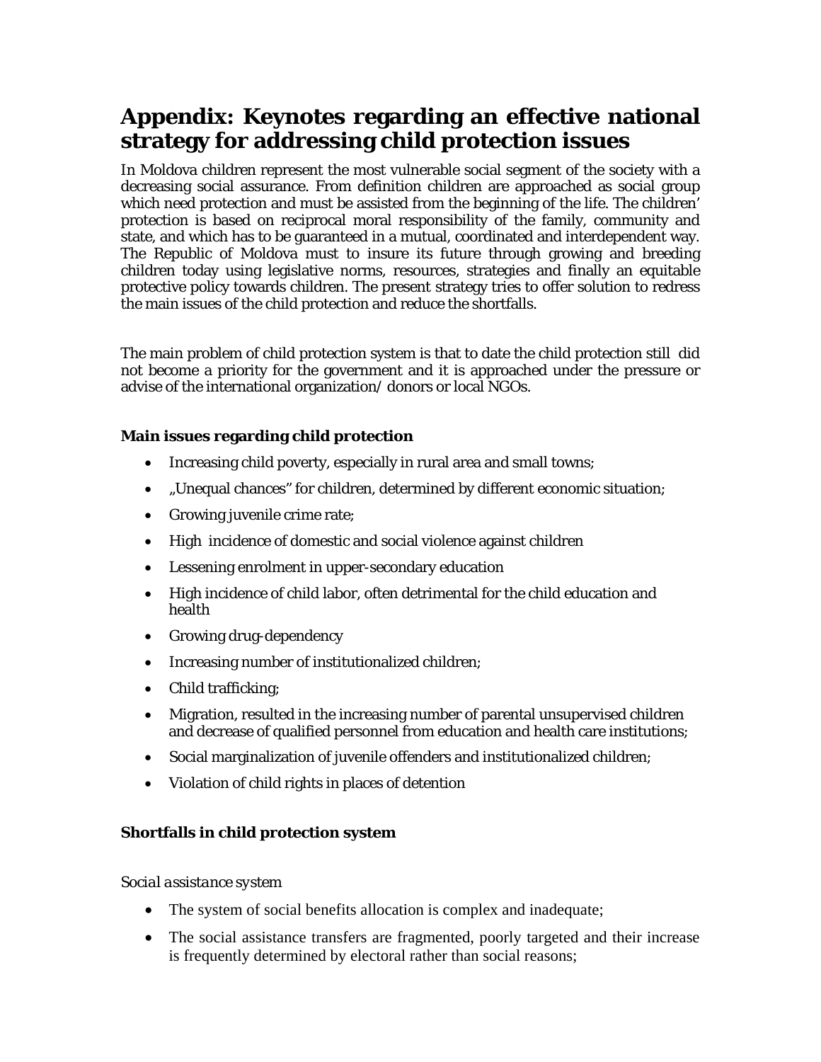# Appendix: Keynotes regarding an effective national strategy for addressing child protection issues

In Moldova children represent the most vulnerable social segment of the society with a decreasing social assurance. From definition children are approached as social group which need protection and must be assisted from the beginning of the life. The children' protection is based on reciprocal moral responsibility of the family, community and state, and which has to be guaranteed in a mutual, coordinated and interdependent way. The Republic of Moldova must to insure its future through growing and breeding children today using legislative norms, resources, strategies and finally an equitable protective policy towards children. The present strategy tries to offer solution to redress the main issues of the child protection and reduce the shortfalls.

The main problem of child protection system is that to date the child protection still did not become a priority for the government and it is approached under the pressure or advise of the international organization/ donors or local NGOs.

**Main issues regarding child protection**

- Increasing child poverty, especially in rural area and small towns;
- „Unequal chances" for children, determined by different economic situation;
- Growing juvenile crime rate;
- High incidence of domestic and social violence against children
- Lessening enrolment in upper-secondary education
- High incidence of child labor, often detrimental for the child education and health
- Growing drug-dependency
- Increasing number of institutionalized children;
- Child trafficking;
- Migration, resulted in the increasing number of parental unsupervised children and decrease of qualified personnel from education and health care institutions;
- Social marginalization of juvenile offenders and institutionalized children;
- Violation of child rights in places of detention

**Shortfalls in child protection system**

*Social assistance system*

- The system of social benefits allocation is complex and inadequate;
- The social assistance transfers are fragmented, poorly targeted and their increase is frequently determined by electoral rather than social reasons;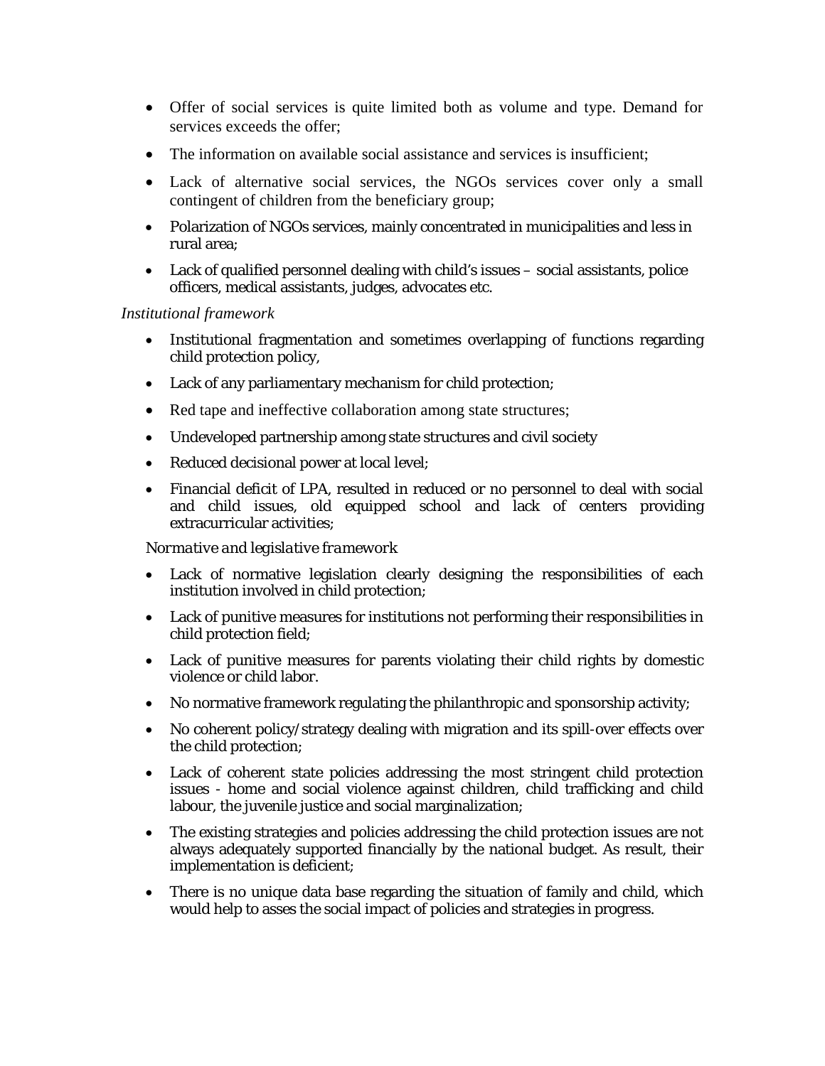- Offer of social services is quite limited both as volume and type. Demand for services exceeds the offer;
- The information on available social assistance and services is insufficient;
- Lack of alternative social services, the NGOs services cover only a small contingent of children from the beneficiary group;
- Polarization of NGOs services, mainly concentrated in municipalities and less in rural area;
- Lack of qualified personnel dealing with child's issues – social assistants, police officers, medical assistants, judges, advocates etc.

*Institutional framework*

- Institutional fragmentation and sometimes overlapping of functions regarding child protection policy,
- Lack of any parliamentary mechanism for child protection;
- Red tape and ineffective collaboration among state structures;
- Undeveloped partnership among state structures and civil society
- Reduced decisional power at local level;
- Financial deficit of LPA, resulted in reduced or no personnel to deal with social and child issues, old equipped school and lack of centers providing extracurricular activities;

*Normative and legislative framework*

- Lack of normative legislation clearly designing the responsibilities of each institution involved in child protection;
- Lack of punitive measures for institutions not performing their responsibilities in child protection field;
- Lack of punitive measures for parents violating their child rights by domestic violence or child labor.
- No normative framework regulating the philanthropic and sponsorship activity;
- No coherent policy/strategy dealing with migration and its spill-over effects over the child protection;
- Lack of coherent state policies addressing the most stringent child protection issues - home and social violence against children, child trafficking and child labour, the juvenile justice and social marginalization;
- The existing strategies and policies addressing the child protection issues are not always adequately supported financially by the national budget. As result, their implementation is deficient;
- There is no unique data base regarding the situation of family and child, which would help to asses the social impact of policies and strategies in progress.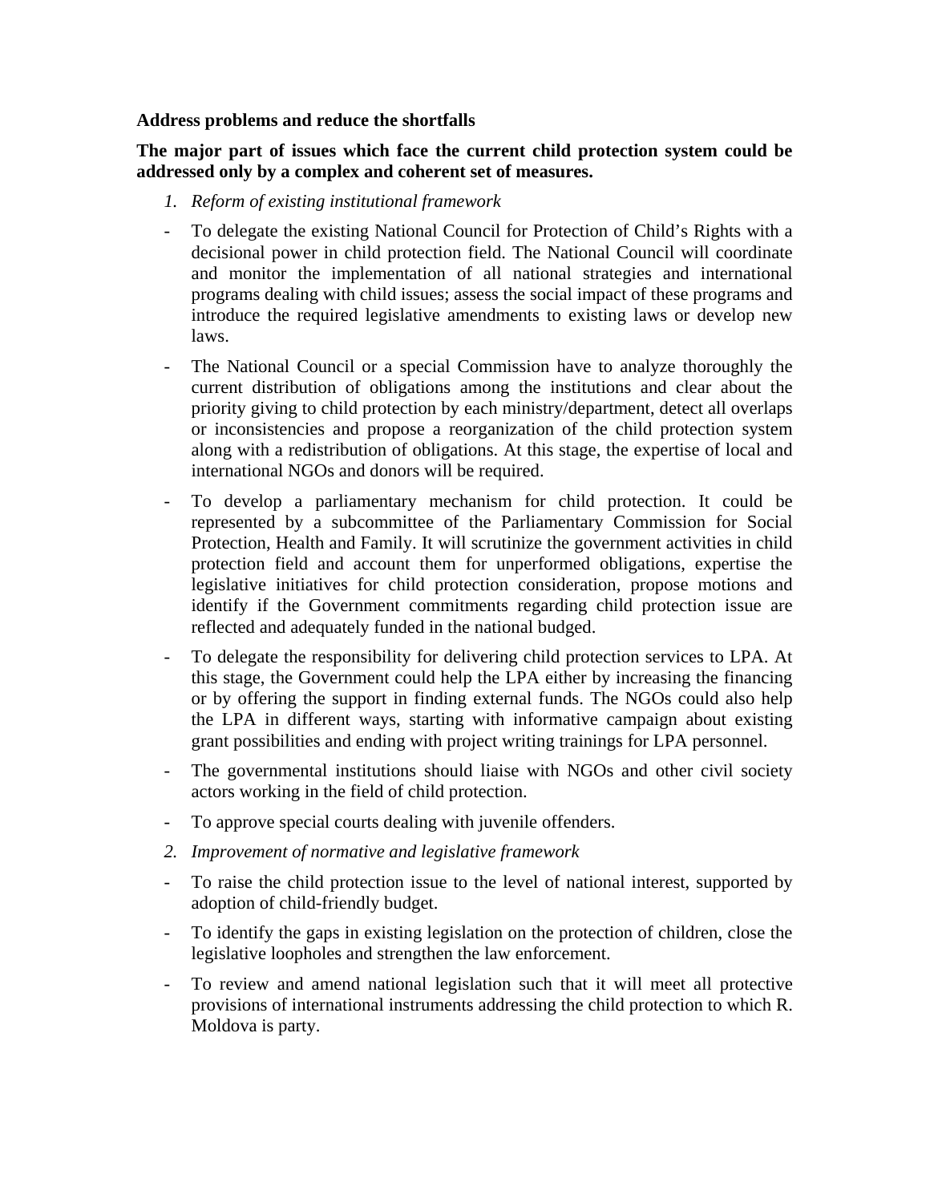**Address problems and reduce the shortfalls**

**The major part of issues which face the current child protection system could be addressed only by a complex and coherent set of measures.**

1. *Reform of existing institutional framework*

- To delegate the existing National Council for Protection of Child's Rights with a decisional power in child protection field. The National Council will coordinate and monitor the implementation of all national strategies and international programs dealing with child issues; assess the social impact of these programs and introduce the required legislative amendments to existing laws or develop new laws.
- The National Council or a special Commission have to analyze thoroughly the current distribution of obligations among the institutions and clear about the priority giving to child protection by each ministry/department, detect all overlaps or inconsistencies and propose a reorganization of the child protection system along with a redistribution of obligations. At this stage, the expertise of local and international NGOs and donors will be required.
- To develop a parliamentary mechanism for child protection. It could be represented by a subcommittee of the Parliamentary Commission for Social Protection, Health and Family. It will scrutinize the government activities in child protection field and account them for unperformed obligations, expertise the legislative initiatives for child protection consideration, propose motions and identify if the Government commitments regarding child protection issue are reflected and adequately funded in the national budged.
- To delegate the responsibility for delivering child protection services to LPA. At this stage, the Government could help the LPA either by increasing the financing or by offering the support in finding external funds. The NGOs could also help the LPA in different ways, starting with informative campaign about existing grant possibilities and ending with project writing trainings for LPA personnel.
- The governmental institutions should liaise with NGOs and other civil society actors working in the field of child protection.
- To approve special courts dealing with juvenile offenders.

2. *Improvement of normative and legislative framework*

- To raise the child protection issue to the level of national interest, supported by adoption of child-friendly budget.
- To identify the gaps in existing legislation on the protection of children, close the legislative loopholes and strengthen the law enforcement.
- To review and amend national legislation such that it will meet all protective provisions of international instruments addressing the child protection to which R. Moldova is party.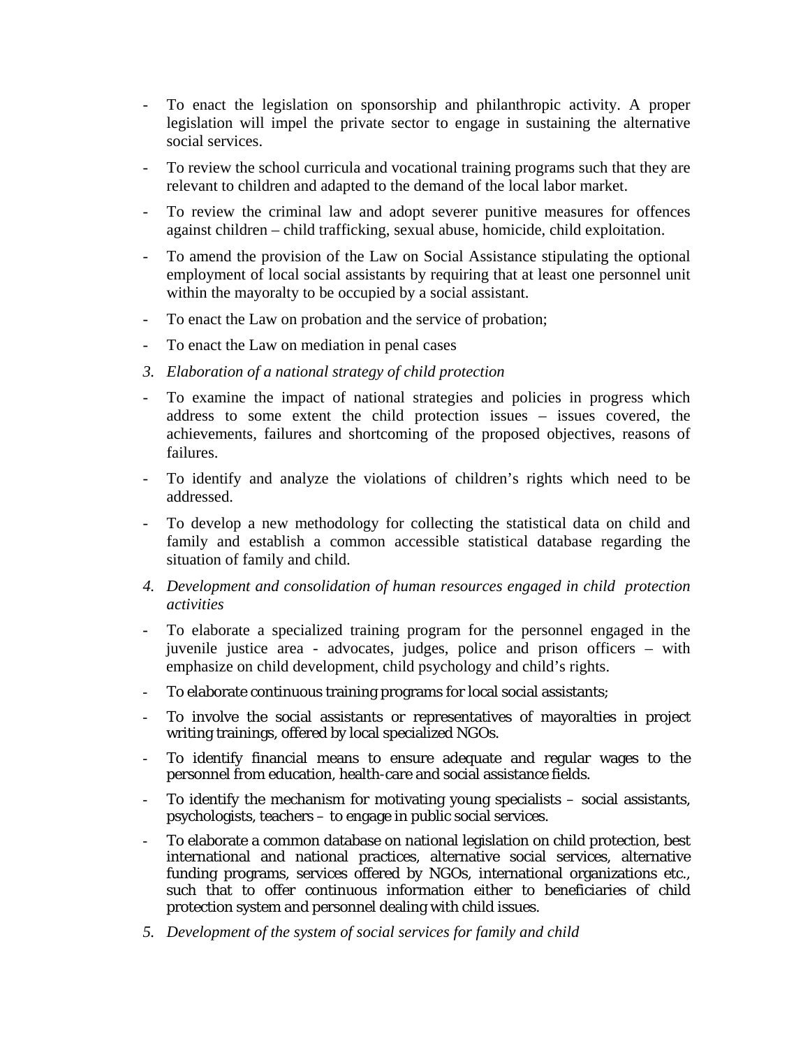- To enact the legislation on sponsorship and philanthropic activity. A proper legislation will impel the private sector to engage in sustaining the alternative social services.
- To review the school curricula and vocational training programs such that they are relevant to children and adapted to the demand of the local labor market.
- To review the criminal law and adopt severer punitive measures for offences against children – child trafficking, sexual abuse, homicide, child exploitation.
- To amend the provision of the Law on Social Assistance stipulating the optional employment of local social assistants by requiring that at least one personnel unit within the mayoralty to be occupied by a social assistant.
- To enact the Law on probation and the service of probation;
- To enact the Law on mediation in penal cases

3. *Elaboration of a national strategy of child protection*

- To examine the impact of national strategies and policies in progress which address to some extent the child protection issues – issues covered, the achievements, failures and shortcoming of the proposed objectives, reasons of failures.
- To identify and analyze the violations of children's rights which need to be addressed.
- To develop a new methodology for collecting the statistical data on child and family and establish a common accessible statistical database regarding the situation of family and child.

4. *Development and consolidation of human resources engaged in child protection activities*

- To elaborate a specialized training program for the personnel engaged in the juvenile justice area - advocates, judges, police and prison officers – with emphasize on child development, child psychology and child's rights.
- To elaborate continuous training programs for local social assistants;
- To involve the social assistants or representatives of mayoralties in project writing trainings, offered by local specialized NGOs.
- To identify financial means to ensure adequate and regular wages to the personnel from education, health-care and social assistance fields.
- To identify the mechanism for motivating young specialists – social assistants, psychologists, teachers – to engage in public social services.
- To elaborate a common database on national legislation on child protection, best international and national practices, alternative social services, alternative funding programs, services offered by NGOs, international organizations etc., such that to offer continuous information either to beneficiaries of child protection system and personnel dealing with child issues.

5. *Development of the system of social services for family and child*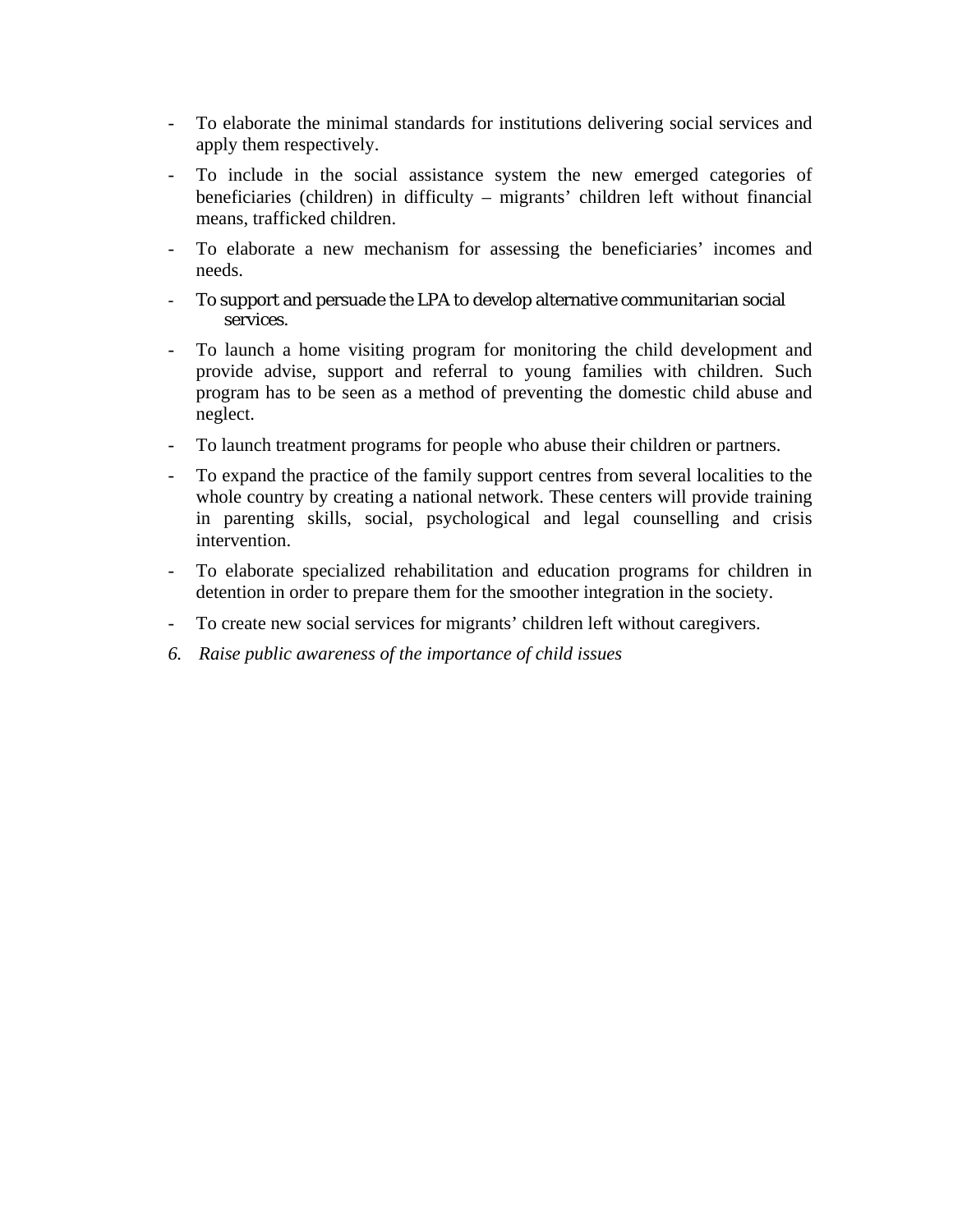- To elaborate the minimal standards for institutions delivering social services and apply them respectively.
- To include in the social assistance system the new emerged categories of beneficiaries (children) in difficulty – migrants' children left without financial means, trafficked children.
- To elaborate a new mechanism for assessing the beneficiaries' incomes and needs.
- To support and persuade the LPA to develop alternative communitarian social services.
- To launch a home visiting program for monitoring the child development and provide advise, support and referral to young families with children. Such program has to be seen as a method of preventing the domestic child abuse and neglect.
- To launch treatment programs for people who abuse their children or partners.
- To expand the practice of the family support centres from several localities to the whole country by creating a national network. These centers will provide training in parenting skills, social, psychological and legal counselling and crisis intervention.
- To elaborate specialized rehabilitation and education programs for children in detention in order to prepare them for the smoother integration in the society.
- To create new social services for migrants' children left without caregivers.

*6. Raise public awareness of the importance of child issues*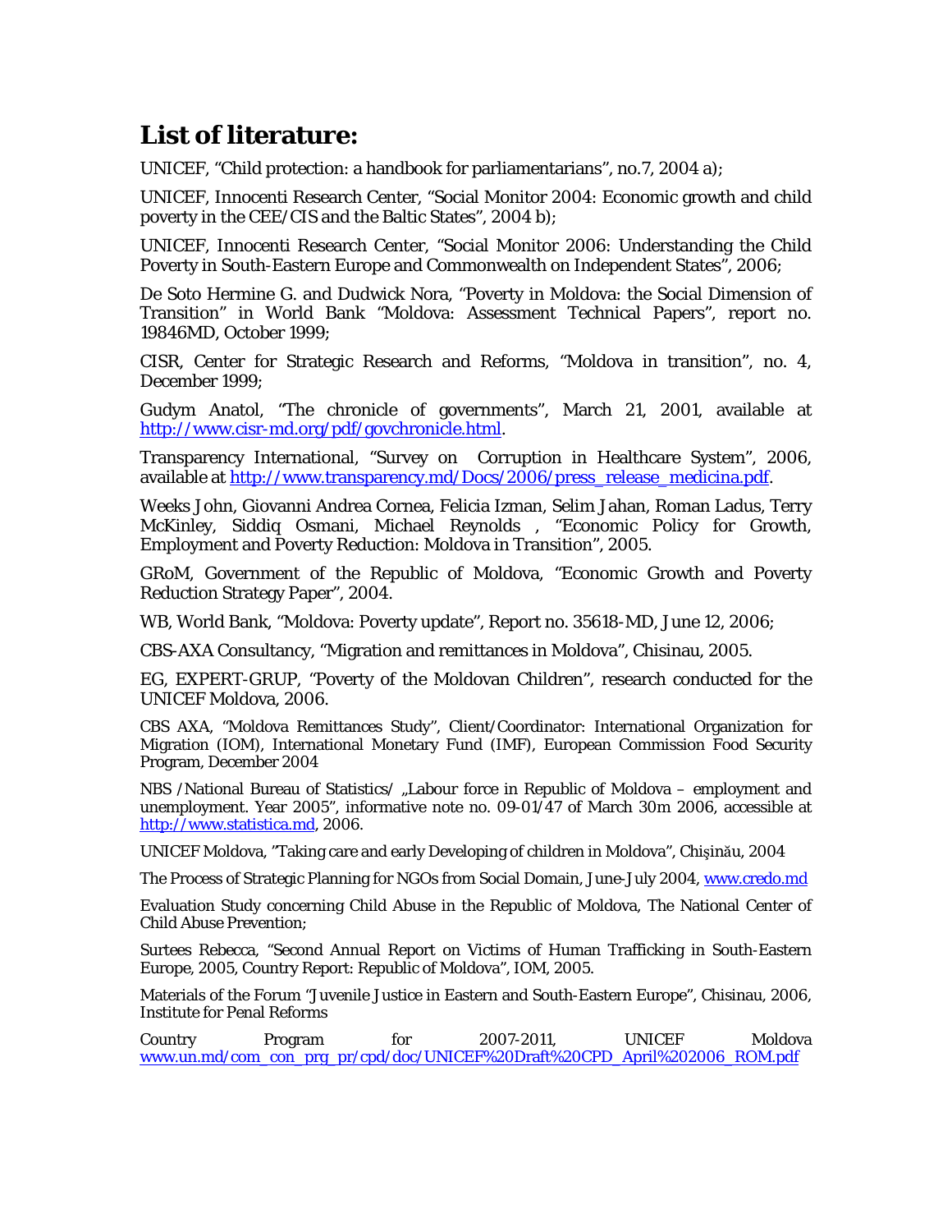## List of literature:

UNICEF, "Child protection: a handbook for parliamentarians", no.7, 2004 a);

UNICEF, Innocenti Research Center, "Social Monitor 2004: Economic growth and child poverty in the CEE/CIS and the Baltic States", 2004 b);

UNICEF, Innocenti Research Center, "Social Monitor 2006: Understanding the Child Poverty in South-Eastern Europe and Commonwealth on Independent States", 2006;

De Soto Hermine G. and Dudwick Nora, "Poverty in Moldova: the Social Dimension of Transition" in World Bank "Moldova: Assessment Technical Papers", report no. 19846MD, October 1999;

CISR, Center for Strategic Research and Reforms, "Moldova in transition", no. 4, December 1999;

Gudym Anatol, "The chronicle of governments", March 21, 2001, available at http://www.cisr-md.org/pdf/govchronicle.html.

Transparency International, "Survey on Corruption in Healthcare System", 2006, available at http://www.transparency.md/Docs/2006/press_release_medicina.pdf.

Weeks John, Giovanni Andrea Cornea, Felicia Izman, Selim Jahan, Roman Ladus, Terry McKinley, Siddiq Osmani, Michael Reynolds , "Economic Policy for Growth, Employment and Poverty Reduction: Moldova in Transition", 2005.

GRoM, Government of the Republic of Moldova, "Economic Growth and Poverty Reduction Strategy Paper", 2004.

WB, World Bank, "Moldova: Poverty update", Report no. 35618-MD, June 12, 2006;

CBS-AXA Consultancy, "Migration and remittances in Moldova", Chisinau, 2005.

EG, EXPERT-GRUP, "Poverty of the Moldovan Children", research conducted for the UNICEF Moldova, 2006.

CBS AXA, "Moldova Remittances Study", Client/Coordinator: International Organization for Migration (IOM), International Monetary Fund (IMF), European Commission Food Security Program, December 2004

NBS /National Bureau of Statistics/ „Labour force in Republic of Moldova – employment and unemployment. Year 2005", informative note no. 09-01/47 of March 30m 2006, accessible at http://www.statistica.md, 2006.

UNICEF Moldova, "Taking care and early Developing of children in Moldova", Chişinău, 2004

The Process of Strategic Planning for NGOs from Social Domain, June-July 2004, www.credo.md

Evaluation Study concerning Child Abuse in the Republic of Moldova, The National Center of Child Abuse Prevention;

Surtees Rebecca, "Second Annual Report on Victims of Human Trafficking in South-Eastern Europe, 2005, Country Report: Republic of Moldova", IOM, 2005.

Materials of the Forum "Juvenile Justice in Eastern and South-Eastern Europe", Chisinau, 2006, Institute for Penal Reforms

Country Program for 2007-2011, UNICEF Moldova www.un.md/com_con_prg_pr/cpd/doc/UNICEF%20Draft%20CPD_April%202006_ROM.pdf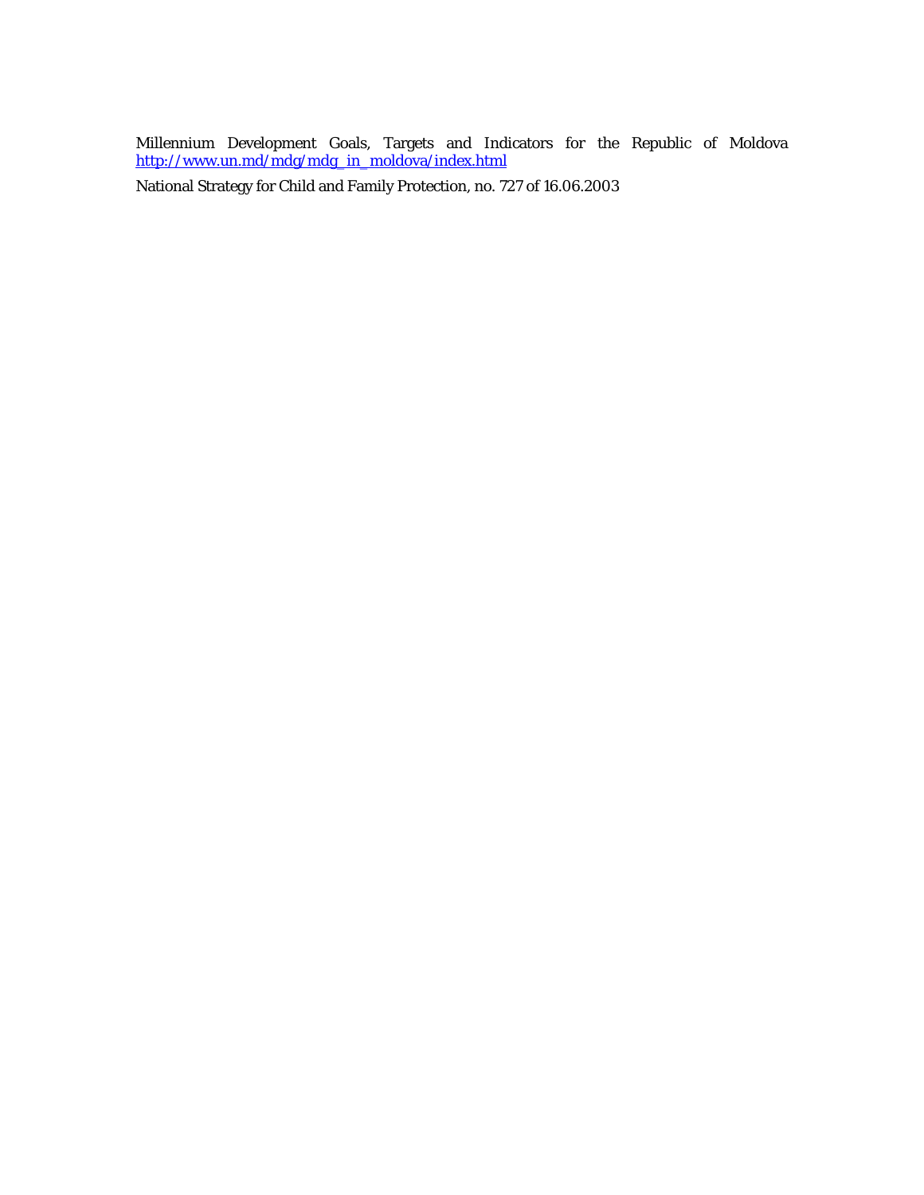Millennium Development Goals, Targets and Indicators for the Republic of Moldova http://www.un.md/mdg/mdg_in_moldova/index.html

National Strategy for Child and Family Protection, no. 727 of 16.06.2003